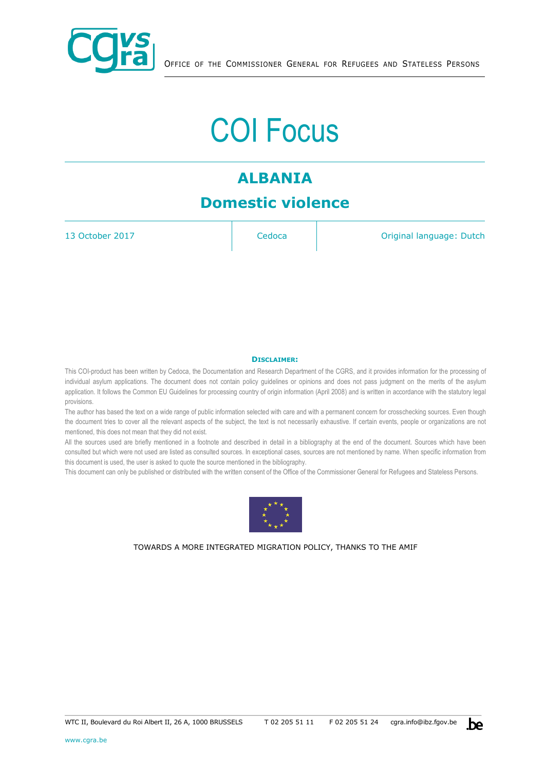OFFICE OF THE COMMISSIONER GENERAL FOR REFUGEES AND STATELESS PERSONS

# COI Focus

## ALBANIA

## Domestic violence

| 13 October 2017 | Cedoca | Original language: Dutch |
|---|---|---|

**DISCLAIMER:**

This COI-product has been written by Cedoca, the Documentation and Research Department of the CGRS, and it provides information for the processing of individual asylum applications. The document does not contain policy guidelines or opinions and does not pass judgment on the merits of the asylum application. It follows the Common EU Guidelines for processing country of origin information (April 2008) and is written in accordance with the statutory legal provisions.

The author has based the text on a wide range of public information selected with care and with a permanent concern for crosschecking sources. Even though the document tries to cover all the relevant aspects of the subject, the text is not necessarily exhaustive. If certain events, people or organizations are not mentioned, this does not mean that they did not exist.

All the sources used are briefly mentioned in a footnote and described in detail in a bibliography at the end of the document. Sources which have been consulted but which were not used are listed as consulted sources. In exceptional cases, sources are not mentioned by name. When specific information from this document is used, the user is asked to quote the source mentioned in the bibliography.

This document can only be published or distributed with the written consent of the Office of the Commissioner General for Refugees and Stateless Persons.

TOWARDS A MORE INTEGRATED MIGRATION POLICY, THANKS TO THE AMIF

WTC II, Boulevard du Roi Albert II, 26 A, 1000 BRUSSELS T 02 205 51 11 F 02 205 51 24 cgra.info@ibz.fgov.be

www.cgra.be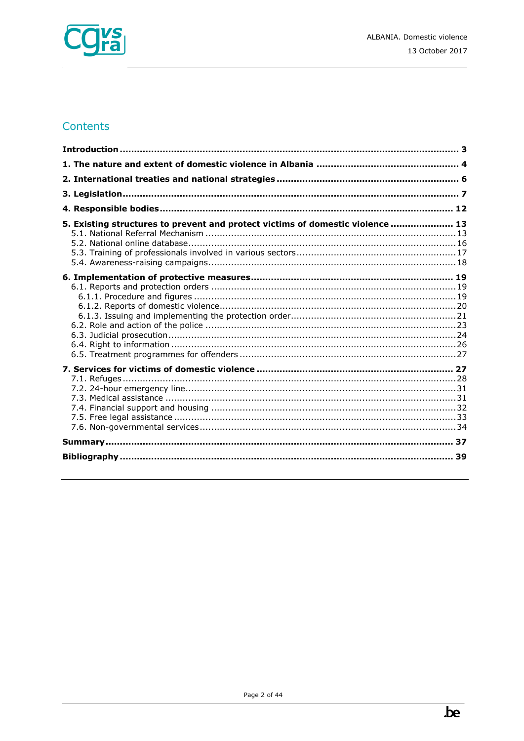## Contents

**Introduction** ..................................................................................................... **3**

**1. The nature and extent of domestic violence in Albania** ..................................... **4**

**2. International treaties and national strategies** ................................................... **6**

**3. Legislation** ....................................................................................................... **7**

**4. Responsible bodies** ......................................................................................... **12**

**5. Existing structures to prevent and protect victims of domestic violence** ............ **13**

- 5.1. National Referral Mechanism ........................................................................ 13
- 5.2. National online database ............................................................................... 16
- 5.3. Training of professionals involved in various sectors ....................................... 17
- 5.4. Awareness-raising campaigns ....................................................................... 18

**6. Implementation of protective measures** ........................................................... **19**

- 6.1. Reports and protection orders ...................................................................... 19
  - 6.1.1. Procedure and figures ............................................................................ 19
  - 6.1.2. Reports of domestic violence .................................................................. 20
  - 6.1.3. Issuing and implementing the protection order .......................................... 21
- 6.2. Role and action of the police ........................................................................ 23
- 6.3. Judicial prosecution ..................................................................................... 24
- 6.4. Right to information ..................................................................................... 26
- 6.5. Treatment programmes for offenders ............................................................ 27

**7. Services for victims of domestic violence** ......................................................... **27**

- 7.1. Refuges ....................................................................................................... 28
- 7.2. 24-hour emergency line ................................................................................ 31
- 7.3. Medical assistance ....................................................................................... 31
- 7.4. Financial support and housing ...................................................................... 32
- 7.5. Free legal assistance .................................................................................... 33
- 7.6. Non-governmental services ........................................................................... 34

**Summary** ......................................................................................................... **37**

**Bibliography** ..................................................................................................... **39**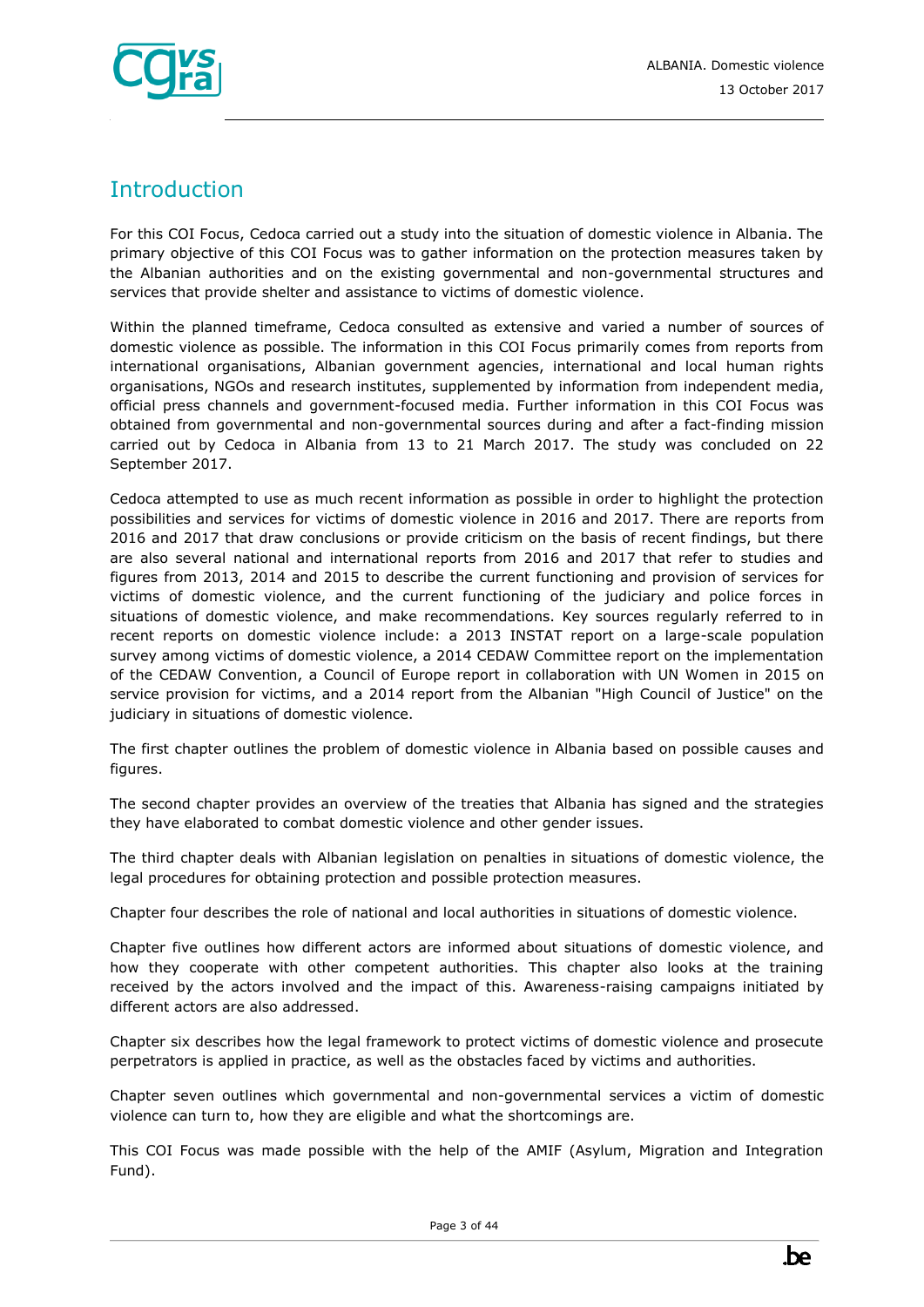# Introduction

For this COI Focus, Cedoca carried out a study into the situation of domestic violence in Albania. The primary objective of this COI Focus was to gather information on the protection measures taken by the Albanian authorities and on the existing governmental and non-governmental structures and services that provide shelter and assistance to victims of domestic violence.

Within the planned timeframe, Cedoca consulted as extensive and varied a number of sources of domestic violence as possible. The information in this COI Focus primarily comes from reports from international organisations, Albanian government agencies, international and local human rights organisations, NGOs and research institutes, supplemented by information from independent media, official press channels and government-focused media. Further information in this COI Focus was obtained from governmental and non-governmental sources during and after a fact-finding mission carried out by Cedoca in Albania from 13 to 21 March 2017. The study was concluded on 22 September 2017.

Cedoca attempted to use as much recent information as possible in order to highlight the protection possibilities and services for victims of domestic violence in 2016 and 2017. There are reports from 2016 and 2017 that draw conclusions or provide criticism on the basis of recent findings, but there are also several national and international reports from 2016 and 2017 that refer to studies and figures from 2013, 2014 and 2015 to describe the current functioning and provision of services for victims of domestic violence, and the current functioning of the judiciary and police forces in situations of domestic violence, and make recommendations. Key sources regularly referred to in recent reports on domestic violence include: a 2013 INSTAT report on a large-scale population survey among victims of domestic violence, a 2014 CEDAW Committee report on the implementation of the CEDAW Convention, a Council of Europe report in collaboration with UN Women in 2015 on service provision for victims, and a 2014 report from the Albanian "High Council of Justice" on the judiciary in situations of domestic violence.

The first chapter outlines the problem of domestic violence in Albania based on possible causes and figures.

The second chapter provides an overview of the treaties that Albania has signed and the strategies they have elaborated to combat domestic violence and other gender issues.

The third chapter deals with Albanian legislation on penalties in situations of domestic violence, the legal procedures for obtaining protection and possible protection measures.

Chapter four describes the role of national and local authorities in situations of domestic violence.

Chapter five outlines how different actors are informed about situations of domestic violence, and how they cooperate with other competent authorities. This chapter also looks at the training received by the actors involved and the impact of this. Awareness-raising campaigns initiated by different actors are also addressed.

Chapter six describes how the legal framework to protect victims of domestic violence and prosecute perpetrators is applied in practice, as well as the obstacles faced by victims and authorities.

Chapter seven outlines which governmental and non-governmental services a victim of domestic violence can turn to, how they are eligible and what the shortcomings are.

This COI Focus was made possible with the help of the AMIF (Asylum, Migration and Integration Fund).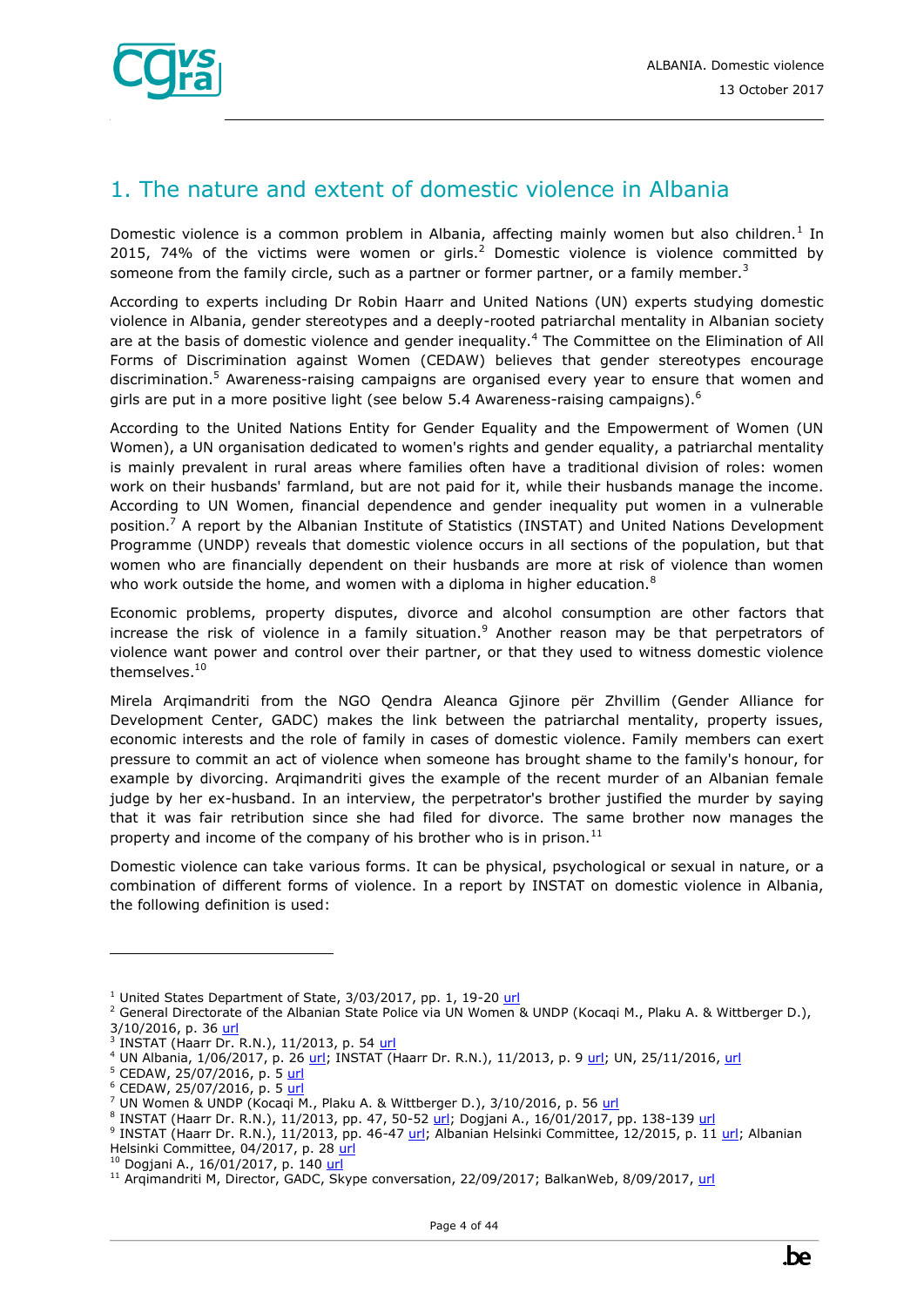# 1. The nature and extent of domestic violence in Albania

Domestic violence is a common problem in Albania, affecting mainly women but also children.[1] In 2015, 74% of the victims were women or girls.[2] Domestic violence is violence committed by someone from the family circle, such as a partner or former partner, or a family member.[3]

According to experts including Dr Robin Haarr and United Nations (UN) experts studying domestic violence in Albania, gender stereotypes and a deeply-rooted patriarchal mentality in Albanian society are at the basis of domestic violence and gender inequality.[4] The Committee on the Elimination of All Forms of Discrimination against Women (CEDAW) believes that gender stereotypes encourage discrimination.[5] Awareness-raising campaigns are organised every year to ensure that women and girls are put in a more positive light (see below 5.4 Awareness-raising campaigns).[6]

According to the United Nations Entity for Gender Equality and the Empowerment of Women (UN Women), a UN organisation dedicated to women's rights and gender equality, a patriarchal mentality is mainly prevalent in rural areas where families often have a traditional division of roles: women work on their husbands' farmland, but are not paid for it, while their husbands manage the income. According to UN Women, financial dependence and gender inequality put women in a vulnerable position.[7] A report by the Albanian Institute of Statistics (INSTAT) and United Nations Development Programme (UNDP) reveals that domestic violence occurs in all sections of the population, but that women who are financially dependent on their husbands are more at risk of violence than women who work outside the home, and women with a diploma in higher education.[8]

Economic problems, property disputes, divorce and alcohol consumption are other factors that increase the risk of violence in a family situation.[9] Another reason may be that perpetrators of violence want power and control over their partner, or that they used to witness domestic violence themselves.[10]

Mirela Arqimandriti from the NGO Qendra Aleanca Gjinore për Zhvillim (Gender Alliance for Development Center, GADC) makes the link between the patriarchal mentality, property issues, economic interests and the role of family in cases of domestic violence. Family members can exert pressure to commit an act of violence when someone has brought shame to the family's honour, for example by divorcing. Arqimandriti gives the example of the recent murder of an Albanian female judge by her ex-husband. In an interview, the perpetrator's brother justified the murder by saying that it was fair retribution since she had filed for divorce. The same brother now manages the property and income of the company of his brother who is in prison.[11]

Domestic violence can take various forms. It can be physical, psychological or sexual in nature, or a combination of different forms of violence. In a report by INSTAT on domestic violence in Albania, the following definition is used:

---

[1] United States Department of State, 3/03/2017, pp. 1, 19-20 url
[2] General Directorate of the Albanian State Police via UN Women & UNDP (Kocaqi M., Plaku A. & Wittberger D.), 3/10/2016, p. 36 url
[3] INSTAT (Haarr Dr. R.N.), 11/2013, p. 54 url
[4] UN Albania, 1/06/2017, p. 26 url; INSTAT (Haarr Dr. R.N.), 11/2013, p. 9 url; UN, 25/11/2016, url
[5] CEDAW, 25/07/2016, p. 5 url
[6] CEDAW, 25/07/2016, p. 5 url
[7] UN Women & UNDP (Kocaqi M., Plaku A. & Wittberger D.), 3/10/2016, p. 56 url
[8] INSTAT (Haarr Dr. R.N.), 11/2013, pp. 47, 50-52 url; Dogjani A., 16/01/2017, pp. 138-139 url
[9] INSTAT (Haarr Dr. R.N.), 11/2013, pp. 46-47 url; Albanian Helsinki Committee, 12/2015, p. 11 url; Albanian Helsinki Committee, 04/2017, p. 28 url
[10] Dogjani A., 16/01/2017, p. 140 url
[11] Arqimandriti M, Director, GADC, Skype conversation, 22/09/2017; BalkanWeb, 8/09/2017, url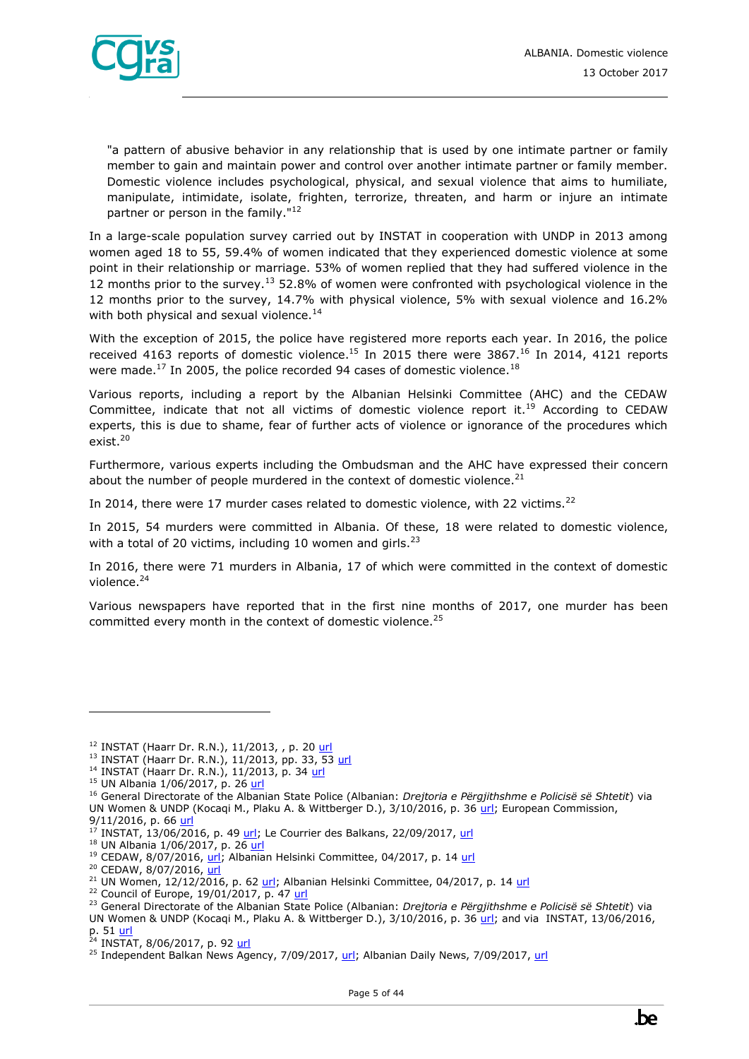"a pattern of abusive behavior in any relationship that is used by one intimate partner or family member to gain and maintain power and control over another intimate partner or family member. Domestic violence includes psychological, physical, and sexual violence that aims to humiliate, manipulate, intimidate, isolate, frighten, terrorize, threaten, and harm or injure an intimate partner or person in the family."[12]

In a large-scale population survey carried out by INSTAT in cooperation with UNDP in 2013 among women aged 18 to 55, 59.4% of women indicated that they experienced domestic violence at some point in their relationship or marriage. 53% of women replied that they had suffered violence in the 12 months prior to the survey.[13] 52.8% of women were confronted with psychological violence in the 12 months prior to the survey, 14.7% with physical violence, 5% with sexual violence and 16.2% with both physical and sexual violence.[14]

With the exception of 2015, the police have registered more reports each year. In 2016, the police received 4163 reports of domestic violence.[15] In 2015 there were 3867.[16] In 2014, 4121 reports were made.[17] In 2005, the police recorded 94 cases of domestic violence.[18]

Various reports, including a report by the Albanian Helsinki Committee (AHC) and the CEDAW Committee, indicate that not all victims of domestic violence report it.[19] According to CEDAW experts, this is due to shame, fear of further acts of violence or ignorance of the procedures which exist.[20]

Furthermore, various experts including the Ombudsman and the AHC have expressed their concern about the number of people murdered in the context of domestic violence.[21]

In 2014, there were 17 murder cases related to domestic violence, with 22 victims.[22]

In 2015, 54 murders were committed in Albania. Of these, 18 were related to domestic violence, with a total of 20 victims, including 10 women and girls.[23]

In 2016, there were 71 murders in Albania, 17 of which were committed in the context of domestic violence.[24]

Various newspapers have reported that in the first nine months of 2017, one murder has been committed every month in the context of domestic violence.[25]

---

[12] INSTAT (Haarr Dr. R.N.), 11/2013, , p. 20 url
[13] INSTAT (Haarr Dr. R.N.), 11/2013, pp. 33, 53 url
[14] INSTAT (Haarr Dr. R.N.), 11/2013, p. 34 url
[15] UN Albania 1/06/2017, p. 26 url
[16] General Directorate of the Albanian State Police (Albanian: *Drejtoria e Përgjithshme e Policisë së Shtetit*) via UN Women & UNDP (Kocaqi M., Plaku A. & Wittberger D.), 3/10/2016, p. 36 url; European Commission, 9/11/2016, p. 66 url
[17] INSTAT, 13/06/2016, p. 49 url; Le Courrier des Balkans, 22/09/2017, url
[18] UN Albania 1/06/2017, p. 26 url
[19] CEDAW, 8/07/2016, url; Albanian Helsinki Committee, 04/2017, p. 14 url
[20] CEDAW, 8/07/2016, url
[21] UN Women, 12/12/2016, p. 62 url; Albanian Helsinki Committee, 04/2017, p. 14 url
[22] Council of Europe, 19/01/2017, p. 47 url
[23] General Directorate of the Albanian State Police (Albanian: *Drejtoria e Përgjithshme e Policisë së Shtetit*) via UN Women & UNDP (Kocaqi M., Plaku A. & Wittberger D.), 3/10/2016, p. 36 url; and via INSTAT, 13/06/2016, p. 51 url
[24] INSTAT, 8/06/2017, p. 92 url
[25] Independent Balkan News Agency, 7/09/2017, url; Albanian Daily News, 7/09/2017, url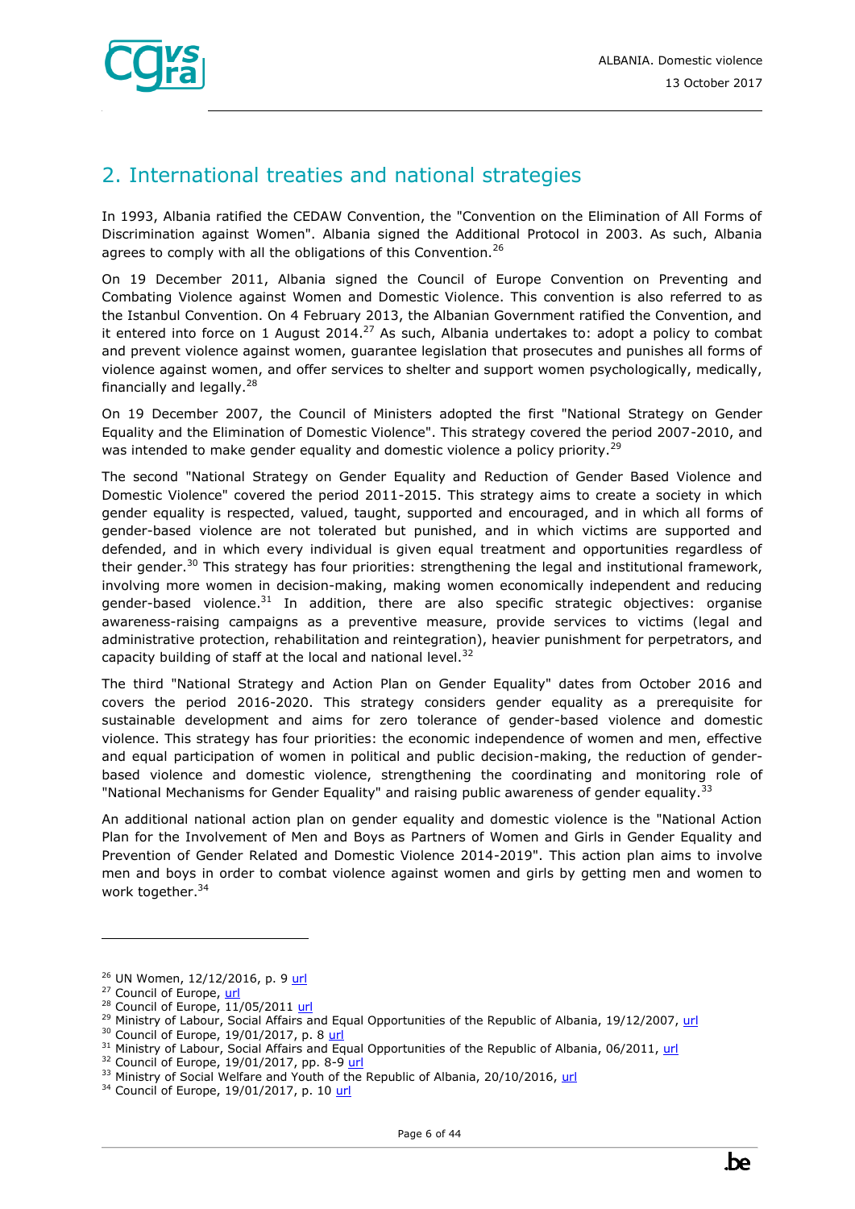## 2. International treaties and national strategies

In 1993, Albania ratified the CEDAW Convention, the "Convention on the Elimination of All Forms of Discrimination against Women". Albania signed the Additional Protocol in 2003. As such, Albania agrees to comply with all the obligations of this Convention.[26]

On 19 December 2011, Albania signed the Council of Europe Convention on Preventing and Combating Violence against Women and Domestic Violence. This convention is also referred to as the Istanbul Convention. On 4 February 2013, the Albanian Government ratified the Convention, and it entered into force on 1 August 2014.[27] As such, Albania undertakes to: adopt a policy to combat and prevent violence against women, guarantee legislation that prosecutes and punishes all forms of violence against women, and offer services to shelter and support women psychologically, medically, financially and legally.[28]

On 19 December 2007, the Council of Ministers adopted the first "National Strategy on Gender Equality and the Elimination of Domestic Violence". This strategy covered the period 2007-2010, and was intended to make gender equality and domestic violence a policy priority.[29]

The second "National Strategy on Gender Equality and Reduction of Gender Based Violence and Domestic Violence" covered the period 2011-2015. This strategy aims to create a society in which gender equality is respected, valued, taught, supported and encouraged, and in which all forms of gender-based violence are not tolerated but punished, and in which victims are supported and defended, and in which every individual is given equal treatment and opportunities regardless of their gender.[30] This strategy has four priorities: strengthening the legal and institutional framework, involving more women in decision-making, making women economically independent and reducing gender-based violence.[31] In addition, there are also specific strategic objectives: organise awareness-raising campaigns as a preventive measure, provide services to victims (legal and administrative protection, rehabilitation and reintegration), heavier punishment for perpetrators, and capacity building of staff at the local and national level.[32]

The third "National Strategy and Action Plan on Gender Equality" dates from October 2016 and covers the period 2016-2020. This strategy considers gender equality as a prerequisite for sustainable development and aims for zero tolerance of gender-based violence and domestic violence. This strategy has four priorities: the economic independence of women and men, effective and equal participation of women in political and public decision-making, the reduction of gender-based violence and domestic violence, strengthening the coordinating and monitoring role of "National Mechanisms for Gender Equality" and raising public awareness of gender equality.[33]

An additional national action plan on gender equality and domestic violence is the "National Action Plan for the Involvement of Men and Boys as Partners of Women and Girls in Gender Equality and Prevention of Gender Related and Domestic Violence 2014-2019". This action plan aims to involve men and boys in order to combat violence against women and girls by getting men and women to work together.[34]

---

[26] UN Women, 12/12/2016, p. 9 url
[27] Council of Europe, url
[28] Council of Europe, 11/05/2011 url
[29] Ministry of Labour, Social Affairs and Equal Opportunities of the Republic of Albania, 19/12/2007, url
[30] Council of Europe, 19/01/2017, p. 8 url
[31] Ministry of Labour, Social Affairs and Equal Opportunities of the Republic of Albania, 06/2011, url
[32] Council of Europe, 19/01/2017, pp. 8-9 url
[33] Ministry of Social Welfare and Youth of the Republic of Albania, 20/10/2016, url
[34] Council of Europe, 19/01/2017, p. 10 url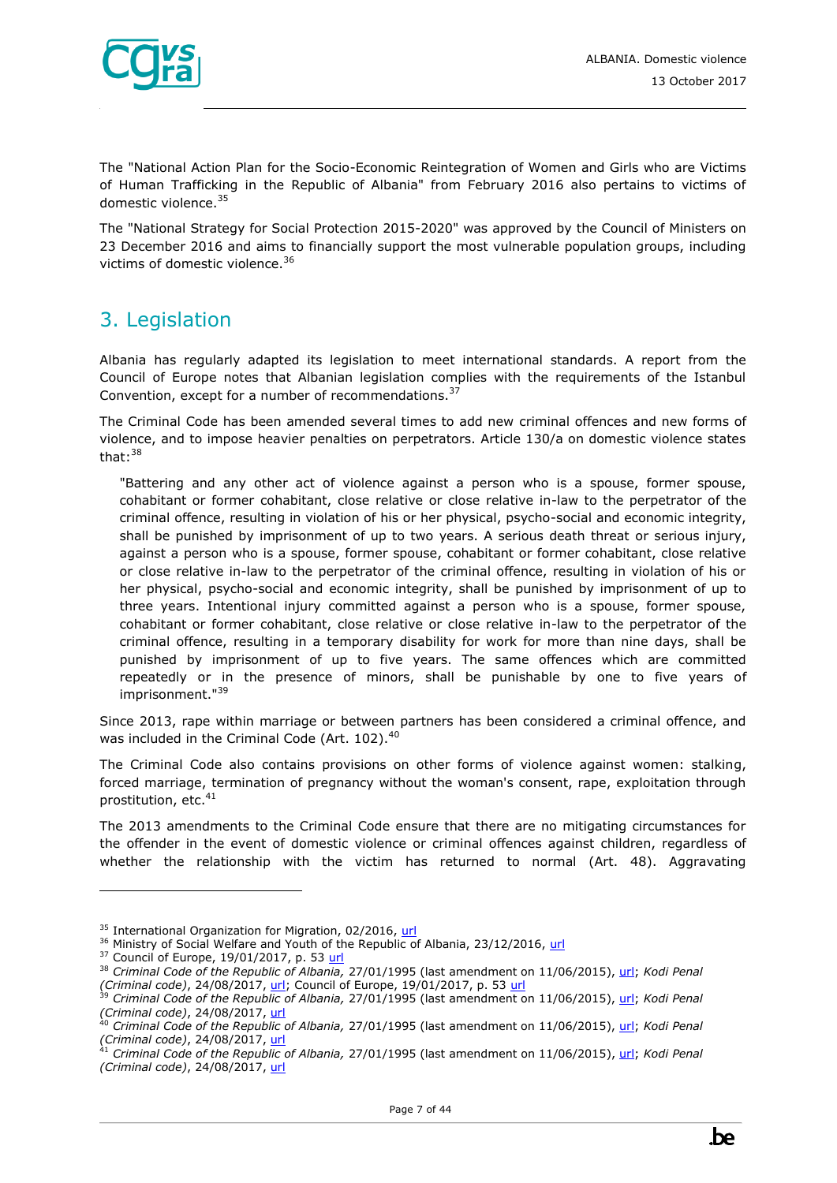The "National Action Plan for the Socio-Economic Reintegration of Women and Girls who are Victims of Human Trafficking in the Republic of Albania" from February 2016 also pertains to victims of domestic violence.[35]

The "National Strategy for Social Protection 2015-2020" was approved by the Council of Ministers on 23 December 2016 and aims to financially support the most vulnerable population groups, including victims of domestic violence.[36]

## 3. Legislation

Albania has regularly adapted its legislation to meet international standards. A report from the Council of Europe notes that Albanian legislation complies with the requirements of the Istanbul Convention, except for a number of recommendations.[37]

The Criminal Code has been amended several times to add new criminal offences and new forms of violence, and to impose heavier penalties on perpetrators. Article 130/a on domestic violence states that:[38]

> "Battering and any other act of violence against a person who is a spouse, former spouse, cohabitant or former cohabitant, close relative or close relative in-law to the perpetrator of the criminal offence, resulting in violation of his or her physical, psycho-social and economic integrity, shall be punished by imprisonment of up to two years. A serious death threat or serious injury, against a person who is a spouse, former spouse, cohabitant or former cohabitant, close relative or close relative in-law to the perpetrator of the criminal offence, resulting in violation of his or her physical, psycho-social and economic integrity, shall be punished by imprisonment of up to three years. Intentional injury committed against a person who is a spouse, former spouse, cohabitant or former cohabitant, close relative or close relative in-law to the perpetrator of the criminal offence, resulting in a temporary disability for work for more than nine days, shall be punished by imprisonment of up to five years. The same offences which are committed repeatedly or in the presence of minors, shall be punishable by one to five years of imprisonment."[39]

Since 2013, rape within marriage or between partners has been considered a criminal offence, and was included in the Criminal Code (Art. 102).[40]

The Criminal Code also contains provisions on other forms of violence against women: stalking, forced marriage, termination of pregnancy without the woman's consent, rape, exploitation through prostitution, etc.[41]

The 2013 amendments to the Criminal Code ensure that there are no mitigating circumstances for the offender in the event of domestic violence or criminal offences against children, regardless of whether the relationship with the victim has returned to normal (Art. 48). Aggravating

---

[35] International Organization for Migration, 02/2016, url

[36] Ministry of Social Welfare and Youth of the Republic of Albania, 23/12/2016, url

[37] Council of Europe, 19/01/2017, p. 53 url

[38] *Criminal Code of the Republic of Albania,* 27/01/1995 (last amendment on 11/06/2015), url; *Kodi Penal (Criminal code)*, 24/08/2017, url; Council of Europe, 19/01/2017, p. 53 url

[39] *Criminal Code of the Republic of Albania,* 27/01/1995 (last amendment on 11/06/2015), url; *Kodi Penal (Criminal code)*, 24/08/2017, url

[40] *Criminal Code of the Republic of Albania,* 27/01/1995 (last amendment on 11/06/2015), url; *Kodi Penal (Criminal code)*, 24/08/2017, url

[41] *Criminal Code of the Republic of Albania,* 27/01/1995 (last amendment on 11/06/2015), url; *Kodi Penal (Criminal code)*, 24/08/2017, url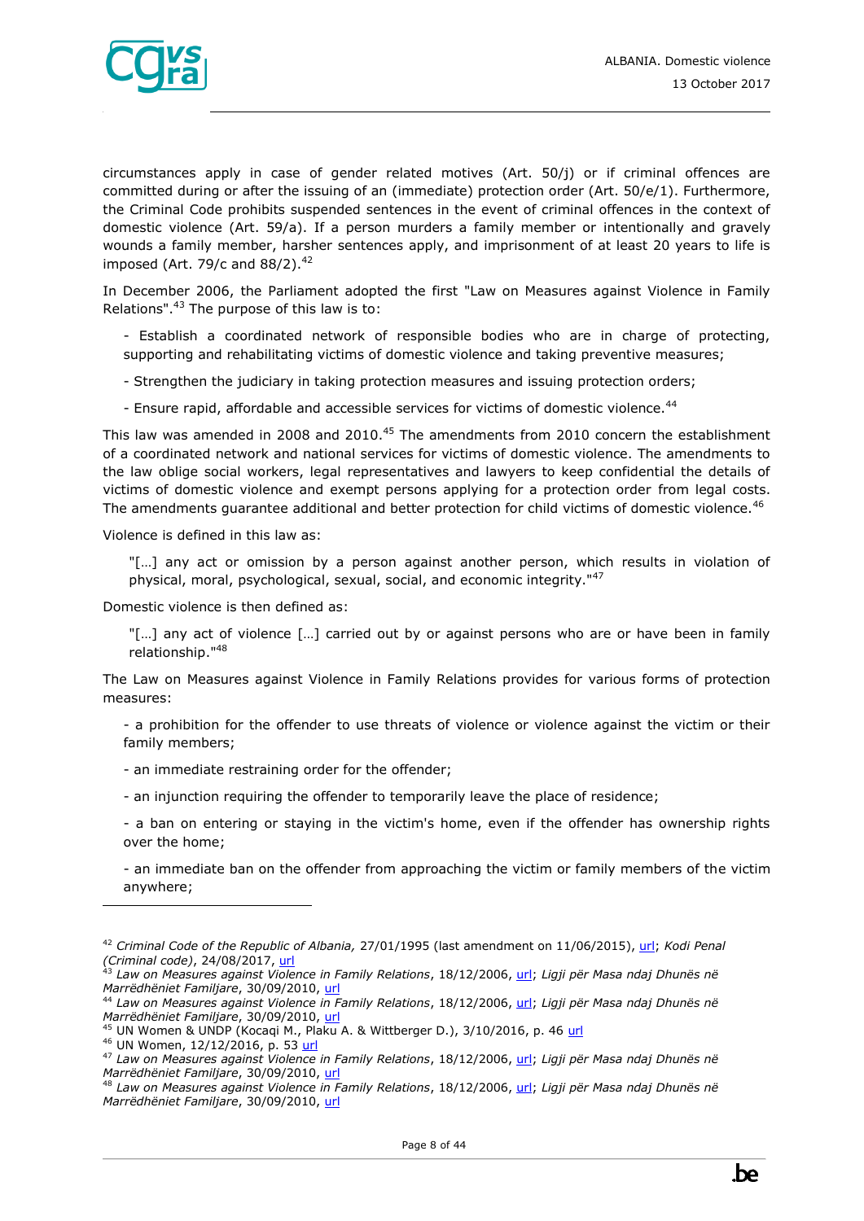circumstances apply in case of gender related motives (Art. 50/j) or if criminal offences are committed during or after the issuing of an (immediate) protection order (Art. 50/e/1). Furthermore, the Criminal Code prohibits suspended sentences in the event of criminal offences in the context of domestic violence (Art. 59/a). If a person murders a family member or intentionally and gravely wounds a family member, harsher sentences apply, and imprisonment of at least 20 years to life is imposed (Art. 79/c and 88/2).[42]

In December 2006, the Parliament adopted the first "Law on Measures against Violence in Family Relations".[43] The purpose of this law is to:

- Establish a coordinated network of responsible bodies who are in charge of protecting, supporting and rehabilitating victims of domestic violence and taking preventive measures;
- Strengthen the judiciary in taking protection measures and issuing protection orders;
- Ensure rapid, affordable and accessible services for victims of domestic violence.[44]

This law was amended in 2008 and 2010.[45] The amendments from 2010 concern the establishment of a coordinated network and national services for victims of domestic violence. The amendments to the law oblige social workers, legal representatives and lawyers to keep confidential the details of victims of domestic violence and exempt persons applying for a protection order from legal costs. The amendments guarantee additional and better protection for child victims of domestic violence.[46]

Violence is defined in this law as:

> "[…] any act or omission by a person against another person, which results in violation of physical, moral, psychological, sexual, social, and economic integrity."[47]

Domestic violence is then defined as:

> "[…] any act of violence […] carried out by or against persons who are or have been in family relationship."[48]

The Law on Measures against Violence in Family Relations provides for various forms of protection measures:

- a prohibition for the offender to use threats of violence or violence against the victim or their family members;
- an immediate restraining order for the offender;
- an injunction requiring the offender to temporarily leave the place of residence;
- a ban on entering or staying in the victim's home, even if the offender has ownership rights over the home;
- an immediate ban on the offender from approaching the victim or family members of the victim anywhere;

---

[42] *Criminal Code of the Republic of Albania,* 27/01/1995 (last amendment on 11/06/2015), url; *Kodi Penal (Criminal code)*, 24/08/2017, url

[43] *Law on Measures against Violence in Family Relations*, 18/12/2006, url; *Ligji për Masa ndaj Dhunës në Marrëdhëniet Familjare*, 30/09/2010, url

[44] *Law on Measures against Violence in Family Relations*, 18/12/2006, url; *Ligji për Masa ndaj Dhunës në Marrëdhëniet Familjare*, 30/09/2010, url

[45] UN Women & UNDP (Kocaqi M., Plaku A. & Wittberger D.), 3/10/2016, p. 46 url

[46] UN Women, 12/12/2016, p. 53 url

[47] *Law on Measures against Violence in Family Relations*, 18/12/2006, url; *Ligji për Masa ndaj Dhunës në Marrëdhëniet Familjare*, 30/09/2010, url

[48] *Law on Measures against Violence in Family Relations*, 18/12/2006, url; *Ligji për Masa ndaj Dhunës në Marrëdhëniet Familjare*, 30/09/2010, url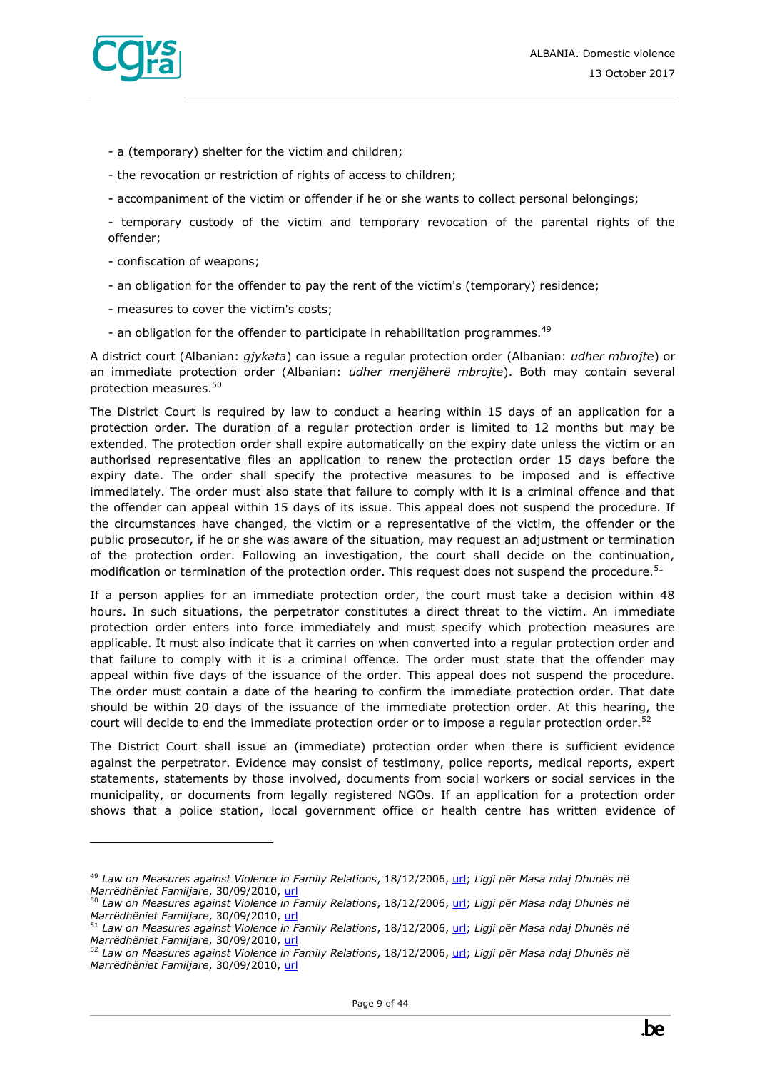- a (temporary) shelter for the victim and children;

- the revocation or restriction of rights of access to children;

- accompaniment of the victim or offender if he or she wants to collect personal belongings;

- temporary custody of the victim and temporary revocation of the parental rights of the offender;

- confiscation of weapons;

- an obligation for the offender to pay the rent of the victim's (temporary) residence;

- measures to cover the victim's costs;

- an obligation for the offender to participate in rehabilitation programmes.[49]

A district court (Albanian: *gjykata*) can issue a regular protection order (Albanian: *udher mbrojte*) or an immediate protection order (Albanian: *udher menjëherë mbrojte*). Both may contain several protection measures.[50]

The District Court is required by law to conduct a hearing within 15 days of an application for a protection order. The duration of a regular protection order is limited to 12 months but may be extended. The protection order shall expire automatically on the expiry date unless the victim or an authorised representative files an application to renew the protection order 15 days before the expiry date. The order shall specify the protective measures to be imposed and is effective immediately. The order must also state that failure to comply with it is a criminal offence and that the offender can appeal within 15 days of its issue. This appeal does not suspend the procedure. If the circumstances have changed, the victim or a representative of the victim, the offender or the public prosecutor, if he or she was aware of the situation, may request an adjustment or termination of the protection order. Following an investigation, the court shall decide on the continuation, modification or termination of the protection order. This request does not suspend the procedure.[51]

If a person applies for an immediate protection order, the court must take a decision within 48 hours. In such situations, the perpetrator constitutes a direct threat to the victim. An immediate protection order enters into force immediately and must specify which protection measures are applicable. It must also indicate that it carries on when converted into a regular protection order and that failure to comply with it is a criminal offence. The order must state that the offender may appeal within five days of the issuance of the order. This appeal does not suspend the procedure. The order must contain a date of the hearing to confirm the immediate protection order. That date should be within 20 days of the issuance of the immediate protection order. At this hearing, the court will decide to end the immediate protection order or to impose a regular protection order.[52]

The District Court shall issue an (immediate) protection order when there is sufficient evidence against the perpetrator. Evidence may consist of testimony, police reports, medical reports, expert statements, statements by those involved, documents from social workers or social services in the municipality, or documents from legally registered NGOs. If an application for a protection order shows that a police station, local government office or health centre has written evidence of

---

[49] *Law on Measures against Violence in Family Relations*, 18/12/2006, url; *Ligji për Masa ndaj Dhunës në Marrëdhëniet Familjare*, 30/09/2010, url

[50] *Law on Measures against Violence in Family Relations*, 18/12/2006, url; *Ligji për Masa ndaj Dhunës në Marrëdhëniet Familjare*, 30/09/2010, url

[51] *Law on Measures against Violence in Family Relations*, 18/12/2006, url; *Ligji për Masa ndaj Dhunës në Marrëdhëniet Familjare*, 30/09/2010, url

[52] *Law on Measures against Violence in Family Relations*, 18/12/2006, url; *Ligji për Masa ndaj Dhunës në Marrëdhëniet Familjare*, 30/09/2010, url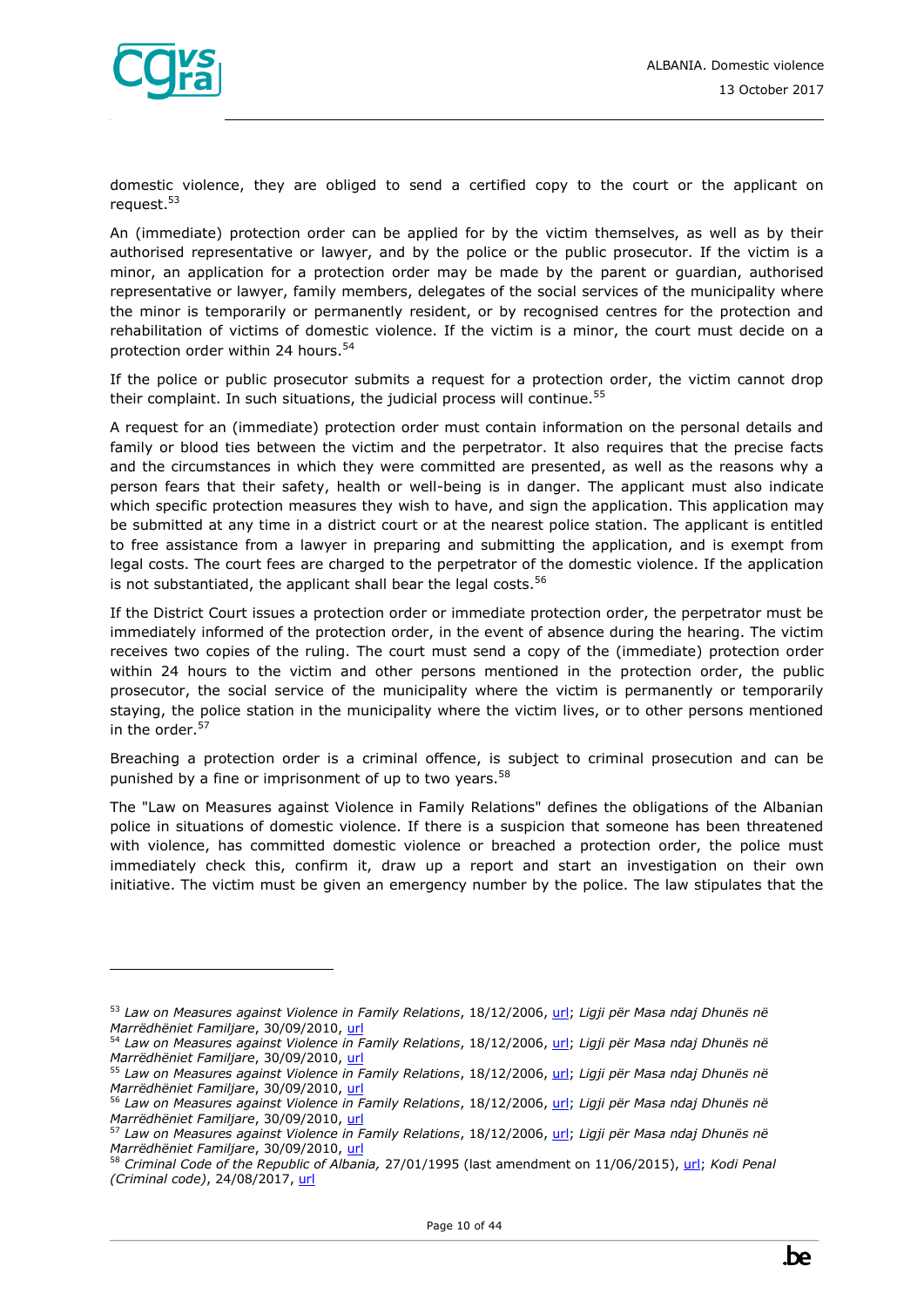domestic violence, they are obliged to send a certified copy to the court or the applicant on request.[53]

An (immediate) protection order can be applied for by the victim themselves, as well as by their authorised representative or lawyer, and by the police or the public prosecutor. If the victim is a minor, an application for a protection order may be made by the parent or guardian, authorised representative or lawyer, family members, delegates of the social services of the municipality where the minor is temporarily or permanently resident, or by recognised centres for the protection and rehabilitation of victims of domestic violence. If the victim is a minor, the court must decide on a protection order within 24 hours.[54]

If the police or public prosecutor submits a request for a protection order, the victim cannot drop their complaint. In such situations, the judicial process will continue.[55]

A request for an (immediate) protection order must contain information on the personal details and family or blood ties between the victim and the perpetrator. It also requires that the precise facts and the circumstances in which they were committed are presented, as well as the reasons why a person fears that their safety, health or well-being is in danger. The applicant must also indicate which specific protection measures they wish to have, and sign the application. This application may be submitted at any time in a district court or at the nearest police station. The applicant is entitled to free assistance from a lawyer in preparing and submitting the application, and is exempt from legal costs. The court fees are charged to the perpetrator of the domestic violence. If the application is not substantiated, the applicant shall bear the legal costs.[56]

If the District Court issues a protection order or immediate protection order, the perpetrator must be immediately informed of the protection order, in the event of absence during the hearing. The victim receives two copies of the ruling. The court must send a copy of the (immediate) protection order within 24 hours to the victim and other persons mentioned in the protection order, the public prosecutor, the social service of the municipality where the victim is permanently or temporarily staying, the police station in the municipality where the victim lives, or to other persons mentioned in the order.[57]

Breaching a protection order is a criminal offence, is subject to criminal prosecution and can be punished by a fine or imprisonment of up to two years.[58]

The "Law on Measures against Violence in Family Relations" defines the obligations of the Albanian police in situations of domestic violence. If there is a suspicion that someone has been threatened with violence, has committed domestic violence or breached a protection order, the police must immediately check this, confirm it, draw up a report and start an investigation on their own initiative. The victim must be given an emergency number by the police. The law stipulates that the

---

[53] *Law on Measures against Violence in Family Relations*, 18/12/2006, url; *Ligji për Masa ndaj Dhunës në Marrëdhëniet Familjare*, 30/09/2010, url

[54] *Law on Measures against Violence in Family Relations*, 18/12/2006, url; *Ligji për Masa ndaj Dhunës në Marrëdhëniet Familjare*, 30/09/2010, url

[55] *Law on Measures against Violence in Family Relations*, 18/12/2006, url; *Ligji për Masa ndaj Dhunës në Marrëdhëniet Familjare*, 30/09/2010, url

[56] *Law on Measures against Violence in Family Relations*, 18/12/2006, url; *Ligji për Masa ndaj Dhunës në Marrëdhëniet Familjare*, 30/09/2010, url

[57] *Law on Measures against Violence in Family Relations*, 18/12/2006, url; *Ligji për Masa ndaj Dhunës në Marrëdhëniet Familjare*, 30/09/2010, url

[58] *Criminal Code of the Republic of Albania,* 27/01/1995 (last amendment on 11/06/2015), url; *Kodi Penal (Criminal code)*, 24/08/2017, url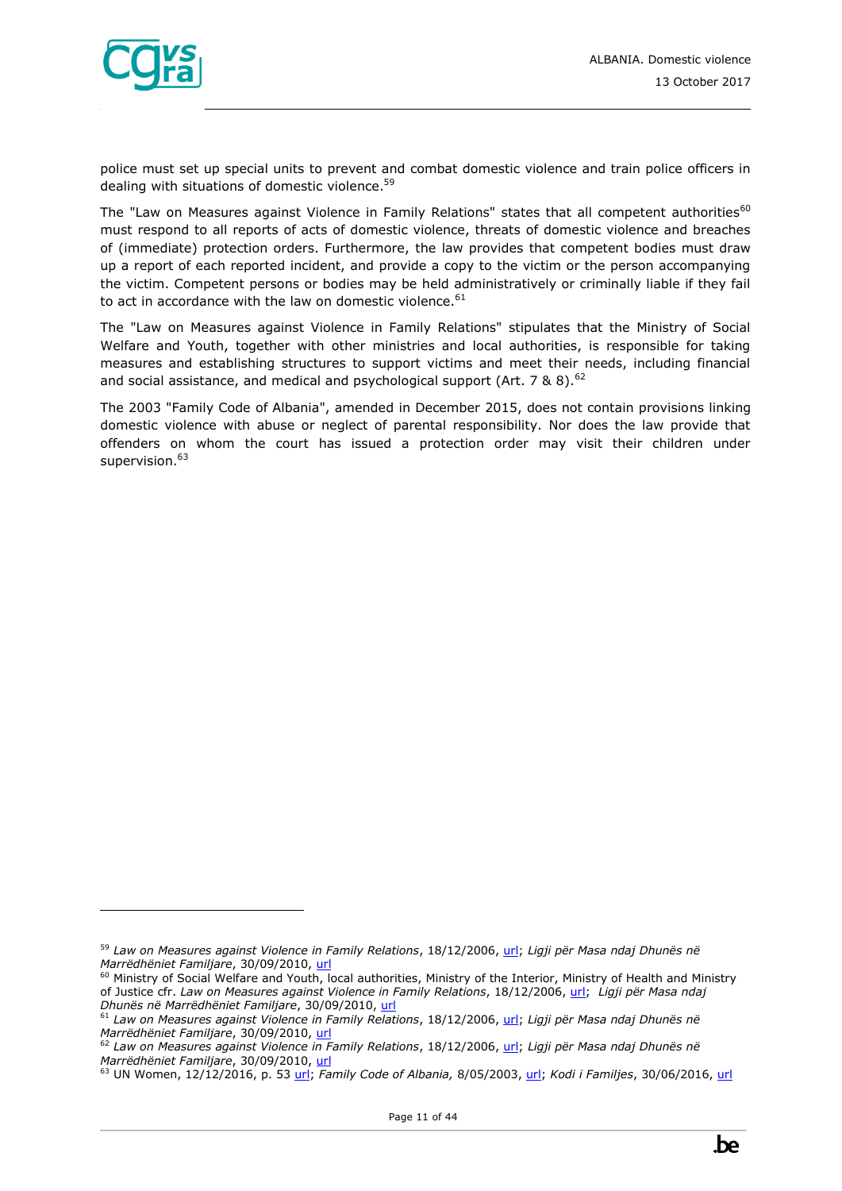police must set up special units to prevent and combat domestic violence and train police officers in dealing with situations of domestic violence.[59]

The "Law on Measures against Violence in Family Relations" states that all competent authorities[60] must respond to all reports of acts of domestic violence, threats of domestic violence and breaches of (immediate) protection orders. Furthermore, the law provides that competent bodies must draw up a report of each reported incident, and provide a copy to the victim or the person accompanying the victim. Competent persons or bodies may be held administratively or criminally liable if they fail to act in accordance with the law on domestic violence.[61]

The "Law on Measures against Violence in Family Relations" stipulates that the Ministry of Social Welfare and Youth, together with other ministries and local authorities, is responsible for taking measures and establishing structures to support victims and meet their needs, including financial and social assistance, and medical and psychological support (Art. 7 & 8).[62]

The 2003 "Family Code of Albania", amended in December 2015, does not contain provisions linking domestic violence with abuse or neglect of parental responsibility. Nor does the law provide that offenders on whom the court has issued a protection order may visit their children under supervision.[63]

---

[59] *Law on Measures against Violence in Family Relations*, 18/12/2006, url; *Ligji për Masa ndaj Dhunës në Marrëdhëniet Familjare*, 30/09/2010, url

[60] Ministry of Social Welfare and Youth, local authorities, Ministry of the Interior, Ministry of Health and Ministry of Justice cfr. *Law on Measures against Violence in Family Relations*, 18/12/2006, url; *Ligji për Masa ndaj Dhunës në Marrëdhëniet Familjare*, 30/09/2010, url

[61] *Law on Measures against Violence in Family Relations*, 18/12/2006, url; *Ligji për Masa ndaj Dhunës në Marrëdhëniet Familjare*, 30/09/2010, url

[62] *Law on Measures against Violence in Family Relations*, 18/12/2006, url; *Ligji për Masa ndaj Dhunës në Marrëdhëniet Familjare*, 30/09/2010, url

[63] UN Women, 12/12/2016, p. 53 url; *Family Code of Albania*, 8/05/2003, url; *Kodi i Familjes*, 30/06/2016, url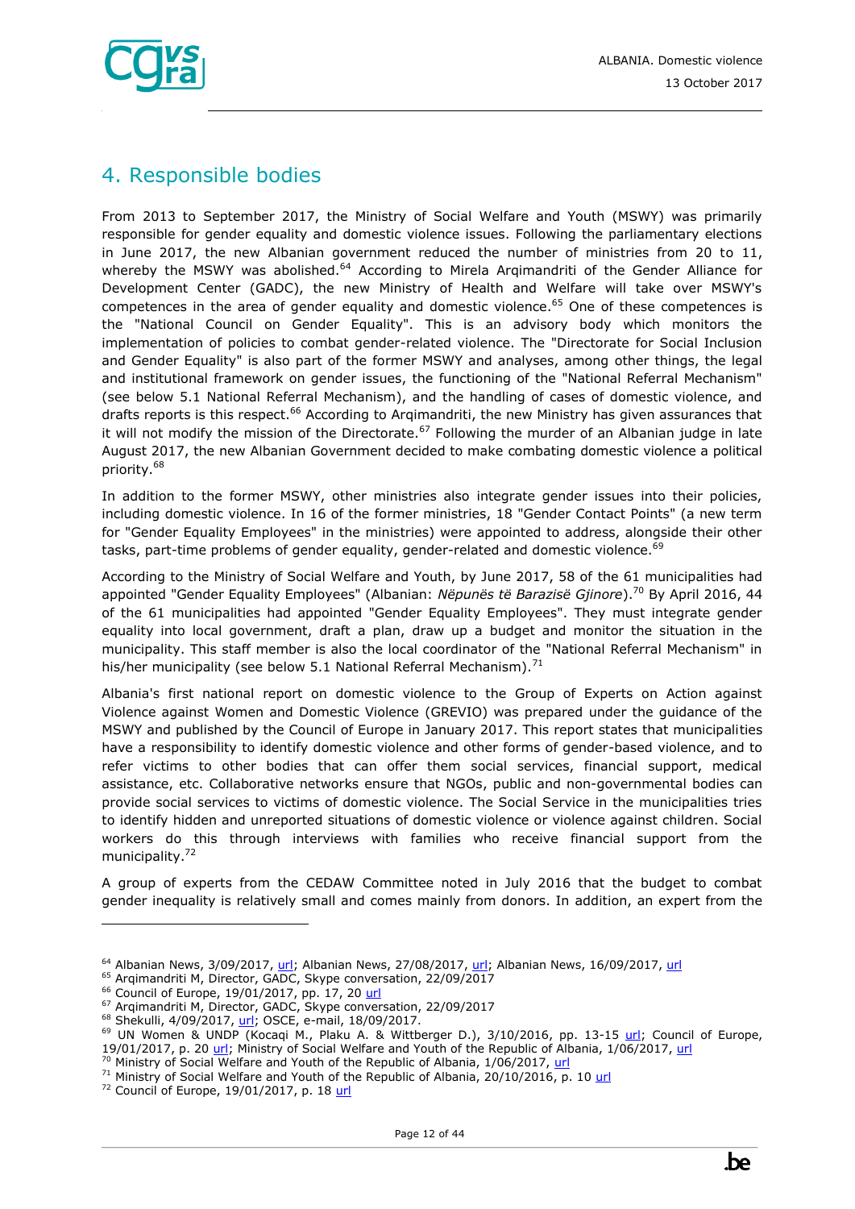## 4. Responsible bodies

From 2013 to September 2017, the Ministry of Social Welfare and Youth (MSWY) was primarily responsible for gender equality and domestic violence issues. Following the parliamentary elections in June 2017, the new Albanian government reduced the number of ministries from 20 to 11, whereby the MSWY was abolished.[64] According to Mirela Arqimandriti of the Gender Alliance for Development Center (GADC), the new Ministry of Health and Welfare will take over MSWY's competences in the area of gender equality and domestic violence.[65] One of these competences is the "National Council on Gender Equality". This is an advisory body which monitors the implementation of policies to combat gender-related violence. The "Directorate for Social Inclusion and Gender Equality" is also part of the former MSWY and analyses, among other things, the legal and institutional framework on gender issues, the functioning of the "National Referral Mechanism" (see below 5.1 National Referral Mechanism), and the handling of cases of domestic violence, and drafts reports is this respect.[66] According to Arqimandriti, the new Ministry has given assurances that it will not modify the mission of the Directorate.[67] Following the murder of an Albanian judge in late August 2017, the new Albanian Government decided to make combating domestic violence a political priority.[68]

In addition to the former MSWY, other ministries also integrate gender issues into their policies, including domestic violence. In 16 of the former ministries, 18 "Gender Contact Points" (a new term for "Gender Equality Employees" in the ministries) were appointed to address, alongside their other tasks, part-time problems of gender equality, gender-related and domestic violence.[69]

According to the Ministry of Social Welfare and Youth, by June 2017, 58 of the 61 municipalities had appointed "Gender Equality Employees" (Albanian: *Nëpunës të Barazisë Gjinore*).[70] By April 2016, 44 of the 61 municipalities had appointed "Gender Equality Employees". They must integrate gender equality into local government, draft a plan, draw up a budget and monitor the situation in the municipality. This staff member is also the local coordinator of the "National Referral Mechanism" in his/her municipality (see below 5.1 National Referral Mechanism).[71]

Albania's first national report on domestic violence to the Group of Experts on Action against Violence against Women and Domestic Violence (GREVIO) was prepared under the guidance of the MSWY and published by the Council of Europe in January 2017. This report states that municipalities have a responsibility to identify domestic violence and other forms of gender-based violence, and to refer victims to other bodies that can offer them social services, financial support, medical assistance, etc. Collaborative networks ensure that NGOs, public and non-governmental bodies can provide social services to victims of domestic violence. The Social Service in the municipalities tries to identify hidden and unreported situations of domestic violence or violence against children. Social workers do this through interviews with families who receive financial support from the municipality.[72]

A group of experts from the CEDAW Committee noted in July 2016 that the budget to combat gender inequality is relatively small and comes mainly from donors. In addition, an expert from the

---

[64] Albanian News, 3/09/2017, url; Albanian News, 27/08/2017, url; Albanian News, 16/09/2017, url
[65] Arqimandriti M, Director, GADC, Skype conversation, 22/09/2017
[66] Council of Europe, 19/01/2017, pp. 17, 20 url
[67] Arqimandriti M, Director, GADC, Skype conversation, 22/09/2017
[68] Shekulli, 4/09/2017, url; OSCE, e-mail, 18/09/2017.
[69] UN Women & UNDP (Kocaqi M., Plaku A. & Wittberger D.), 3/10/2016, pp. 13-15 url; Council of Europe, 19/01/2017, p. 20 url; Ministry of Social Welfare and Youth of the Republic of Albania, 1/06/2017, url
[70] Ministry of Social Welfare and Youth of the Republic of Albania, 1/06/2017, url
[71] Ministry of Social Welfare and Youth of the Republic of Albania, 20/10/2016, p. 10 url
[72] Council of Europe, 19/01/2017, p. 18 url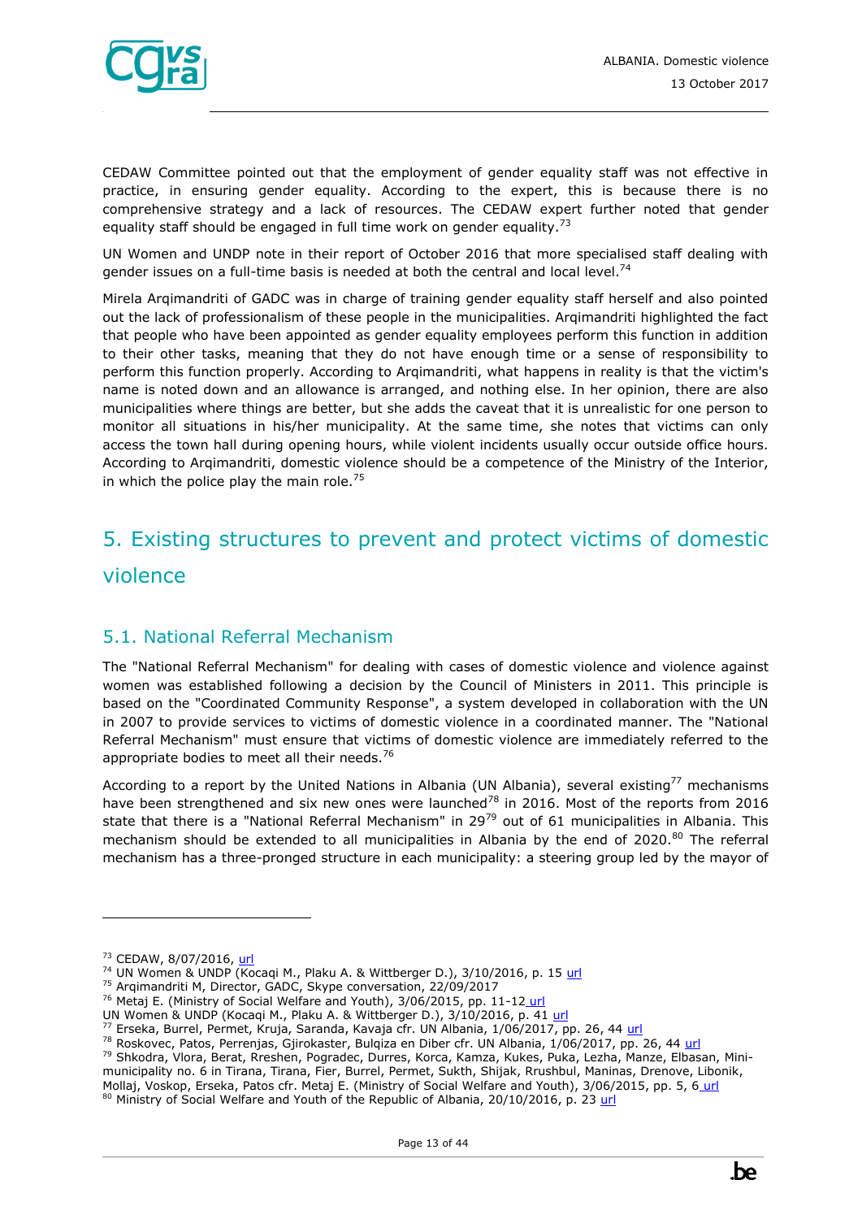CEDAW Committee pointed out that the employment of gender equality staff was not effective in practice, in ensuring gender equality. According to the expert, this is because there is no comprehensive strategy and a lack of resources. The CEDAW expert further noted that gender equality staff should be engaged in full time work on gender equality.[73]

UN Women and UNDP note in their report of October 2016 that more specialised staff dealing with gender issues on a full-time basis is needed at both the central and local level.[74]

Mirela Arqimandriti of GADC was in charge of training gender equality staff herself and also pointed out the lack of professionalism of these people in the municipalities. Arqimandriti highlighted the fact that people who have been appointed as gender equality employees perform this function in addition to their other tasks, meaning that they do not have enough time or a sense of responsibility to perform this function properly. According to Arqimandriti, what happens in reality is that the victim's name is noted down and an allowance is arranged, and nothing else. In her opinion, there are also municipalities where things are better, but she adds the caveat that it is unrealistic for one person to monitor all situations in his/her municipality. At the same time, she notes that victims can only access the town hall during opening hours, while violent incidents usually occur outside office hours. According to Arqimandriti, domestic violence should be a competence of the Ministry of the Interior, in which the police play the main role.[75]

# 5. Existing structures to prevent and protect victims of domestic violence

## 5.1. National Referral Mechanism

The "National Referral Mechanism" for dealing with cases of domestic violence and violence against women was established following a decision by the Council of Ministers in 2011. This principle is based on the "Coordinated Community Response", a system developed in collaboration with the UN in 2007 to provide services to victims of domestic violence in a coordinated manner. The "National Referral Mechanism" must ensure that victims of domestic violence are immediately referred to the appropriate bodies to meet all their needs.[76]

According to a report by the United Nations in Albania (UN Albania), several existing[77] mechanisms have been strengthened and six new ones were launched[78] in 2016. Most of the reports from 2016 state that there is a "National Referral Mechanism" in 29[79] out of 61 municipalities in Albania. This mechanism should be extended to all municipalities in Albania by the end of 2020.[80] The referral mechanism has a three-pronged structure in each municipality: a steering group led by the mayor of

---

[73] CEDAW, 8/07/2016, url

[74] UN Women & UNDP (Kocaqi M., Plaku A. & Wittberger D.), 3/10/2016, p. 15 url

[75] Arqimandriti M, Director, GADC, Skype conversation, 22/09/2017

[76] Metaj E. (Ministry of Social Welfare and Youth), 3/06/2015, pp. 11-12 url
UN Women & UNDP (Kocaqi M., Plaku A. & Wittberger D.), 3/10/2016, p. 41 url

[77] Erseka, Burrel, Permet, Kruja, Saranda, Kavaja cfr. UN Albania, 1/06/2017, pp. 26, 44 url

[78] Roskovec, Patos, Perrenjas, Gjirokaster, Bulqiza en Diber cfr. UN Albania, 1/06/2017, pp. 26, 44 url

[79] Shkodra, Vlora, Berat, Rreshen, Pogradec, Durres, Korca, Kamza, Kukes, Puka, Lezha, Manze, Elbasan, Mini-municipality no. 6 in Tirana, Tirana, Fier, Burrel, Permet, Sukth, Shijak, Rrushbul, Maninas, Drenove, Libonik, Mollaj, Voskop, Erseka, Patos cfr. Metaj E. (Ministry of Social Welfare and Youth), 3/06/2015, pp. 5, 6 url

[80] Ministry of Social Welfare and Youth of the Republic of Albania, 20/10/2016, p. 23 url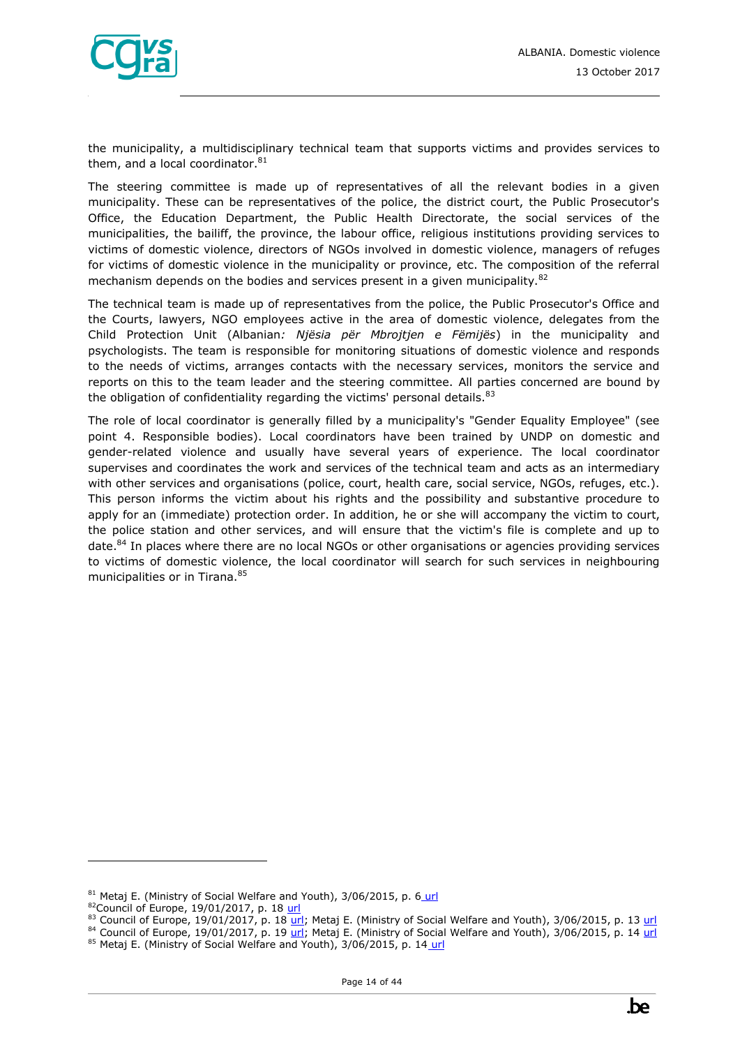the municipality, a multidisciplinary technical team that supports victims and provides services to them, and a local coordinator.[81]

The steering committee is made up of representatives of all the relevant bodies in a given municipality. These can be representatives of the police, the district court, the Public Prosecutor's Office, the Education Department, the Public Health Directorate, the social services of the municipalities, the bailiff, the province, the labour office, religious institutions providing services to victims of domestic violence, directors of NGOs involved in domestic violence, managers of refuges for victims of domestic violence in the municipality or province, etc. The composition of the referral mechanism depends on the bodies and services present in a given municipality.[82]

The technical team is made up of representatives from the police, the Public Prosecutor's Office and the Courts, lawyers, NGO employees active in the area of domestic violence, delegates from the Child Protection Unit (Albanian*: Njësia për Mbrojtjen e Fëmijës*) in the municipality and psychologists. The team is responsible for monitoring situations of domestic violence and responds to the needs of victims, arranges contacts with the necessary services, monitors the service and reports on this to the team leader and the steering committee. All parties concerned are bound by the obligation of confidentiality regarding the victims' personal details.[83]

The role of local coordinator is generally filled by a municipality's "Gender Equality Employee" (see point 4. Responsible bodies). Local coordinators have been trained by UNDP on domestic and gender-related violence and usually have several years of experience. The local coordinator supervises and coordinates the work and services of the technical team and acts as an intermediary with other services and organisations (police, court, health care, social service, NGOs, refuges, etc.). This person informs the victim about his rights and the possibility and substantive procedure to apply for an (immediate) protection order. In addition, he or she will accompany the victim to court, the police station and other services, and will ensure that the victim's file is complete and up to date.[84] In places where there are no local NGOs or other organisations or agencies providing services to victims of domestic violence, the local coordinator will search for such services in neighbouring municipalities or in Tirana.[85]

---

[81] Metaj E. (Ministry of Social Welfare and Youth), 3/06/2015, p. 6 url
[82] Council of Europe, 19/01/2017, p. 18 url
[83] Council of Europe, 19/01/2017, p. 18 url; Metaj E. (Ministry of Social Welfare and Youth), 3/06/2015, p. 13 url
[84] Council of Europe, 19/01/2017, p. 19 url; Metaj E. (Ministry of Social Welfare and Youth), 3/06/2015, p. 14 url
[85] Metaj E. (Ministry of Social Welfare and Youth), 3/06/2015, p. 14 url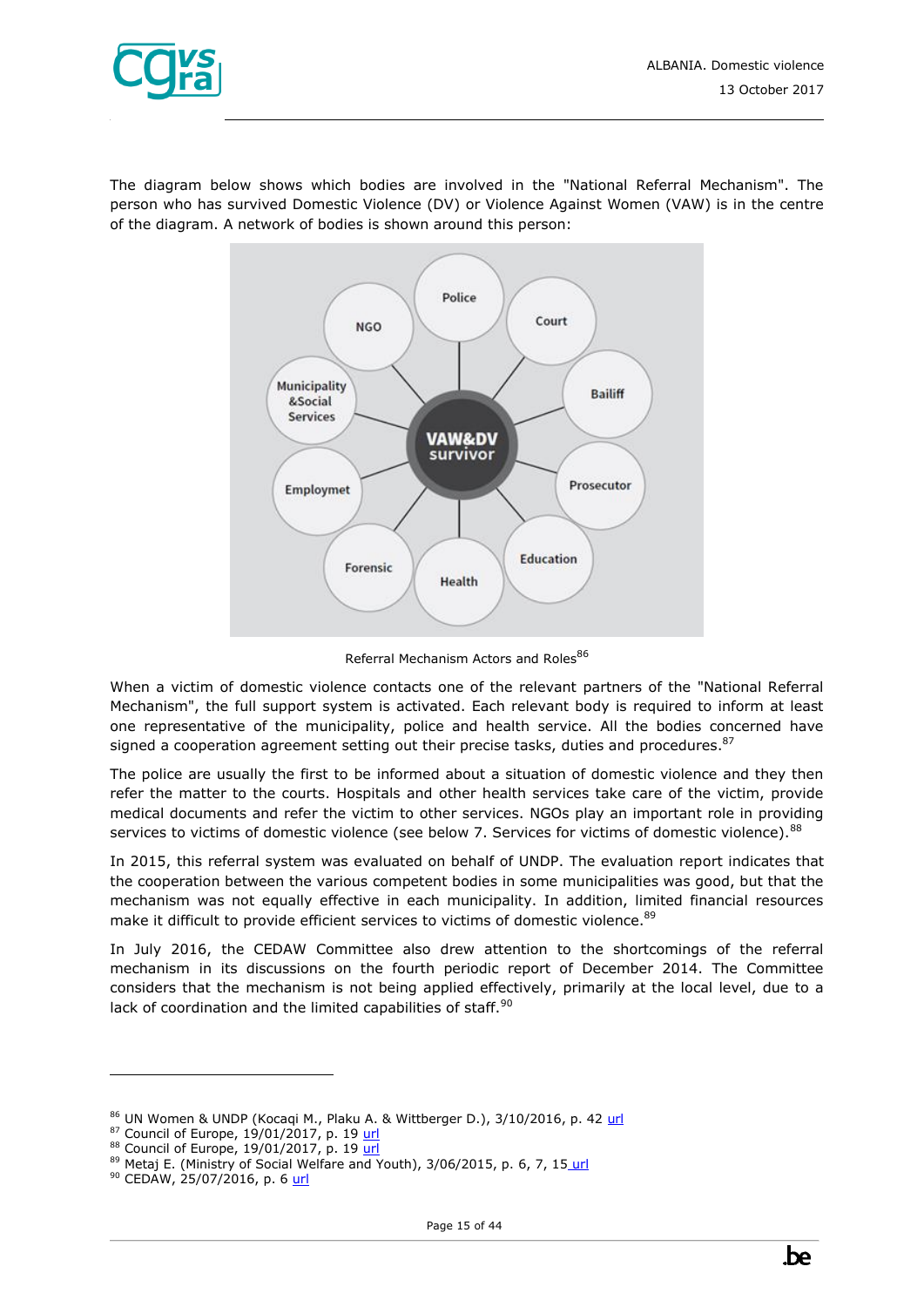The diagram below shows which bodies are involved in the "National Referral Mechanism". The person who has survived Domestic Violence (DV) or Violence Against Women (VAW) is in the centre of the diagram. A network of bodies is shown around this person:

Referral Mechanism Actors and Roles[86]

When a victim of domestic violence contacts one of the relevant partners of the "National Referral Mechanism", the full support system is activated. Each relevant body is required to inform at least one representative of the municipality, police and health service. All the bodies concerned have signed a cooperation agreement setting out their precise tasks, duties and procedures.[87]

The police are usually the first to be informed about a situation of domestic violence and they then refer the matter to the courts. Hospitals and other health services take care of the victim, provide medical documents and refer the victim to other services. NGOs play an important role in providing services to victims of domestic violence (see below 7. Services for victims of domestic violence).[88]

In 2015, this referral system was evaluated on behalf of UNDP. The evaluation report indicates that the cooperation between the various competent bodies in some municipalities was good, but that the mechanism was not equally effective in each municipality. In addition, limited financial resources make it difficult to provide efficient services to victims of domestic violence.[89]

In July 2016, the CEDAW Committee also drew attention to the shortcomings of the referral mechanism in its discussions on the fourth periodic report of December 2014. The Committee considers that the mechanism is not being applied effectively, primarily at the local level, due to a lack of coordination and the limited capabilities of staff.[90]

---

[86] UN Women & UNDP (Kocaqi M., Plaku A. & Wittberger D.), 3/10/2016, p. 42 url
[87] Council of Europe, 19/01/2017, p. 19 url
[88] Council of Europe, 19/01/2017, p. 19 url
[89] Metaj E. (Ministry of Social Welfare and Youth), 3/06/2015, p. 6, 7, 15 url
[90] CEDAW, 25/07/2016, p. 6 url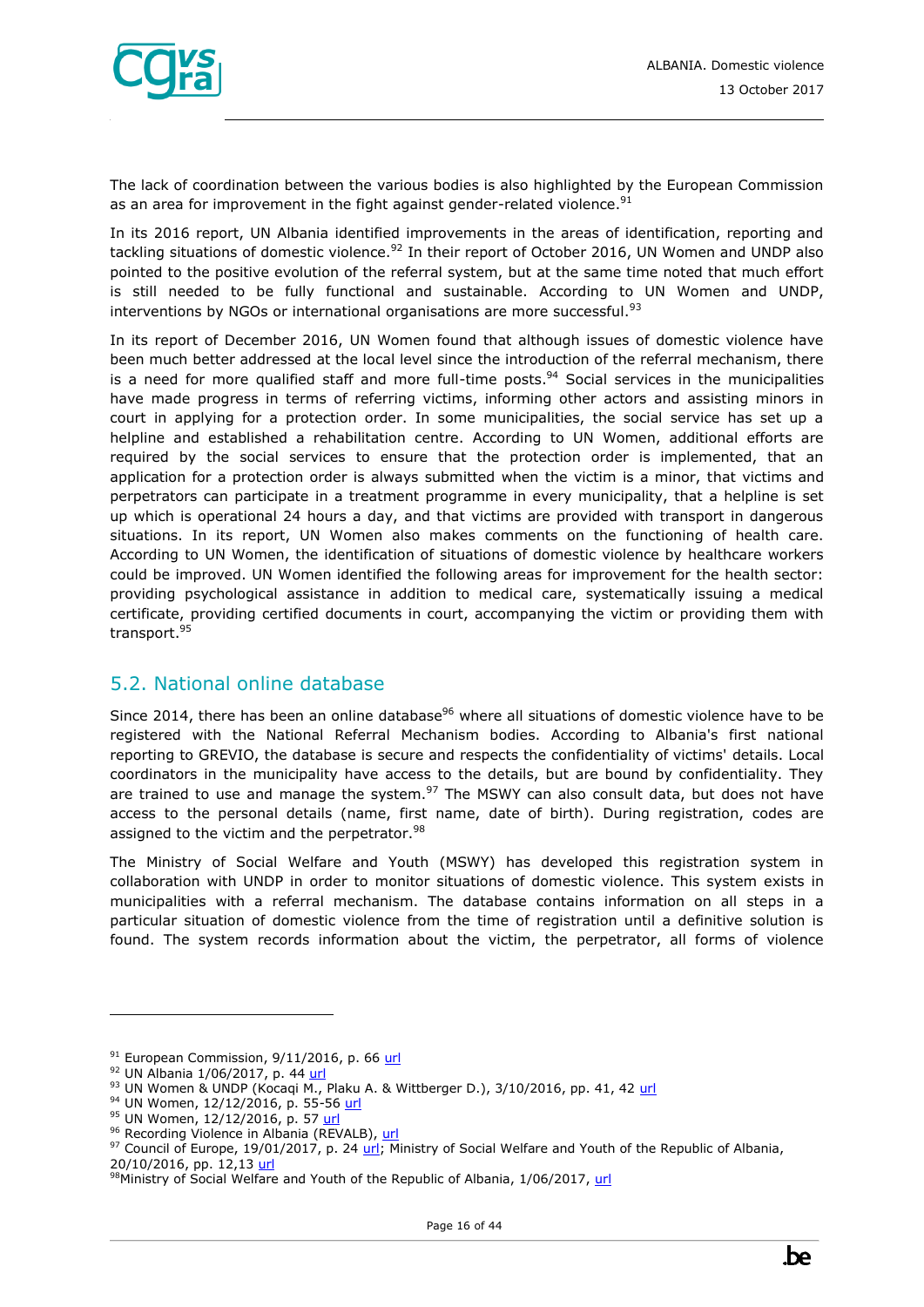The lack of coordination between the various bodies is also highlighted by the European Commission as an area for improvement in the fight against gender-related violence.[91]

In its 2016 report, UN Albania identified improvements in the areas of identification, reporting and tackling situations of domestic violence.[92] In their report of October 2016, UN Women and UNDP also pointed to the positive evolution of the referral system, but at the same time noted that much effort is still needed to be fully functional and sustainable. According to UN Women and UNDP, interventions by NGOs or international organisations are more successful.[93]

In its report of December 2016, UN Women found that although issues of domestic violence have been much better addressed at the local level since the introduction of the referral mechanism, there is a need for more qualified staff and more full-time posts.[94] Social services in the municipalities have made progress in terms of referring victims, informing other actors and assisting minors in court in applying for a protection order. In some municipalities, the social service has set up a helpline and established a rehabilitation centre. According to UN Women, additional efforts are required by the social services to ensure that the protection order is implemented, that an application for a protection order is always submitted when the victim is a minor, that victims and perpetrators can participate in a treatment programme in every municipality, that a helpline is set up which is operational 24 hours a day, and that victims are provided with transport in dangerous situations. In its report, UN Women also makes comments on the functioning of health care. According to UN Women, the identification of situations of domestic violence by healthcare workers could be improved. UN Women identified the following areas for improvement for the health sector: providing psychological assistance in addition to medical care, systematically issuing a medical certificate, providing certified documents in court, accompanying the victim or providing them with transport.[95]

## 5.2. National online database

Since 2014, there has been an online database[96] where all situations of domestic violence have to be registered with the National Referral Mechanism bodies. According to Albania's first national reporting to GREVIO, the database is secure and respects the confidentiality of victims' details. Local coordinators in the municipality have access to the details, but are bound by confidentiality. They are trained to use and manage the system.[97] The MSWY can also consult data, but does not have access to the personal details (name, first name, date of birth). During registration, codes are assigned to the victim and the perpetrator.[98]

The Ministry of Social Welfare and Youth (MSWY) has developed this registration system in collaboration with UNDP in order to monitor situations of domestic violence. This system exists in municipalities with a referral mechanism. The database contains information on all steps in a particular situation of domestic violence from the time of registration until a definitive solution is found. The system records information about the victim, the perpetrator, all forms of violence

---

[91] European Commission, 9/11/2016, p. 66 url
[92] UN Albania 1/06/2017, p. 44 url
[93] UN Women & UNDP (Kocaqi M., Plaku A. & Wittberger D.), 3/10/2016, pp. 41, 42 url
[94] UN Women, 12/12/2016, p. 55-56 url
[95] UN Women, 12/12/2016, p. 57 url
[96] Recording Violence in Albania (REVALB), url
[97] Council of Europe, 19/01/2017, p. 24 url; Ministry of Social Welfare and Youth of the Republic of Albania, 20/10/2016, pp. 12,13 url
[98] Ministry of Social Welfare and Youth of the Republic of Albania, 1/06/2017, url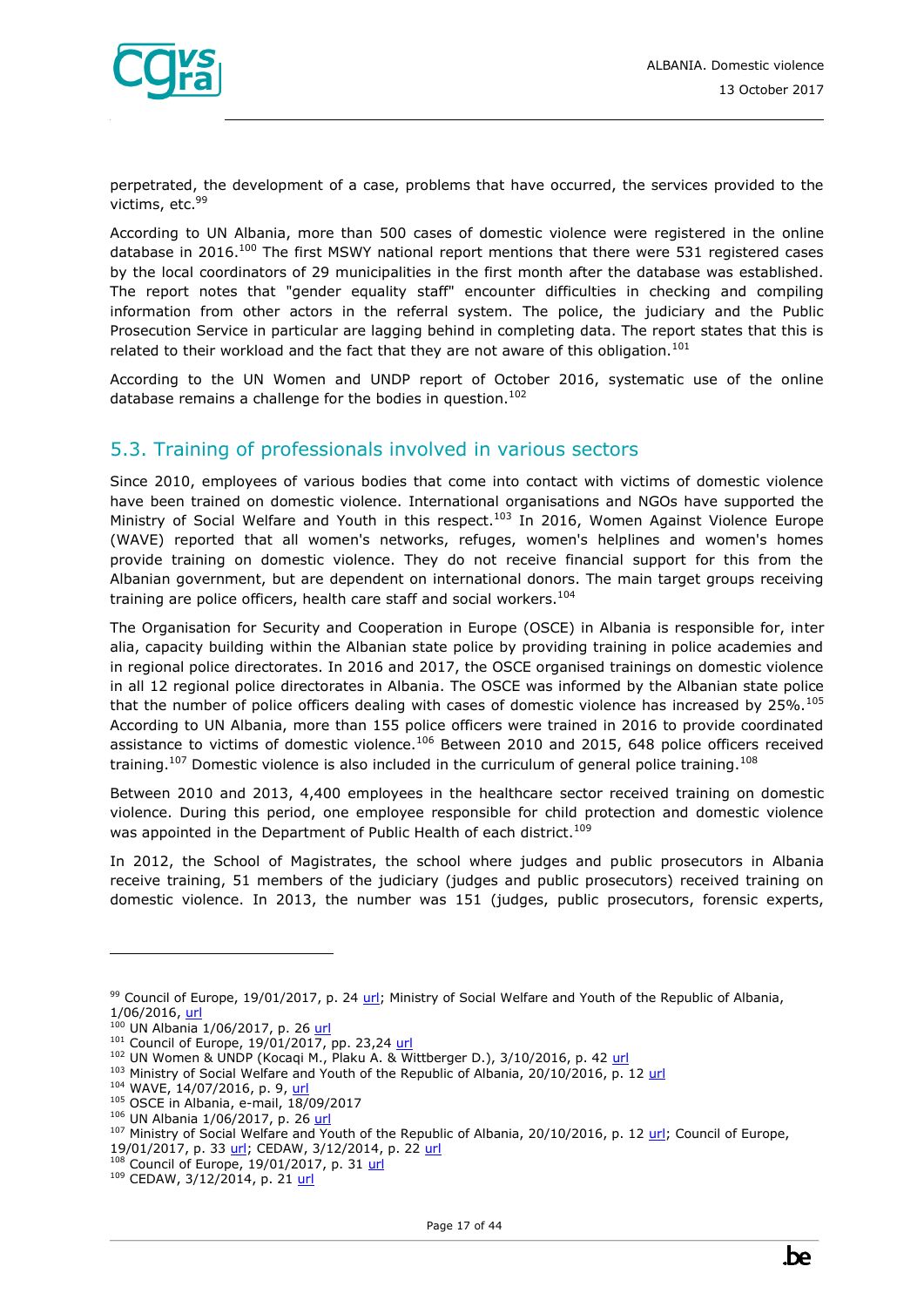perpetrated, the development of a case, problems that have occurred, the services provided to the victims, etc.[99]

According to UN Albania, more than 500 cases of domestic violence were registered in the online database in 2016.[100] The first MSWY national report mentions that there were 531 registered cases by the local coordinators of 29 municipalities in the first month after the database was established. The report notes that "gender equality staff" encounter difficulties in checking and compiling information from other actors in the referral system. The police, the judiciary and the Public Prosecution Service in particular are lagging behind in completing data. The report states that this is related to their workload and the fact that they are not aware of this obligation.[101]

According to the UN Women and UNDP report of October 2016, systematic use of the online database remains a challenge for the bodies in question.[102]

## 5.3. Training of professionals involved in various sectors

Since 2010, employees of various bodies that come into contact with victims of domestic violence have been trained on domestic violence. International organisations and NGOs have supported the Ministry of Social Welfare and Youth in this respect.[103] In 2016, Women Against Violence Europe (WAVE) reported that all women's networks, refuges, women's helplines and women's homes provide training on domestic violence. They do not receive financial support for this from the Albanian government, but are dependent on international donors. The main target groups receiving training are police officers, health care staff and social workers.[104]

The Organisation for Security and Cooperation in Europe (OSCE) in Albania is responsible for, inter alia, capacity building within the Albanian state police by providing training in police academies and in regional police directorates. In 2016 and 2017, the OSCE organised trainings on domestic violence in all 12 regional police directorates in Albania. The OSCE was informed by the Albanian state police that the number of police officers dealing with cases of domestic violence has increased by 25%.[105] According to UN Albania, more than 155 police officers were trained in 2016 to provide coordinated assistance to victims of domestic violence.[106] Between 2010 and 2015, 648 police officers received training.[107] Domestic violence is also included in the curriculum of general police training.[108]

Between 2010 and 2013, 4,400 employees in the healthcare sector received training on domestic violence. During this period, one employee responsible for child protection and domestic violence was appointed in the Department of Public Health of each district.[109]

In 2012, the School of Magistrates, the school where judges and public prosecutors in Albania receive training, 51 members of the judiciary (judges and public prosecutors) received training on domestic violence. In 2013, the number was 151 (judges, public prosecutors, forensic experts,

---

[99] Council of Europe, 19/01/2017, p. 24 url; Ministry of Social Welfare and Youth of the Republic of Albania, 1/06/2016, url

[100] UN Albania 1/06/2017, p. 26 url

[101] Council of Europe, 19/01/2017, pp. 23,24 url

[102] UN Women & UNDP (Kocaqi M., Plaku A. & Wittberger D.), 3/10/2016, p. 42 url

[103] Ministry of Social Welfare and Youth of the Republic of Albania, 20/10/2016, p. 12 url

[104] WAVE, 14/07/2016, p. 9, url

[105] OSCE in Albania, e-mail, 18/09/2017

[106] UN Albania 1/06/2017, p. 26 url

[107] Ministry of Social Welfare and Youth of the Republic of Albania, 20/10/2016, p. 12 url; Council of Europe, 19/01/2017, p. 33 url; CEDAW, 3/12/2014, p. 22 url

[108] Council of Europe, 19/01/2017, p. 31 url

[109] CEDAW, 3/12/2014, p. 21 url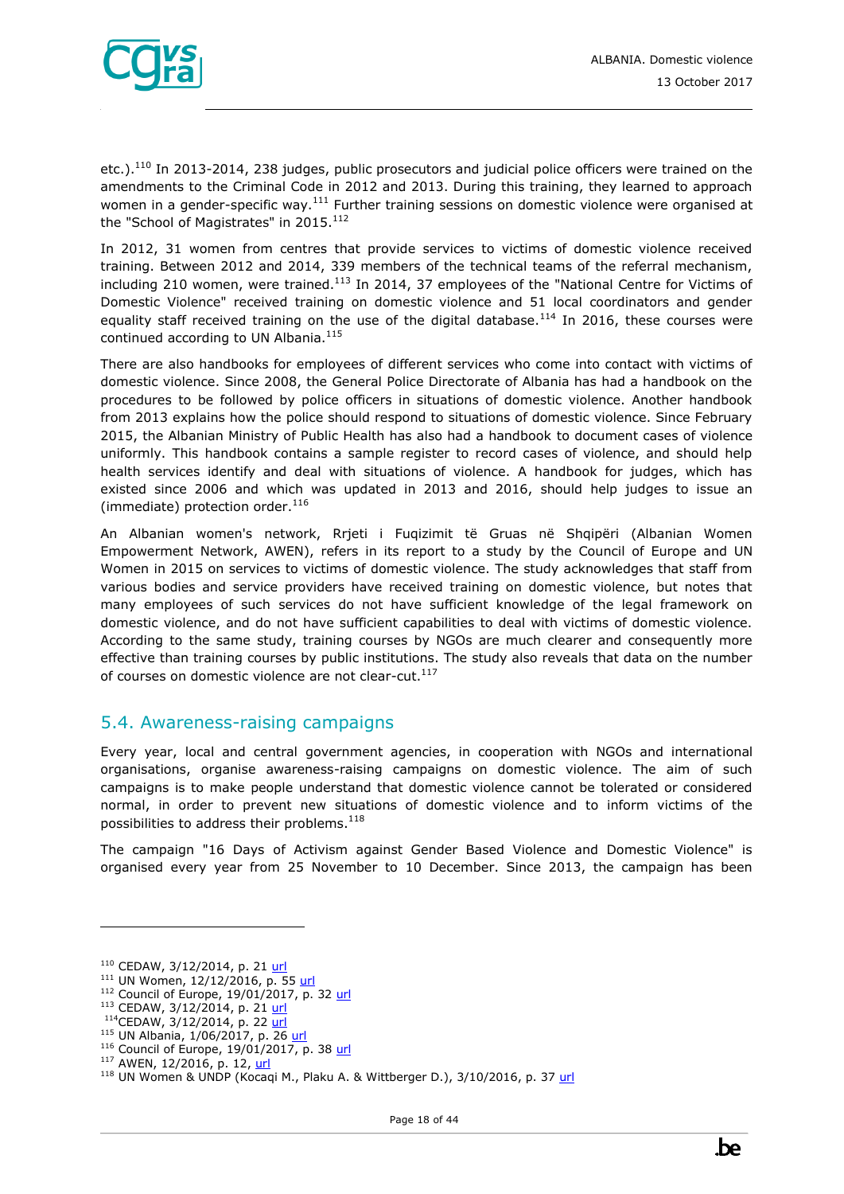etc.).[110] In 2013-2014, 238 judges, public prosecutors and judicial police officers were trained on the amendments to the Criminal Code in 2012 and 2013. During this training, they learned to approach women in a gender-specific way.[111] Further training sessions on domestic violence were organised at the "School of Magistrates" in 2015.[112]

In 2012, 31 women from centres that provide services to victims of domestic violence received training. Between 2012 and 2014, 339 members of the technical teams of the referral mechanism, including 210 women, were trained.[113] In 2014, 37 employees of the "National Centre for Victims of Domestic Violence" received training on domestic violence and 51 local coordinators and gender equality staff received training on the use of the digital database.[114] In 2016, these courses were continued according to UN Albania.[115]

There are also handbooks for employees of different services who come into contact with victims of domestic violence. Since 2008, the General Police Directorate of Albania has had a handbook on the procedures to be followed by police officers in situations of domestic violence. Another handbook from 2013 explains how the police should respond to situations of domestic violence. Since February 2015, the Albanian Ministry of Public Health has also had a handbook to document cases of violence uniformly. This handbook contains a sample register to record cases of violence, and should help health services identify and deal with situations of violence. A handbook for judges, which has existed since 2006 and which was updated in 2013 and 2016, should help judges to issue an (immediate) protection order.[116]

An Albanian women's network, Rrjeti i Fuqizimit të Gruas në Shqipëri (Albanian Women Empowerment Network, AWEN), refers in its report to a study by the Council of Europe and UN Women in 2015 on services to victims of domestic violence. The study acknowledges that staff from various bodies and service providers have received training on domestic violence, but notes that many employees of such services do not have sufficient knowledge of the legal framework on domestic violence, and do not have sufficient capabilities to deal with victims of domestic violence. According to the same study, training courses by NGOs are much clearer and consequently more effective than training courses by public institutions. The study also reveals that data on the number of courses on domestic violence are not clear-cut.[117]

## 5.4. Awareness-raising campaigns

Every year, local and central government agencies, in cooperation with NGOs and international organisations, organise awareness-raising campaigns on domestic violence. The aim of such campaigns is to make people understand that domestic violence cannot be tolerated or considered normal, in order to prevent new situations of domestic violence and to inform victims of the possibilities to address their problems.[118]

The campaign "16 Days of Activism against Gender Based Violence and Domestic Violence" is organised every year from 25 November to 10 December. Since 2013, the campaign has been

---

[110] CEDAW, 3/12/2014, p. 21 url
[111] UN Women, 12/12/2016, p. 55 url
[112] Council of Europe, 19/01/2017, p. 32 url
[113] CEDAW, 3/12/2014, p. 21 url
[114] CEDAW, 3/12/2014, p. 22 url
[115] UN Albania, 1/06/2017, p. 26 url
[116] Council of Europe, 19/01/2017, p. 38 url
[117] AWEN, 12/2016, p. 12, url
[118] UN Women & UNDP (Kocaqi M., Plaku A. & Wittberger D.), 3/10/2016, p. 37 url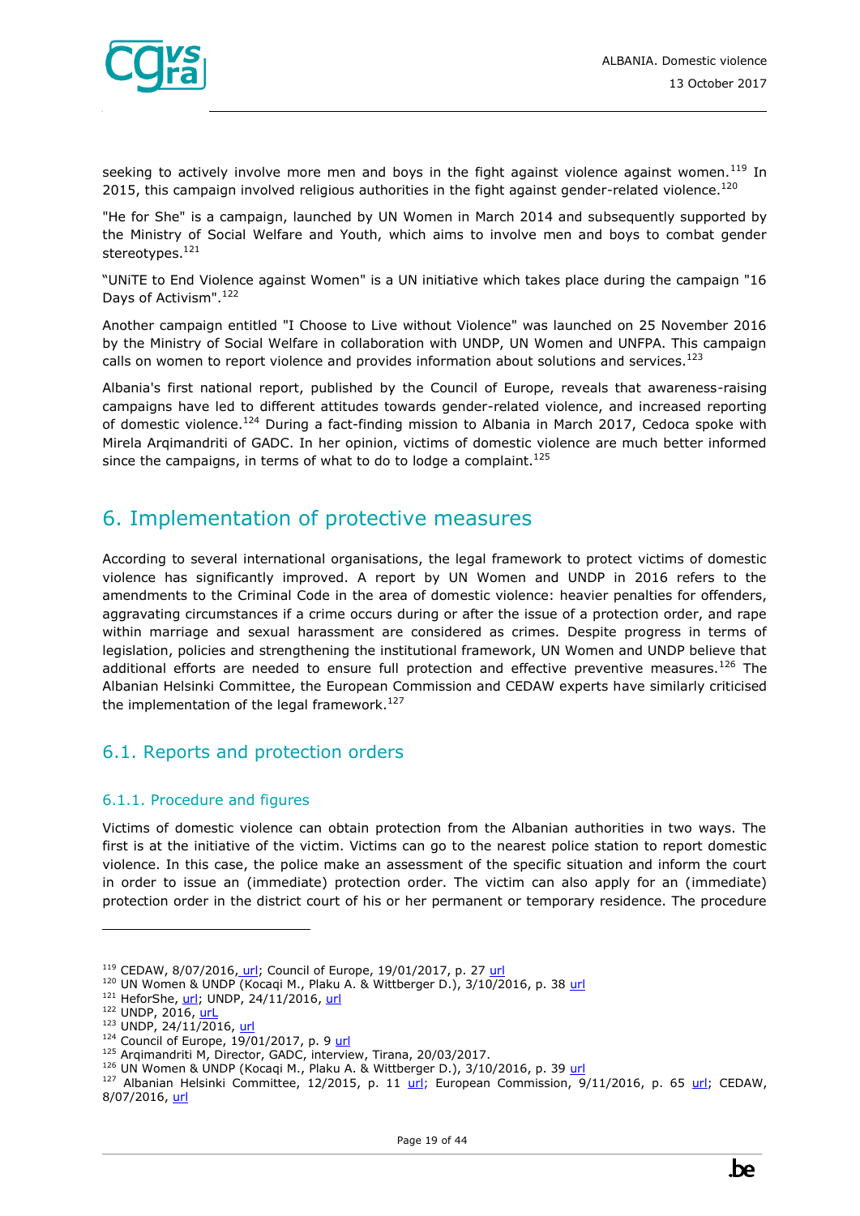seeking to actively involve more men and boys in the fight against violence against women.[119] In 2015, this campaign involved religious authorities in the fight against gender-related violence.[120]

"He for She" is a campaign, launched by UN Women in March 2014 and subsequently supported by the Ministry of Social Welfare and Youth, which aims to involve men and boys to combat gender stereotypes.[121]

"UNiTE to End Violence against Women" is a UN initiative which takes place during the campaign "16 Days of Activism".[122]

Another campaign entitled "I Choose to Live without Violence" was launched on 25 November 2016 by the Ministry of Social Welfare in collaboration with UNDP, UN Women and UNFPA. This campaign calls on women to report violence and provides information about solutions and services.[123]

Albania's first national report, published by the Council of Europe, reveals that awareness-raising campaigns have led to different attitudes towards gender-related violence, and increased reporting of domestic violence.[124] During a fact-finding mission to Albania in March 2017, Cedoca spoke with Mirela Arqimandriti of GADC. In her opinion, victims of domestic violence are much better informed since the campaigns, in terms of what to do to lodge a complaint.[125]

# 6. Implementation of protective measures

According to several international organisations, the legal framework to protect victims of domestic violence has significantly improved. A report by UN Women and UNDP in 2016 refers to the amendments to the Criminal Code in the area of domestic violence: heavier penalties for offenders, aggravating circumstances if a crime occurs during or after the issue of a protection order, and rape within marriage and sexual harassment are considered as crimes. Despite progress in terms of legislation, policies and strengthening the institutional framework, UN Women and UNDP believe that additional efforts are needed to ensure full protection and effective preventive measures.[126] The Albanian Helsinki Committee, the European Commission and CEDAW experts have similarly criticised the implementation of the legal framework.[127]

## 6.1. Reports and protection orders

### 6.1.1. Procedure and figures

Victims of domestic violence can obtain protection from the Albanian authorities in two ways. The first is at the initiative of the victim. Victims can go to the nearest police station to report domestic violence. In this case, the police make an assessment of the specific situation and inform the court in order to issue an (immediate) protection order. The victim can also apply for an (immediate) protection order in the district court of his or her permanent or temporary residence. The procedure

---

[119] CEDAW, 8/07/2016, url; Council of Europe, 19/01/2017, p. 27 url

[120] UN Women & UNDP (Kocaqi M., Plaku A. & Wittberger D.), 3/10/2016, p. 38 url

[121] HeforShe, url; UNDP, 24/11/2016, url

[122] UNDP, 2016, urL

[123] UNDP, 24/11/2016, url

[124] Council of Europe, 19/01/2017, p. 9 url

[125] Arqimandriti M, Director, GADC, interview, Tirana, 20/03/2017.

[126] UN Women & UNDP (Kocaqi M., Plaku A. & Wittberger D.), 3/10/2016, p. 39 url

[127] Albanian Helsinki Committee, 12/2015, p. 11 url; European Commission, 9/11/2016, p. 65 url; CEDAW, 8/07/2016, url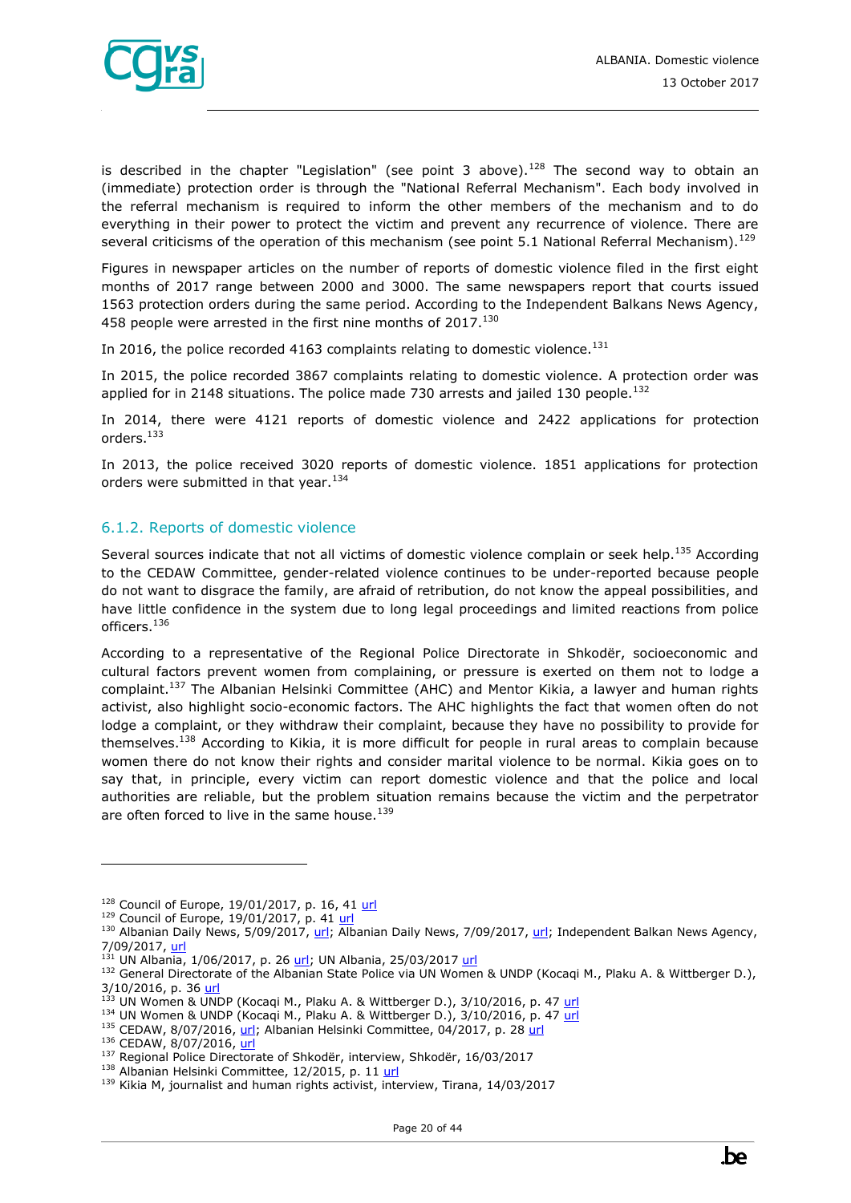is described in the chapter "Legislation" (see point 3 above).[128] The second way to obtain an (immediate) protection order is through the "National Referral Mechanism". Each body involved in the referral mechanism is required to inform the other members of the mechanism and to do everything in their power to protect the victim and prevent any recurrence of violence. There are several criticisms of the operation of this mechanism (see point 5.1 National Referral Mechanism).[129]

Figures in newspaper articles on the number of reports of domestic violence filed in the first eight months of 2017 range between 2000 and 3000. The same newspapers report that courts issued 1563 protection orders during the same period. According to the Independent Balkans News Agency, 458 people were arrested in the first nine months of 2017.[130]

In 2016, the police recorded 4163 complaints relating to domestic violence.[131]

In 2015, the police recorded 3867 complaints relating to domestic violence. A protection order was applied for in 2148 situations. The police made 730 arrests and jailed 130 people.[132]

In 2014, there were 4121 reports of domestic violence and 2422 applications for protection orders.[133]

In 2013, the police received 3020 reports of domestic violence. 1851 applications for protection orders were submitted in that year.[134]

### 6.1.2. Reports of domestic violence

Several sources indicate that not all victims of domestic violence complain or seek help.[135] According to the CEDAW Committee, gender-related violence continues to be under-reported because people do not want to disgrace the family, are afraid of retribution, do not know the appeal possibilities, and have little confidence in the system due to long legal proceedings and limited reactions from police officers.[136]

According to a representative of the Regional Police Directorate in Shkodër, socioeconomic and cultural factors prevent women from complaining, or pressure is exerted on them not to lodge a complaint.[137] The Albanian Helsinki Committee (AHC) and Mentor Kikia, a lawyer and human rights activist, also highlight socio-economic factors. The AHC highlights the fact that women often do not lodge a complaint, or they withdraw their complaint, because they have no possibility to provide for themselves.[138] According to Kikia, it is more difficult for people in rural areas to complain because women there do not know their rights and consider marital violence to be normal. Kikia goes on to say that, in principle, every victim can report domestic violence and that the police and local authorities are reliable, but the problem situation remains because the victim and the perpetrator are often forced to live in the same house.[139]

---

[128] Council of Europe, 19/01/2017, p. 16, 41 url
[129] Council of Europe, 19/01/2017, p. 41 url
[130] Albanian Daily News, 5/09/2017, url; Albanian Daily News, 7/09/2017, url; Independent Balkan News Agency, 7/09/2017, url
[131] UN Albania, 1/06/2017, p. 26 url; UN Albania, 25/03/2017 url
[132] General Directorate of the Albanian State Police via UN Women & UNDP (Kocaqi M., Plaku A. & Wittberger D.), 3/10/2016, p. 36 url
[133] UN Women & UNDP (Kocaqi M., Plaku A. & Wittberger D.), 3/10/2016, p. 47 url
[134] UN Women & UNDP (Kocaqi M., Plaku A. & Wittberger D.), 3/10/2016, p. 47 url
[135] CEDAW, 8/07/2016, url; Albanian Helsinki Committee, 04/2017, p. 28 url
[136] CEDAW, 8/07/2016, url
[137] Regional Police Directorate of Shkodër, interview, Shkodër, 16/03/2017
[138] Albanian Helsinki Committee, 12/2015, p. 11 url
[139] Kikia M, journalist and human rights activist, interview, Tirana, 14/03/2017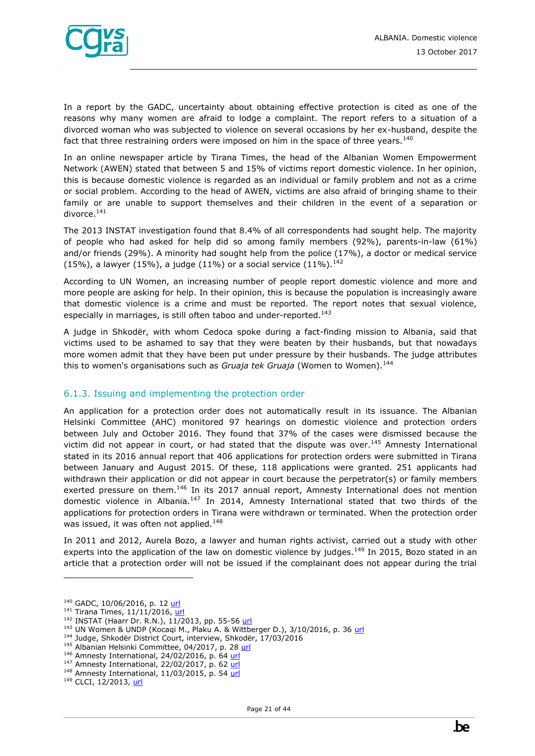In a report by the GADC, uncertainty about obtaining effective protection is cited as one of the reasons why many women are afraid to lodge a complaint. The report refers to a situation of a divorced woman who was subjected to violence on several occasions by her ex-husband, despite the fact that three restraining orders were imposed on him in the space of three years.[140]

In an online newspaper article by Tirana Times, the head of the Albanian Women Empowerment Network (AWEN) stated that between 5 and 15% of victims report domestic violence. In her opinion, this is because domestic violence is regarded as an individual or family problem and not as a crime or social problem. According to the head of AWEN, victims are also afraid of bringing shame to their family or are unable to support themselves and their children in the event of a separation or divorce.[141]

The 2013 INSTAT investigation found that 8.4% of all correspondents had sought help. The majority of people who had asked for help did so among family members (92%), parents-in-law (61%) and/or friends (29%). A minority had sought help from the police (17%), a doctor or medical service (15%), a lawyer (15%), a judge (11%) or a social service (11%).[142]

According to UN Women, an increasing number of people report domestic violence and more and more people are asking for help. In their opinion, this is because the population is increasingly aware that domestic violence is a crime and must be reported. The report notes that sexual violence, especially in marriages, is still often taboo and under-reported.[143]

A judge in Shkodër, with whom Cedoca spoke during a fact-finding mission to Albania, said that victims used to be ashamed to say that they were beaten by their husbands, but that nowadays more women admit that they have been put under pressure by their husbands. The judge attributes this to women's organisations such as *Gruaja tek Gruaja* (Women to Women).[144]

### 6.1.3. Issuing and implementing the protection order

An application for a protection order does not automatically result in its issuance. The Albanian Helsinki Committee (AHC) monitored 97 hearings on domestic violence and protection orders between July and October 2016. They found that 37% of the cases were dismissed because the victim did not appear in court, or had stated that the dispute was over.[145] Amnesty International stated in its 2016 annual report that 406 applications for protection orders were submitted in Tirana between January and August 2015. Of these, 118 applications were granted. 251 applicants had withdrawn their application or did not appear in court because the perpetrator(s) or family members exerted pressure on them.[146] In its 2017 annual report, Amnesty International does not mention domestic violence in Albania.[147] In 2014, Amnesty International stated that two thirds of the applications for protection orders in Tirana were withdrawn or terminated. When the protection order was issued, it was often not applied.[148]

In 2011 and 2012, Aurela Bozo, a lawyer and human rights activist, carried out a study with other experts into the application of the law on domestic violence by judges.[149] In 2015, Bozo stated in an article that a protection order will not be issued if the complainant does not appear during the trial

---

[140] GADC, 10/06/2016, p. 12 url
[141] Tirana Times, 11/11/2016, url
[142] INSTAT (Haarr Dr. R.N.), 11/2013, pp. 55-56 url
[143] UN Women & UNDP (Kocaqi M., Plaku A. & Wittberger D.), 3/10/2016, p. 36 url
[144] Judge, Shkodër District Court, interview, Shkodër, 17/03/2016
[145] Albanian Helsinki Committee, 04/2017, p. 28 url
[146] Amnesty International, 24/02/2016, p. 64 url
[147] Amnesty International, 22/02/2017, p. 62 url
[148] Amnesty International, 11/03/2015, p. 54 url
[149] CLCI, 12/2013, url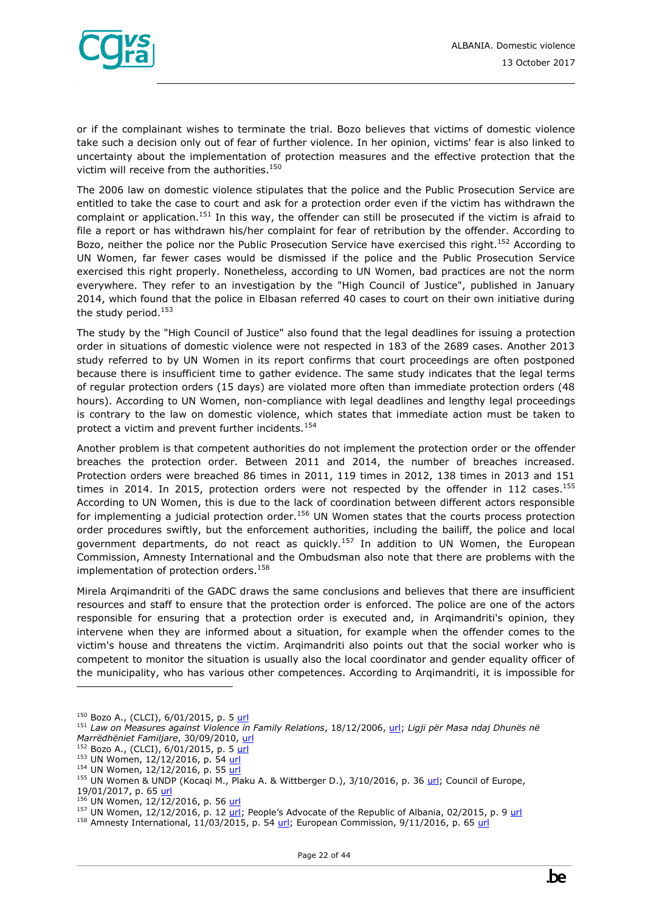or if the complainant wishes to terminate the trial. Bozo believes that victims of domestic violence take such a decision only out of fear of further violence. In her opinion, victims' fear is also linked to uncertainty about the implementation of protection measures and the effective protection that the victim will receive from the authorities.[150]

The 2006 law on domestic violence stipulates that the police and the Public Prosecution Service are entitled to take the case to court and ask for a protection order even if the victim has withdrawn the complaint or application.[151] In this way, the offender can still be prosecuted if the victim is afraid to file a report or has withdrawn his/her complaint for fear of retribution by the offender. According to Bozo, neither the police nor the Public Prosecution Service have exercised this right.[152] According to UN Women, far fewer cases would be dismissed if the police and the Public Prosecution Service exercised this right properly. Nonetheless, according to UN Women, bad practices are not the norm everywhere. They refer to an investigation by the "High Council of Justice", published in January 2014, which found that the police in Elbasan referred 40 cases to court on their own initiative during the study period.[153]

The study by the "High Council of Justice" also found that the legal deadlines for issuing a protection order in situations of domestic violence were not respected in 183 of the 2689 cases. Another 2013 study referred to by UN Women in its report confirms that court proceedings are often postponed because there is insufficient time to gather evidence. The same study indicates that the legal terms of regular protection orders (15 days) are violated more often than immediate protection orders (48 hours). According to UN Women, non-compliance with legal deadlines and lengthy legal proceedings is contrary to the law on domestic violence, which states that immediate action must be taken to protect a victim and prevent further incidents.[154]

Another problem is that competent authorities do not implement the protection order or the offender breaches the protection order. Between 2011 and 2014, the number of breaches increased. Protection orders were breached 86 times in 2011, 119 times in 2012, 138 times in 2013 and 151 times in 2014. In 2015, protection orders were not respected by the offender in 112 cases.[155] According to UN Women, this is due to the lack of coordination between different actors responsible for implementing a judicial protection order.[156] UN Women states that the courts process protection order procedures swiftly, but the enforcement authorities, including the bailiff, the police and local government departments, do not react as quickly.[157] In addition to UN Women, the European Commission, Amnesty International and the Ombudsman also note that there are problems with the implementation of protection orders.[158]

Mirela Arqimandriti of the GADC draws the same conclusions and believes that there are insufficient resources and staff to ensure that the protection order is enforced. The police are one of the actors responsible for ensuring that a protection order is executed and, in Arqimandriti's opinion, they intervene when they are informed about a situation, for example when the offender comes to the victim's house and threatens the victim. Arqimandriti also points out that the social worker who is competent to monitor the situation is usually also the local coordinator and gender equality officer of the municipality, who has various other competences. According to Arqimandriti, it is impossible for

---

[150] Bozo A., (CLCI), 6/01/2015, p. 5 url
[151] *Law on Measures against Violence in Family Relations*, 18/12/2006, url; *Ligji për Masa ndaj Dhunës në Marrëdhëniet Familjare*, 30/09/2010, url
[152] Bozo A., (CLCI), 6/01/2015, p. 5 url
[153] UN Women, 12/12/2016, p. 54 url
[154] UN Women, 12/12/2016, p. 55 url
[155] UN Women & UNDP (Kocaqi M., Plaku A. & Wittberger D.), 3/10/2016, p. 36 url; Council of Europe, 19/01/2017, p. 65 url
[156] UN Women, 12/12/2016, p. 56 url
[157] UN Women, 12/12/2016, p. 12 url; People's Advocate of the Republic of Albania, 02/2015, p. 9 url
[158] Amnesty International, 11/03/2015, p. 54 url; European Commission, 9/11/2016, p. 65 url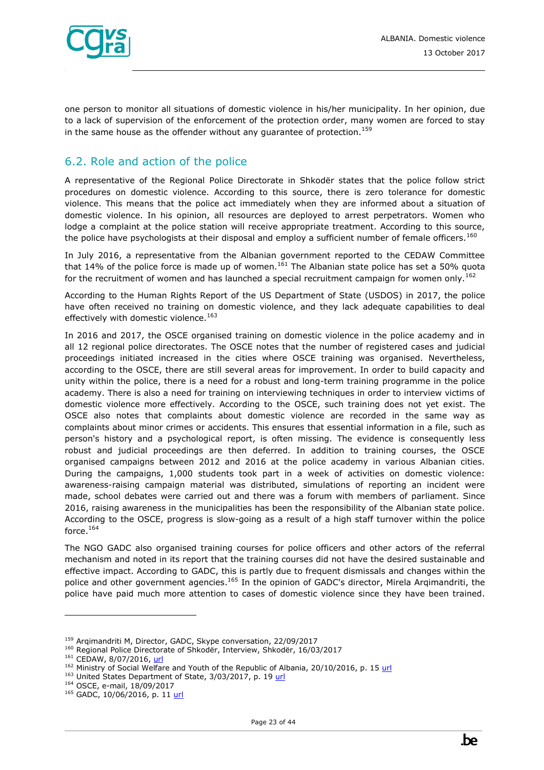one person to monitor all situations of domestic violence in his/her municipality. In her opinion, due to a lack of supervision of the enforcement of the protection order, many women are forced to stay in the same house as the offender without any guarantee of protection.[159]

## 6.2. Role and action of the police

A representative of the Regional Police Directorate in Shkodër states that the police follow strict procedures on domestic violence. According to this source, there is zero tolerance for domestic violence. This means that the police act immediately when they are informed about a situation of domestic violence. In his opinion, all resources are deployed to arrest perpetrators. Women who lodge a complaint at the police station will receive appropriate treatment. According to this source, the police have psychologists at their disposal and employ a sufficient number of female officers.[160]

In July 2016, a representative from the Albanian government reported to the CEDAW Committee that 14% of the police force is made up of women.[161] The Albanian state police has set a 50% quota for the recruitment of women and has launched a special recruitment campaign for women only.[162]

According to the Human Rights Report of the US Department of State (USDOS) in 2017, the police have often received no training on domestic violence, and they lack adequate capabilities to deal effectively with domestic violence.[163]

In 2016 and 2017, the OSCE organised training on domestic violence in the police academy and in all 12 regional police directorates. The OSCE notes that the number of registered cases and judicial proceedings initiated increased in the cities where OSCE training was organised. Nevertheless, according to the OSCE, there are still several areas for improvement. In order to build capacity and unity within the police, there is a need for a robust and long-term training programme in the police academy. There is also a need for training on interviewing techniques in order to interview victims of domestic violence more effectively. According to the OSCE, such training does not yet exist. The OSCE also notes that complaints about domestic violence are recorded in the same way as complaints about minor crimes or accidents. This ensures that essential information in a file, such as person's history and a psychological report, is often missing. The evidence is consequently less robust and judicial proceedings are then deferred. In addition to training courses, the OSCE organised campaigns between 2012 and 2016 at the police academy in various Albanian cities. During the campaigns, 1,000 students took part in a week of activities on domestic violence: awareness-raising campaign material was distributed, simulations of reporting an incident were made, school debates were carried out and there was a forum with members of parliament. Since 2016, raising awareness in the municipalities has been the responsibility of the Albanian state police. According to the OSCE, progress is slow-going as a result of a high staff turnover within the police force.[164]

The NGO GADC also organised training courses for police officers and other actors of the referral mechanism and noted in its report that the training courses did not have the desired sustainable and effective impact. According to GADC, this is partly due to frequent dismissals and changes within the police and other government agencies.[165] In the opinion of GADC's director, Mirela Arqimandriti, the police have paid much more attention to cases of domestic violence since they have been trained.

---

[159] Arqimandriti M, Director, GADC, Skype conversation, 22/09/2017
[160] Regional Police Directorate of Shkodër, Interview, Shkodër, 16/03/2017
[161] CEDAW, 8/07/2016, url
[162] Ministry of Social Welfare and Youth of the Republic of Albania, 20/10/2016, p. 15 url
[163] United States Department of State, 3/03/2017, p. 19 url
[164] OSCE, e-mail, 18/09/2017
[165] GADC, 10/06/2016, p. 11 url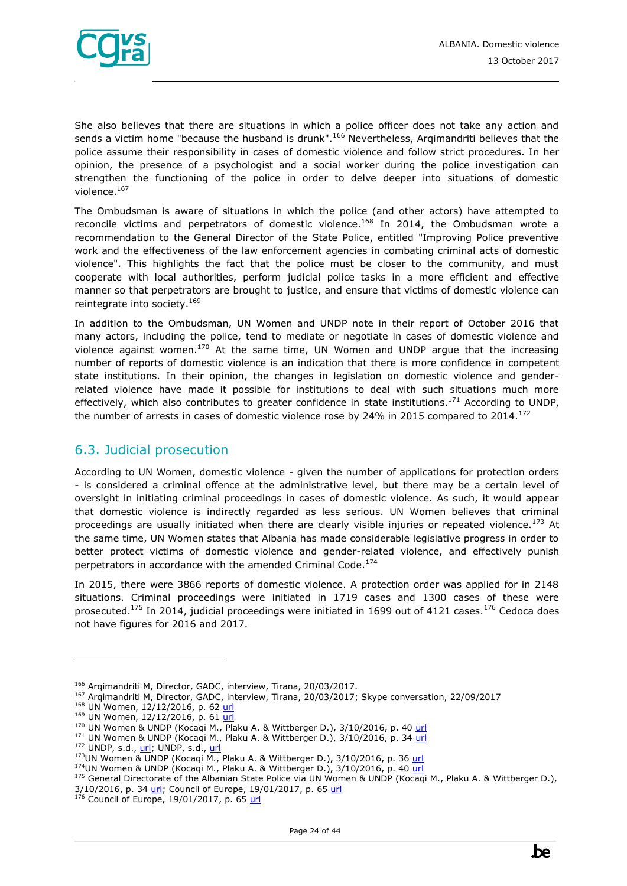She also believes that there are situations in which a police officer does not take any action and sends a victim home "because the husband is drunk".[166] Nevertheless, Arqimandriti believes that the police assume their responsibility in cases of domestic violence and follow strict procedures. In her opinion, the presence of a psychologist and a social worker during the police investigation can strengthen the functioning of the police in order to delve deeper into situations of domestic violence.[167]

The Ombudsman is aware of situations in which the police (and other actors) have attempted to reconcile victims and perpetrators of domestic violence.[168] In 2014, the Ombudsman wrote a recommendation to the General Director of the State Police, entitled "Improving Police preventive work and the effectiveness of the law enforcement agencies in combating criminal acts of domestic violence". This highlights the fact that the police must be closer to the community, and must cooperate with local authorities, perform judicial police tasks in a more efficient and effective manner so that perpetrators are brought to justice, and ensure that victims of domestic violence can reintegrate into society.[169]

In addition to the Ombudsman, UN Women and UNDP note in their report of October 2016 that many actors, including the police, tend to mediate or negotiate in cases of domestic violence and violence against women.[170] At the same time, UN Women and UNDP argue that the increasing number of reports of domestic violence is an indication that there is more confidence in competent state institutions. In their opinion, the changes in legislation on domestic violence and gender-related violence have made it possible for institutions to deal with such situations much more effectively, which also contributes to greater confidence in state institutions.[171] According to UNDP, the number of arrests in cases of domestic violence rose by 24% in 2015 compared to 2014.[172]

## 6.3. Judicial prosecution

According to UN Women, domestic violence - given the number of applications for protection orders - is considered a criminal offence at the administrative level, but there may be a certain level of oversight in initiating criminal proceedings in cases of domestic violence. As such, it would appear that domestic violence is indirectly regarded as less serious. UN Women believes that criminal proceedings are usually initiated when there are clearly visible injuries or repeated violence.[173] At the same time, UN Women states that Albania has made considerable legislative progress in order to better protect victims of domestic violence and gender-related violence, and effectively punish perpetrators in accordance with the amended Criminal Code.[174]

In 2015, there were 3866 reports of domestic violence. A protection order was applied for in 2148 situations. Criminal proceedings were initiated in 1719 cases and 1300 cases of these were prosecuted.[175] In 2014, judicial proceedings were initiated in 1699 out of 4121 cases.[176] Cedoca does not have figures for 2016 and 2017.

---

[166] Arqimandriti M, Director, GADC, interview, Tirana, 20/03/2017.
[167] Arqimandriti M, Director, GADC, interview, Tirana, 20/03/2017; Skype conversation, 22/09/2017
[168] UN Women, 12/12/2016, p. 62 url
[169] UN Women, 12/12/2016, p. 61 url
[170] UN Women & UNDP (Kocaqi M., Plaku A. & Wittberger D.), 3/10/2016, p. 40 url
[171] UN Women & UNDP (Kocaqi M., Plaku A. & Wittberger D.), 3/10/2016, p. 34 url
[172] UNDP, s.d., url; UNDP, s.d., url
[173] UN Women & UNDP (Kocaqi M., Plaku A. & Wittberger D.), 3/10/2016, p. 36 url
[174] UN Women & UNDP (Kocaqi M., Plaku A. & Wittberger D.), 3/10/2016, p. 40 url
[175] General Directorate of the Albanian State Police via UN Women & UNDP (Kocaqi M., Plaku A. & Wittberger D.), 3/10/2016, p. 34 url; Council of Europe, 19/01/2017, p. 65 url
[176] Council of Europe, 19/01/2017, p. 65 url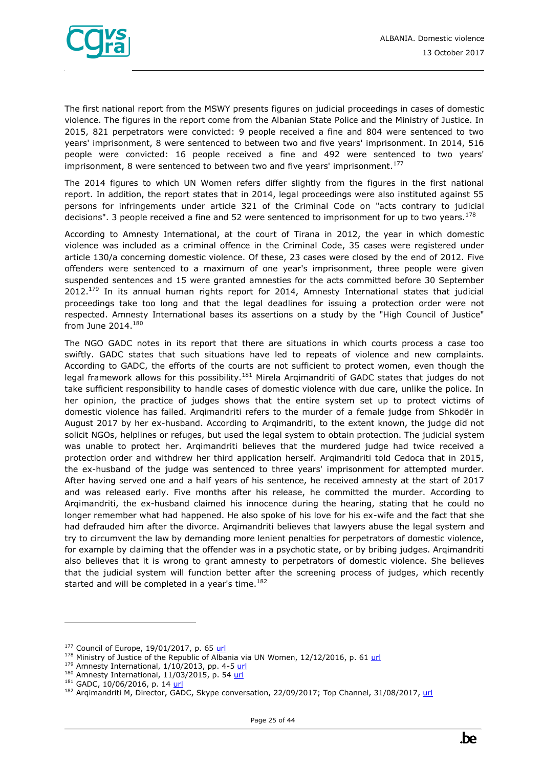The first national report from the MSWY presents figures on judicial proceedings in cases of domestic violence. The figures in the report come from the Albanian State Police and the Ministry of Justice. In 2015, 821 perpetrators were convicted: 9 people received a fine and 804 were sentenced to two years' imprisonment, 8 were sentenced to between two and five years' imprisonment. In 2014, 516 people were convicted: 16 people received a fine and 492 were sentenced to two years' imprisonment, 8 were sentenced to between two and five years' imprisonment.[177]

The 2014 figures to which UN Women refers differ slightly from the figures in the first national report. In addition, the report states that in 2014, legal proceedings were also instituted against 55 persons for infringements under article 321 of the Criminal Code on "acts contrary to judicial decisions". 3 people received a fine and 52 were sentenced to imprisonment for up to two years.[178]

According to Amnesty International, at the court of Tirana in 2012, the year in which domestic violence was included as a criminal offence in the Criminal Code, 35 cases were registered under article 130/a concerning domestic violence. Of these, 23 cases were closed by the end of 2012. Five offenders were sentenced to a maximum of one year's imprisonment, three people were given suspended sentences and 15 were granted amnesties for the acts committed before 30 September 2012.[179] In its annual human rights report for 2014, Amnesty International states that judicial proceedings take too long and that the legal deadlines for issuing a protection order were not respected. Amnesty International bases its assertions on a study by the "High Council of Justice" from June 2014.[180]

The NGO GADC notes in its report that there are situations in which courts process a case too swiftly. GADC states that such situations have led to repeats of violence and new complaints. According to GADC, the efforts of the courts are not sufficient to protect women, even though the legal framework allows for this possibility.[181] Mirela Arqimandriti of GADC states that judges do not take sufficient responsibility to handle cases of domestic violence with due care, unlike the police. In her opinion, the practice of judges shows that the entire system set up to protect victims of domestic violence has failed. Arqimandriti refers to the murder of a female judge from Shkodër in August 2017 by her ex-husband. According to Arqimandriti, to the extent known, the judge did not solicit NGOs, helplines or refuges, but used the legal system to obtain protection. The judicial system was unable to protect her. Arqimandriti believes that the murdered judge had twice received a protection order and withdrew her third application herself. Arqimandriti told Cedoca that in 2015, the ex-husband of the judge was sentenced to three years' imprisonment for attempted murder. After having served one and a half years of his sentence, he received amnesty at the start of 2017 and was released early. Five months after his release, he committed the murder. According to Arqimandriti, the ex-husband claimed his innocence during the hearing, stating that he could no longer remember what had happened. He also spoke of his love for his ex-wife and the fact that she had defrauded him after the divorce. Arqimandriti believes that lawyers abuse the legal system and try to circumvent the law by demanding more lenient penalties for perpetrators of domestic violence, for example by claiming that the offender was in a psychotic state, or by bribing judges. Arqimandriti also believes that it is wrong to grant amnesty to perpetrators of domestic violence. She believes that the judicial system will function better after the screening process of judges, which recently started and will be completed in a year's time.[182]

---

[177] Council of Europe, 19/01/2017, p. 65 url
[178] Ministry of Justice of the Republic of Albania via UN Women, 12/12/2016, p. 61 url
[179] Amnesty International, 1/10/2013, pp. 4-5 url
[180] Amnesty International, 11/03/2015, p. 54 url
[181] GADC, 10/06/2016, p. 14 url
[182] Arqimandriti M, Director, GADC, Skype conversation, 22/09/2017; Top Channel, 31/08/2017, url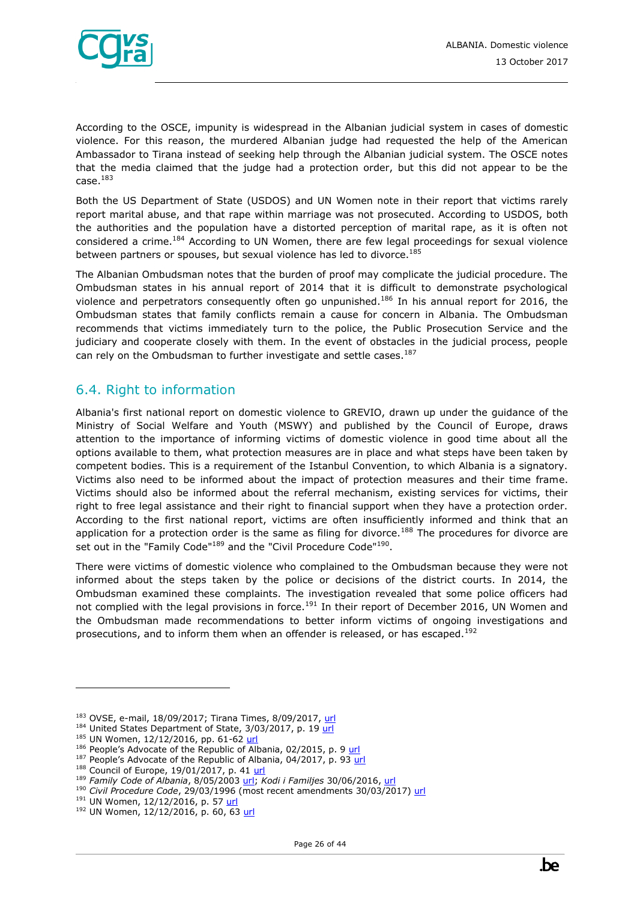According to the OSCE, impunity is widespread in the Albanian judicial system in cases of domestic violence. For this reason, the murdered Albanian judge had requested the help of the American Ambassador to Tirana instead of seeking help through the Albanian judicial system. The OSCE notes that the media claimed that the judge had a protection order, but this did not appear to be the case.[183]

Both the US Department of State (USDOS) and UN Women note in their report that victims rarely report marital abuse, and that rape within marriage was not prosecuted. According to USDOS, both the authorities and the population have a distorted perception of marital rape, as it is often not considered a crime.[184] According to UN Women, there are few legal proceedings for sexual violence between partners or spouses, but sexual violence has led to divorce.[185]

The Albanian Ombudsman notes that the burden of proof may complicate the judicial procedure. The Ombudsman states in his annual report of 2014 that it is difficult to demonstrate psychological violence and perpetrators consequently often go unpunished.[186] In his annual report for 2016, the Ombudsman states that family conflicts remain a cause for concern in Albania. The Ombudsman recommends that victims immediately turn to the police, the Public Prosecution Service and the judiciary and cooperate closely with them. In the event of obstacles in the judicial process, people can rely on the Ombudsman to further investigate and settle cases.[187]

## 6.4. Right to information

Albania's first national report on domestic violence to GREVIO, drawn up under the guidance of the Ministry of Social Welfare and Youth (MSWY) and published by the Council of Europe, draws attention to the importance of informing victims of domestic violence in good time about all the options available to them, what protection measures are in place and what steps have been taken by competent bodies. This is a requirement of the Istanbul Convention, to which Albania is a signatory. Victims also need to be informed about the impact of protection measures and their time frame. Victims should also be informed about the referral mechanism, existing services for victims, their right to free legal assistance and their right to financial support when they have a protection order. According to the first national report, victims are often insufficiently informed and think that an application for a protection order is the same as filing for divorce.[188] The procedures for divorce are set out in the "Family Code"[189] and the "Civil Procedure Code"[190].

There were victims of domestic violence who complained to the Ombudsman because they were not informed about the steps taken by the police or decisions of the district courts. In 2014, the Ombudsman examined these complaints. The investigation revealed that some police officers had not complied with the legal provisions in force.[191] In their report of December 2016, UN Women and the Ombudsman made recommendations to better inform victims of ongoing investigations and prosecutions, and to inform them when an offender is released, or has escaped.[192]

---

[183] OVSE, e-mail, 18/09/2017; Tirana Times, 8/09/2017, url
[184] United States Department of State, 3/03/2017, p. 19 url
[185] UN Women, 12/12/2016, pp. 61-62 url
[186] People's Advocate of the Republic of Albania, 02/2015, p. 9 url
[187] People's Advocate of the Republic of Albania, 04/2017, p. 93 url
[188] Council of Europe, 19/01/2017, p. 41 url
[189] *Family Code of Albania*, 8/05/2003 url; *Kodi i Familjes* 30/06/2016, url
[190] *Civil Procedure Code*, 29/03/1996 (most recent amendments 30/03/2017) url
[191] UN Women, 12/12/2016, p. 57 url
[192] UN Women, 12/12/2016, p. 60, 63 url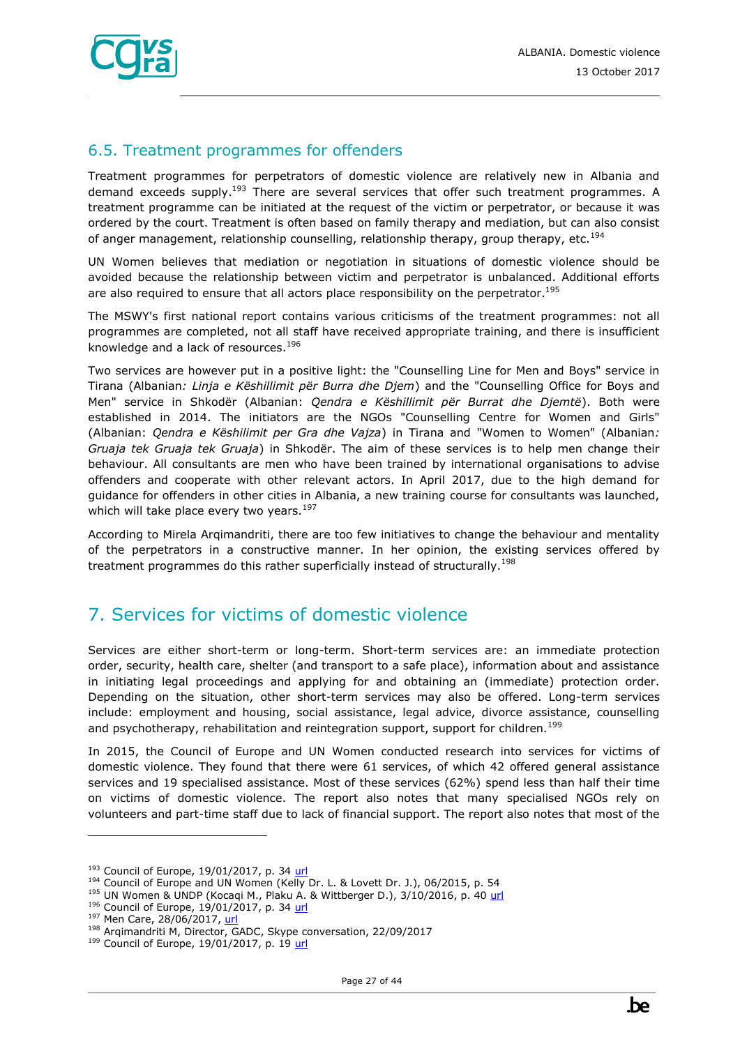## 6.5. Treatment programmes for offenders

Treatment programmes for perpetrators of domestic violence are relatively new in Albania and demand exceeds supply.[193] There are several services that offer such treatment programmes. A treatment programme can be initiated at the request of the victim or perpetrator, or because it was ordered by the court. Treatment is often based on family therapy and mediation, but can also consist of anger management, relationship counselling, relationship therapy, group therapy, etc.[194]

UN Women believes that mediation or negotiation in situations of domestic violence should be avoided because the relationship between victim and perpetrator is unbalanced. Additional efforts are also required to ensure that all actors place responsibility on the perpetrator.[195]

The MSWY's first national report contains various criticisms of the treatment programmes: not all programmes are completed, not all staff have received appropriate training, and there is insufficient knowledge and a lack of resources.[196]

Two services are however put in a positive light: the "Counselling Line for Men and Boys" service in Tirana (Albanian*: Linja e Këshillimit për Burra dhe Djem*) and the "Counselling Office for Boys and Men" service in Shkodër (Albanian: *Qendra e Këshillimit për Burrat dhe Djemtë*). Both were established in 2014. The initiators are the NGOs "Counselling Centre for Women and Girls" (Albanian: *Qendra e Këshilimit per Gra dhe Vajza*) in Tirana and "Women to Women" (Albanian*: Gruaja tek Gruaja tek Gruaja*) in Shkodër. The aim of these services is to help men change their behaviour. All consultants are men who have been trained by international organisations to advise offenders and cooperate with other relevant actors. In April 2017, due to the high demand for guidance for offenders in other cities in Albania, a new training course for consultants was launched, which will take place every two years.[197]

According to Mirela Arqimandriti, there are too few initiatives to change the behaviour and mentality of the perpetrators in a constructive manner. In her opinion, the existing services offered by treatment programmes do this rather superficially instead of structurally.[198]

# 7. Services for victims of domestic violence

Services are either short-term or long-term. Short-term services are: an immediate protection order, security, health care, shelter (and transport to a safe place), information about and assistance in initiating legal proceedings and applying for and obtaining an (immediate) protection order. Depending on the situation, other short-term services may also be offered. Long-term services include: employment and housing, social assistance, legal advice, divorce assistance, counselling and psychotherapy, rehabilitation and reintegration support, support for children.[199]

In 2015, the Council of Europe and UN Women conducted research into services for victims of domestic violence. They found that there were 61 services, of which 42 offered general assistance services and 19 specialised assistance. Most of these services (62%) spend less than half their time on victims of domestic violence. The report also notes that many specialised NGOs rely on volunteers and part-time staff due to lack of financial support. The report also notes that most of the

---

[193] Council of Europe, 19/01/2017, p. 34 url

[194] Council of Europe and UN Women (Kelly Dr. L. & Lovett Dr. J.), 06/2015, p. 54

[195] UN Women & UNDP (Kocaqi M., Plaku A. & Wittberger D.), 3/10/2016, p. 40 url

[196] Council of Europe, 19/01/2017, p. 34 url

[197] Men Care, 28/06/2017, url

[198] Arqimandriti M, Director, GADC, Skype conversation, 22/09/2017

[199] Council of Europe, 19/01/2017, p. 19 url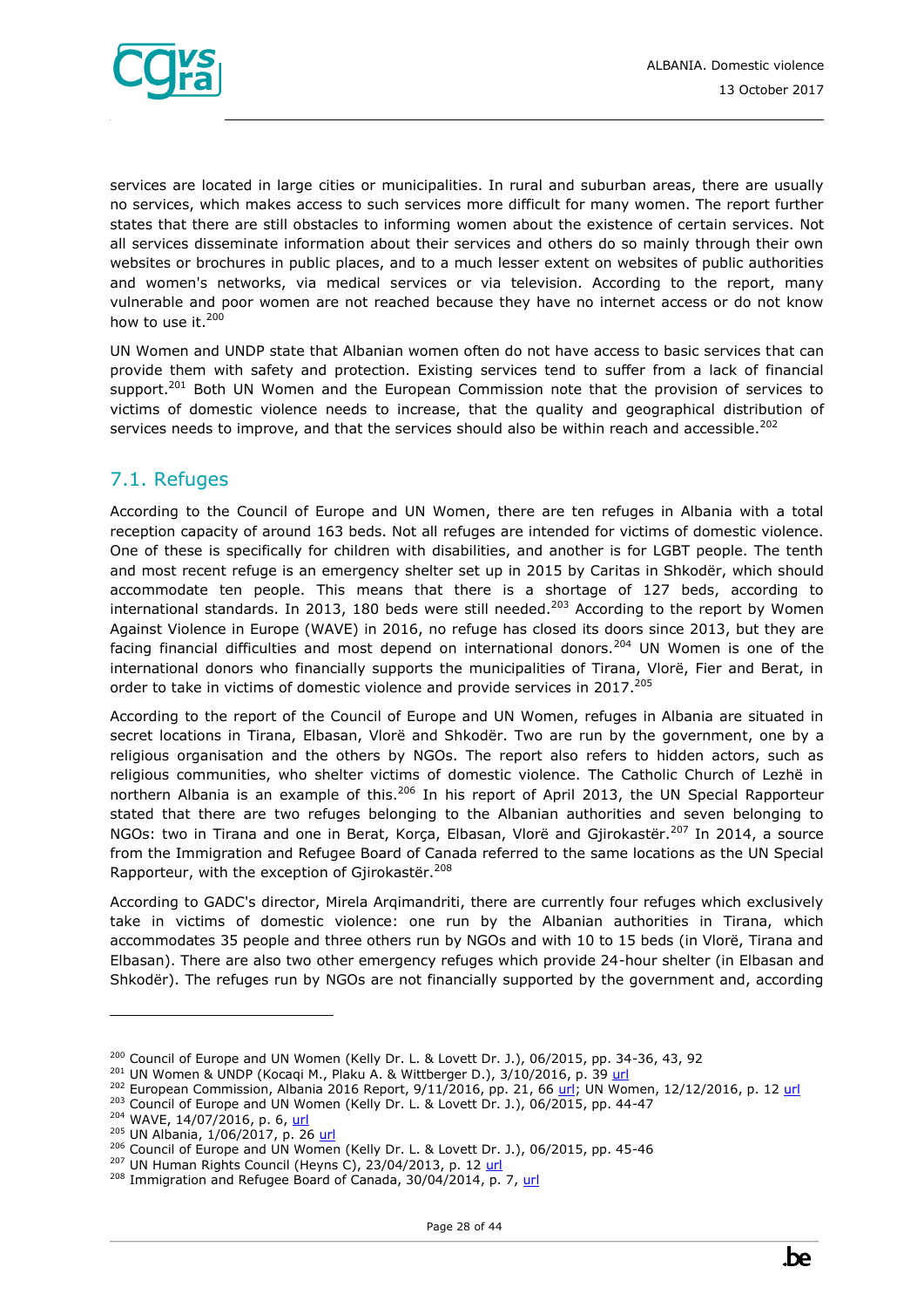services are located in large cities or municipalities. In rural and suburban areas, there are usually no services, which makes access to such services more difficult for many women. The report further states that there are still obstacles to informing women about the existence of certain services. Not all services disseminate information about their services and others do so mainly through their own websites or brochures in public places, and to a much lesser extent on websites of public authorities and women's networks, via medical services or via television. According to the report, many vulnerable and poor women are not reached because they have no internet access or do not know how to use it.[200]

UN Women and UNDP state that Albanian women often do not have access to basic services that can provide them with safety and protection. Existing services tend to suffer from a lack of financial support.[201] Both UN Women and the European Commission note that the provision of services to victims of domestic violence needs to increase, that the quality and geographical distribution of services needs to improve, and that the services should also be within reach and accessible.[202]

## 7.1. Refuges

According to the Council of Europe and UN Women, there are ten refuges in Albania with a total reception capacity of around 163 beds. Not all refuges are intended for victims of domestic violence. One of these is specifically for children with disabilities, and another is for LGBT people. The tenth and most recent refuge is an emergency shelter set up in 2015 by Caritas in Shkodër, which should accommodate ten people. This means that there is a shortage of 127 beds, according to international standards. In 2013, 180 beds were still needed.[203] According to the report by Women Against Violence in Europe (WAVE) in 2016, no refuge has closed its doors since 2013, but they are facing financial difficulties and most depend on international donors.[204] UN Women is one of the international donors who financially supports the municipalities of Tirana, Vlorë, Fier and Berat, in order to take in victims of domestic violence and provide services in 2017.[205]

According to the report of the Council of Europe and UN Women, refuges in Albania are situated in secret locations in Tirana, Elbasan, Vlorë and Shkodër. Two are run by the government, one by a religious organisation and the others by NGOs. The report also refers to hidden actors, such as religious communities, who shelter victims of domestic violence. The Catholic Church of Lezhë in northern Albania is an example of this.[206] In his report of April 2013, the UN Special Rapporteur stated that there are two refuges belonging to the Albanian authorities and seven belonging to NGOs: two in Tirana and one in Berat, Korça, Elbasan, Vlorë and Gjirokastër.[207] In 2014, a source from the Immigration and Refugee Board of Canada referred to the same locations as the UN Special Rapporteur, with the exception of Gjirokastër.[208]

According to GADC's director, Mirela Arqimandriti, there are currently four refuges which exclusively take in victims of domestic violence: one run by the Albanian authorities in Tirana, which accommodates 35 people and three others run by NGOs and with 10 to 15 beds (in Vlorë, Tirana and Elbasan). There are also two other emergency refuges which provide 24-hour shelter (in Elbasan and Shkodër). The refuges run by NGOs are not financially supported by the government and, according

---

[200] Council of Europe and UN Women (Kelly Dr. L. & Lovett Dr. J.), 06/2015, pp. 34-36, 43, 92
[201] UN Women & UNDP (Kocaqi M., Plaku A. & Wittberger D.), 3/10/2016, p. 39 url
[202] European Commission, Albania 2016 Report, 9/11/2016, pp. 21, 66 url; UN Women, 12/12/2016, p. 12 url
[203] Council of Europe and UN Women (Kelly Dr. L. & Lovett Dr. J.), 06/2015, pp. 44-47
[204] WAVE, 14/07/2016, p. 6, url
[205] UN Albania, 1/06/2017, p. 26 url
[206] Council of Europe and UN Women (Kelly Dr. L. & Lovett Dr. J.), 06/2015, pp. 45-46
[207] UN Human Rights Council (Heyns C), 23/04/2013, p. 12 url
[208] Immigration and Refugee Board of Canada, 30/04/2014, p. 7, url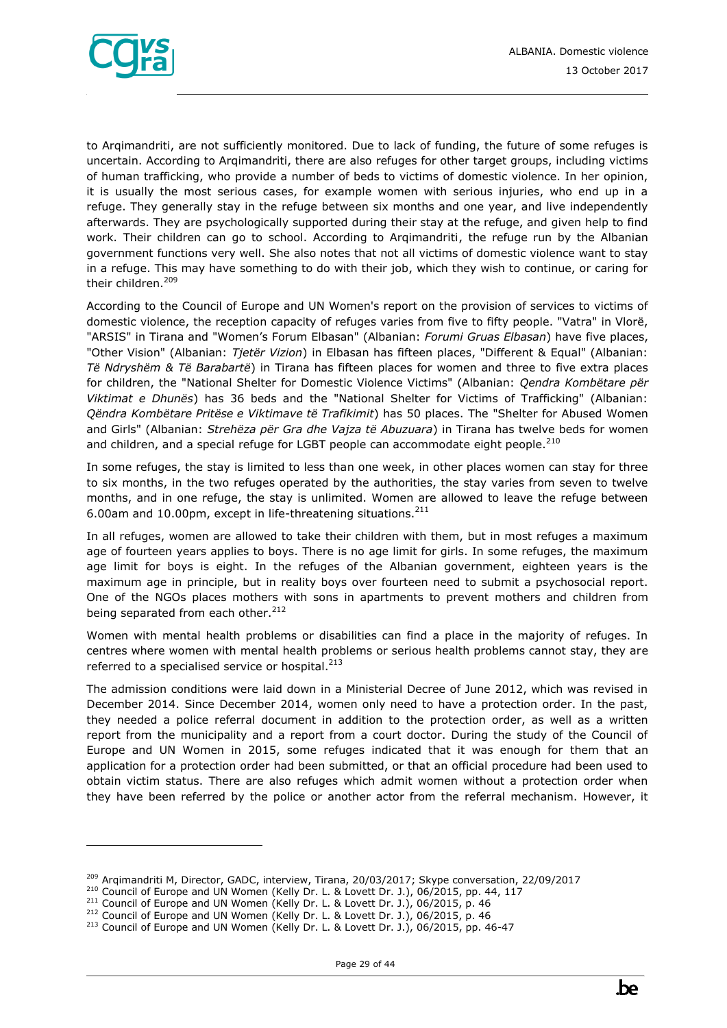to Arqimandriti, are not sufficiently monitored. Due to lack of funding, the future of some refuges is uncertain. According to Arqimandriti, there are also refuges for other target groups, including victims of human trafficking, who provide a number of beds to victims of domestic violence. In her opinion, it is usually the most serious cases, for example women with serious injuries, who end up in a refuge. They generally stay in the refuge between six months and one year, and live independently afterwards. They are psychologically supported during their stay at the refuge, and given help to find work. Their children can go to school. According to Arqimandriti, the refuge run by the Albanian government functions very well. She also notes that not all victims of domestic violence want to stay in a refuge. This may have something to do with their job, which they wish to continue, or caring for their children.[209]

According to the Council of Europe and UN Women's report on the provision of services to victims of domestic violence, the reception capacity of refuges varies from five to fifty people. "Vatra" in Vlorë, "ARSIS" in Tirana and "Women's Forum Elbasan" (Albanian: *Forumi Gruas Elbasan*) have five places, "Other Vision" (Albanian: *Tjetër Vizion*) in Elbasan has fifteen places, "Different & Equal" (Albanian: *Të Ndryshëm & Të Barabartë*) in Tirana has fifteen places for women and three to five extra places for children, the "National Shelter for Domestic Violence Victims" (Albanian: *Qendra Kombëtare për Viktimat e Dhunës*) has 36 beds and the "National Shelter for Victims of Trafficking" (Albanian: *Qëndra Kombëtare Pritëse e Viktimave të Trafikimit*) has 50 places. The "Shelter for Abused Women and Girls" (Albanian: *Strehëza për Gra dhe Vajza të Abuzuara*) in Tirana has twelve beds for women and children, and a special refuge for LGBT people can accommodate eight people.[210]

In some refuges, the stay is limited to less than one week, in other places women can stay for three to six months, in the two refuges operated by the authorities, the stay varies from seven to twelve months, and in one refuge, the stay is unlimited. Women are allowed to leave the refuge between 6.00am and 10.00pm, except in life-threatening situations.[211]

In all refuges, women are allowed to take their children with them, but in most refuges a maximum age of fourteen years applies to boys. There is no age limit for girls. In some refuges, the maximum age limit for boys is eight. In the refuges of the Albanian government, eighteen years is the maximum age in principle, but in reality boys over fourteen need to submit a psychosocial report. One of the NGOs places mothers with sons in apartments to prevent mothers and children from being separated from each other.[212]

Women with mental health problems or disabilities can find a place in the majority of refuges. In centres where women with mental health problems or serious health problems cannot stay, they are referred to a specialised service or hospital.[213]

The admission conditions were laid down in a Ministerial Decree of June 2012, which was revised in December 2014. Since December 2014, women only need to have a protection order. In the past, they needed a police referral document in addition to the protection order, as well as a written report from the municipality and a report from a court doctor. During the study of the Council of Europe and UN Women in 2015, some refuges indicated that it was enough for them that an application for a protection order had been submitted, or that an official procedure had been used to obtain victim status. There are also refuges which admit women without a protection order when they have been referred by the police or another actor from the referral mechanism. However, it

---

[209] Arqimandriti M, Director, GADC, interview, Tirana, 20/03/2017; Skype conversation, 22/09/2017
[210] Council of Europe and UN Women (Kelly Dr. L. & Lovett Dr. J.), 06/2015, pp. 44, 117
[211] Council of Europe and UN Women (Kelly Dr. L. & Lovett Dr. J.), 06/2015, p. 46
[212] Council of Europe and UN Women (Kelly Dr. L. & Lovett Dr. J.), 06/2015, p. 46
[213] Council of Europe and UN Women (Kelly Dr. L. & Lovett Dr. J.), 06/2015, pp. 46-47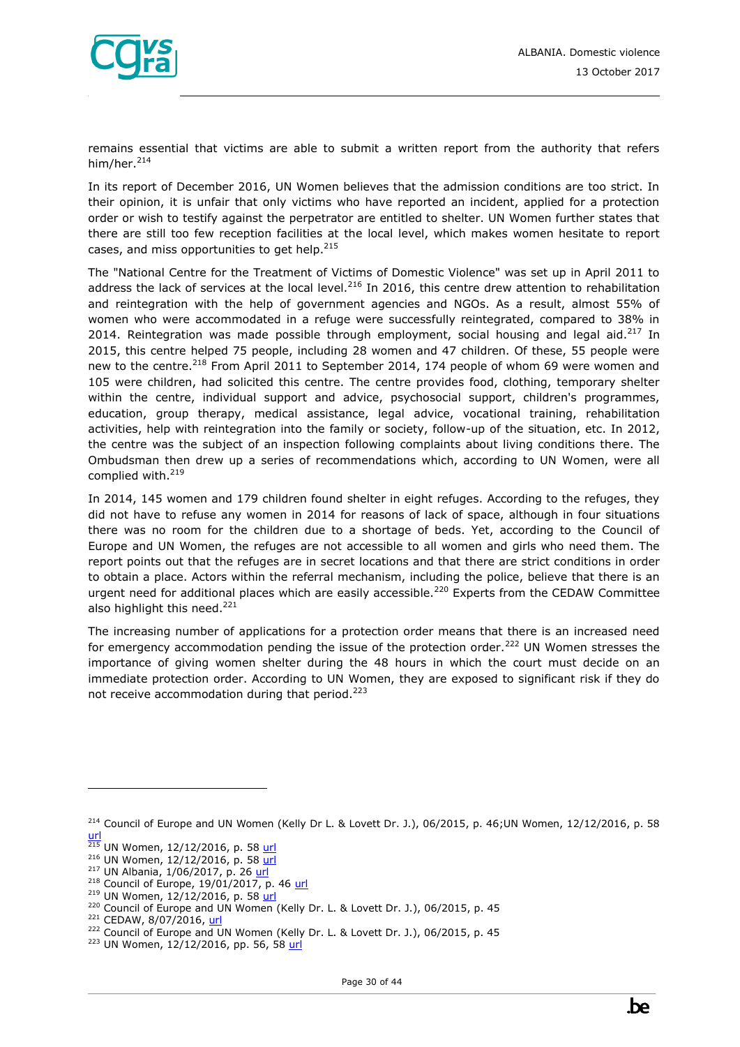remains essential that victims are able to submit a written report from the authority that refers him/her.[214]

In its report of December 2016, UN Women believes that the admission conditions are too strict. In their opinion, it is unfair that only victims who have reported an incident, applied for a protection order or wish to testify against the perpetrator are entitled to shelter. UN Women further states that there are still too few reception facilities at the local level, which makes women hesitate to report cases, and miss opportunities to get help.[215]

The "National Centre for the Treatment of Victims of Domestic Violence" was set up in April 2011 to address the lack of services at the local level.[216] In 2016, this centre drew attention to rehabilitation and reintegration with the help of government agencies and NGOs. As a result, almost 55% of women who were accommodated in a refuge were successfully reintegrated, compared to 38% in 2014. Reintegration was made possible through employment, social housing and legal aid.[217] In 2015, this centre helped 75 people, including 28 women and 47 children. Of these, 55 people were new to the centre.[218] From April 2011 to September 2014, 174 people of whom 69 were women and 105 were children, had solicited this centre. The centre provides food, clothing, temporary shelter within the centre, individual support and advice, psychosocial support, children's programmes, education, group therapy, medical assistance, legal advice, vocational training, rehabilitation activities, help with reintegration into the family or society, follow-up of the situation, etc. In 2012, the centre was the subject of an inspection following complaints about living conditions there. The Ombudsman then drew up a series of recommendations which, according to UN Women, were all complied with.[219]

In 2014, 145 women and 179 children found shelter in eight refuges. According to the refuges, they did not have to refuse any women in 2014 for reasons of lack of space, although in four situations there was no room for the children due to a shortage of beds. Yet, according to the Council of Europe and UN Women, the refuges are not accessible to all women and girls who need them. The report points out that the refuges are in secret locations and that there are strict conditions in order to obtain a place. Actors within the referral mechanism, including the police, believe that there is an urgent need for additional places which are easily accessible.[220] Experts from the CEDAW Committee also highlight this need.[221]

The increasing number of applications for a protection order means that there is an increased need for emergency accommodation pending the issue of the protection order.[222] UN Women stresses the importance of giving women shelter during the 48 hours in which the court must decide on an immediate protection order. According to UN Women, they are exposed to significant risk if they do not receive accommodation during that period.[223]

---

[214] Council of Europe and UN Women (Kelly Dr L. & Lovett Dr. J.), 06/2015, p. 46;UN Women, 12/12/2016, p. 58 url

[215] UN Women, 12/12/2016, p. 58 url

[216] UN Women, 12/12/2016, p. 58 url

[217] UN Albania, 1/06/2017, p. 26 url

[218] Council of Europe, 19/01/2017, p. 46 url

[219] UN Women, 12/12/2016, p. 58 url

[220] Council of Europe and UN Women (Kelly Dr. L. & Lovett Dr. J.), 06/2015, p. 45

[221] CEDAW, 8/07/2016, url

[222] Council of Europe and UN Women (Kelly Dr. L. & Lovett Dr. J.), 06/2015, p. 45

[223] UN Women, 12/12/2016, pp. 56, 58 url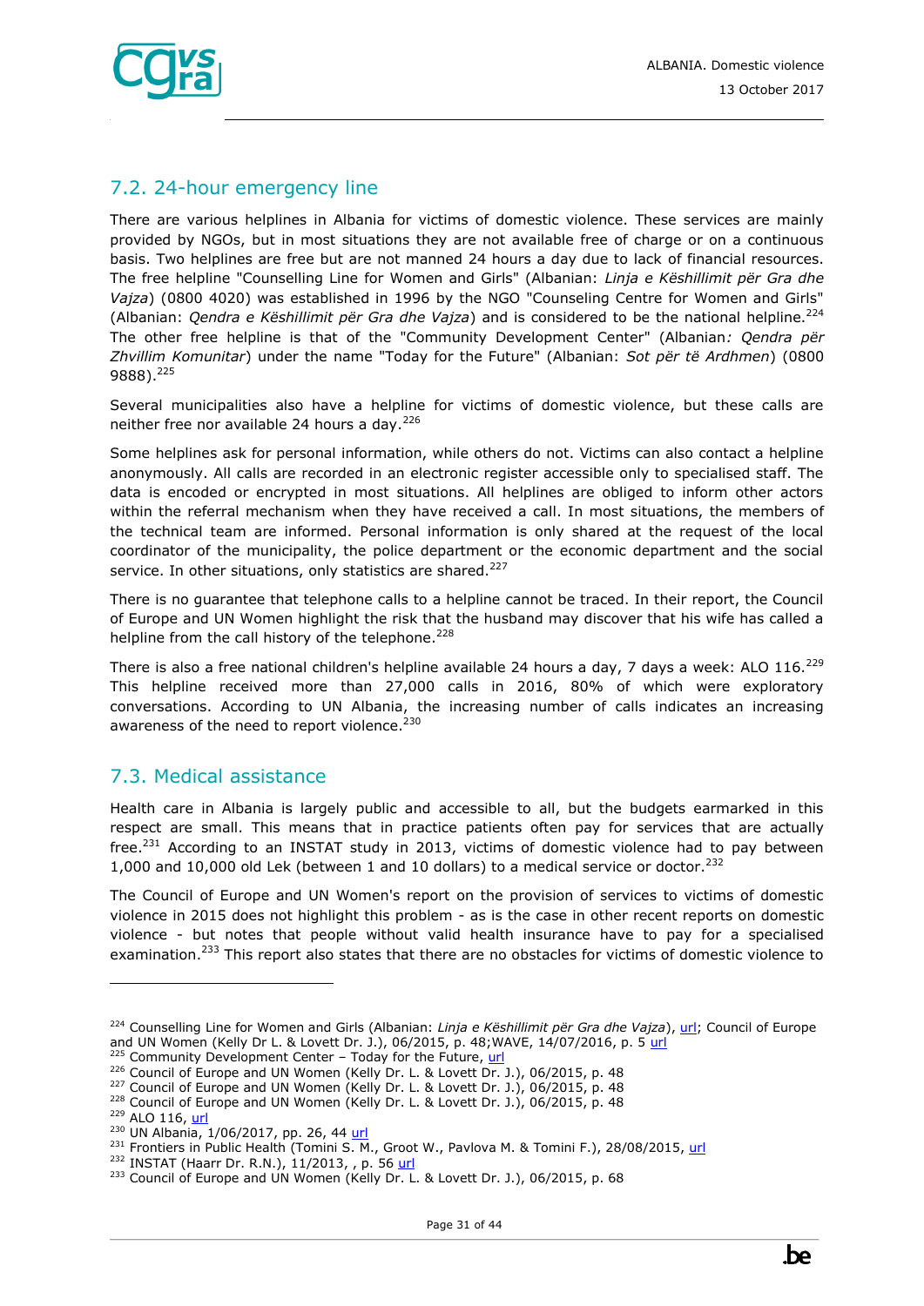## 7.2. 24-hour emergency line

There are various helplines in Albania for victims of domestic violence. These services are mainly provided by NGOs, but in most situations they are not available free of charge or on a continuous basis. Two helplines are free but are not manned 24 hours a day due to lack of financial resources. The free helpline "Counselling Line for Women and Girls" (Albanian: *Linja e Këshillimit për Gra dhe Vajza*) (0800 4020) was established in 1996 by the NGO "Counseling Centre for Women and Girls" (Albanian: *Qendra e Këshillimit për Gra dhe Vajza*) and is considered to be the national helpline.[224] The other free helpline is that of the "Community Development Center" (Albanian*: Qendra për Zhvillim Komunitar*) under the name "Today for the Future" (Albanian: *Sot për të Ardhmen*) (0800 9888).[225]

Several municipalities also have a helpline for victims of domestic violence, but these calls are neither free nor available 24 hours a day.[226]

Some helplines ask for personal information, while others do not. Victims can also contact a helpline anonymously. All calls are recorded in an electronic register accessible only to specialised staff. The data is encoded or encrypted in most situations. All helplines are obliged to inform other actors within the referral mechanism when they have received a call. In most situations, the members of the technical team are informed. Personal information is only shared at the request of the local coordinator of the municipality, the police department or the economic department and the social service. In other situations, only statistics are shared.[227]

There is no guarantee that telephone calls to a helpline cannot be traced. In their report, the Council of Europe and UN Women highlight the risk that the husband may discover that his wife has called a helpline from the call history of the telephone.[228]

There is also a free national children's helpline available 24 hours a day, 7 days a week: ALO 116.[229] This helpline received more than 27,000 calls in 2016, 80% of which were exploratory conversations. According to UN Albania, the increasing number of calls indicates an increasing awareness of the need to report violence.[230]

## 7.3. Medical assistance

Health care in Albania is largely public and accessible to all, but the budgets earmarked in this respect are small. This means that in practice patients often pay for services that are actually free.[231] According to an INSTAT study in 2013, victims of domestic violence had to pay between 1,000 and 10,000 old Lek (between 1 and 10 dollars) to a medical service or doctor.[232]

The Council of Europe and UN Women's report on the provision of services to victims of domestic violence in 2015 does not highlight this problem - as is the case in other recent reports on domestic violence - but notes that people without valid health insurance have to pay for a specialised examination.[233] This report also states that there are no obstacles for victims of domestic violence to

---

[224] Counselling Line for Women and Girls (Albanian: *Linja e Këshillimit për Gra dhe Vajza*), url; Council of Europe and UN Women (Kelly Dr L. & Lovett Dr. J.), 06/2015, p. 48;WAVE, 14/07/2016, p. 5 url
[225] Community Development Center – Today for the Future, url
[226] Council of Europe and UN Women (Kelly Dr. L. & Lovett Dr. J.), 06/2015, p. 48
[227] Council of Europe and UN Women (Kelly Dr. L. & Lovett Dr. J.), 06/2015, p. 48
[228] Council of Europe and UN Women (Kelly Dr. L. & Lovett Dr. J.), 06/2015, p. 48
[229] ALO 116, url
[230] UN Albania, 1/06/2017, pp. 26, 44 url
[231] Frontiers in Public Health (Tomini S. M., Groot W., Pavlova M. & Tomini F.), 28/08/2015, url
[232] INSTAT (Haarr Dr. R.N.), 11/2013, , p. 56 url
[233] Council of Europe and UN Women (Kelly Dr. L. & Lovett Dr. J.), 06/2015, p. 68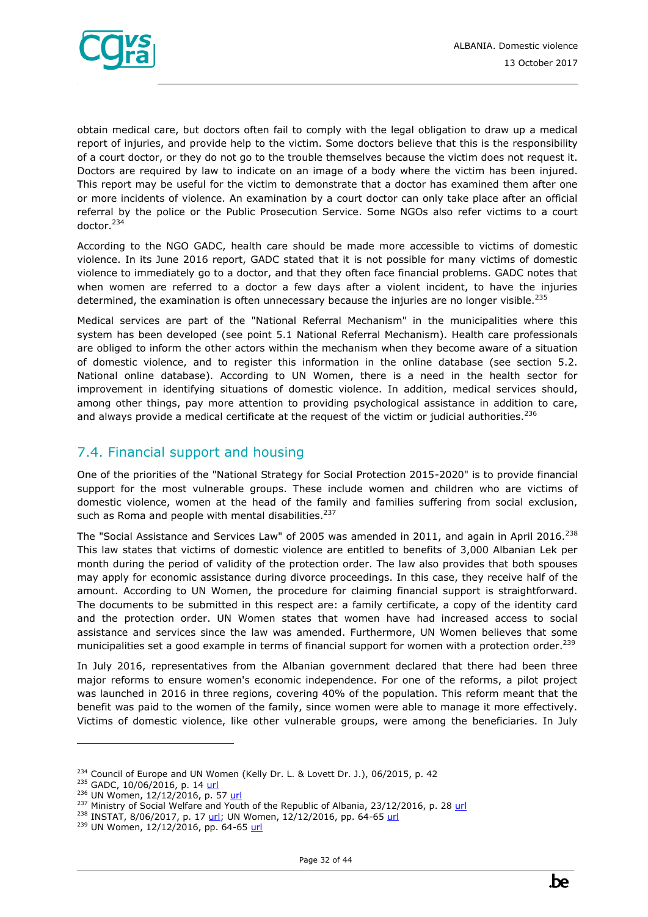obtain medical care, but doctors often fail to comply with the legal obligation to draw up a medical report of injuries, and provide help to the victim. Some doctors believe that this is the responsibility of a court doctor, or they do not go to the trouble themselves because the victim does not request it. Doctors are required by law to indicate on an image of a body where the victim has been injured. This report may be useful for the victim to demonstrate that a doctor has examined them after one or more incidents of violence. An examination by a court doctor can only take place after an official referral by the police or the Public Prosecution Service. Some NGOs also refer victims to a court doctor.[234]

According to the NGO GADC, health care should be made more accessible to victims of domestic violence. In its June 2016 report, GADC stated that it is not possible for many victims of domestic violence to immediately go to a doctor, and that they often face financial problems. GADC notes that when women are referred to a doctor a few days after a violent incident, to have the injuries determined, the examination is often unnecessary because the injuries are no longer visible.[235]

Medical services are part of the "National Referral Mechanism" in the municipalities where this system has been developed (see point 5.1 National Referral Mechanism). Health care professionals are obliged to inform the other actors within the mechanism when they become aware of a situation of domestic violence, and to register this information in the online database (see section 5.2. National online database). According to UN Women, there is a need in the health sector for improvement in identifying situations of domestic violence. In addition, medical services should, among other things, pay more attention to providing psychological assistance in addition to care, and always provide a medical certificate at the request of the victim or judicial authorities.[236]

## 7.4. Financial support and housing

One of the priorities of the "National Strategy for Social Protection 2015-2020" is to provide financial support for the most vulnerable groups. These include women and children who are victims of domestic violence, women at the head of the family and families suffering from social exclusion, such as Roma and people with mental disabilities.[237]

The "Social Assistance and Services Law" of 2005 was amended in 2011, and again in April 2016.[238] This law states that victims of domestic violence are entitled to benefits of 3,000 Albanian Lek per month during the period of validity of the protection order. The law also provides that both spouses may apply for economic assistance during divorce proceedings. In this case, they receive half of the amount. According to UN Women, the procedure for claiming financial support is straightforward. The documents to be submitted in this respect are: a family certificate, a copy of the identity card and the protection order. UN Women states that women have had increased access to social assistance and services since the law was amended. Furthermore, UN Women believes that some municipalities set a good example in terms of financial support for women with a protection order.[239]

In July 2016, representatives from the Albanian government declared that there had been three major reforms to ensure women's economic independence. For one of the reforms, a pilot project was launched in 2016 in three regions, covering 40% of the population. This reform meant that the benefit was paid to the women of the family, since women were able to manage it more effectively. Victims of domestic violence, like other vulnerable groups, were among the beneficiaries. In July

---

[234] Council of Europe and UN Women (Kelly Dr. L. & Lovett Dr. J.), 06/2015, p. 42
[235] GADC, 10/06/2016, p. 14 url
[236] UN Women, 12/12/2016, p. 57 url
[237] Ministry of Social Welfare and Youth of the Republic of Albania, 23/12/2016, p. 28 url
[238] INSTAT, 8/06/2017, p. 17 url; UN Women, 12/12/2016, pp. 64-65 url
[239] UN Women, 12/12/2016, pp. 64-65 url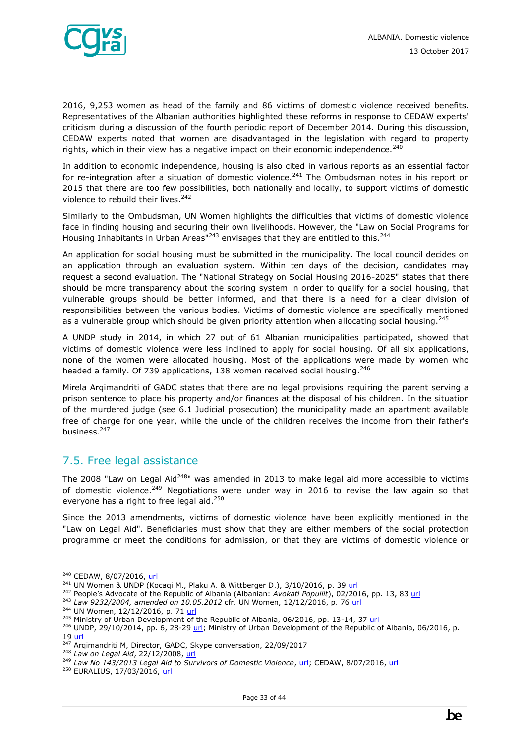2016, 9,253 women as head of the family and 86 victims of domestic violence received benefits. Representatives of the Albanian authorities highlighted these reforms in response to CEDAW experts' criticism during a discussion of the fourth periodic report of December 2014. During this discussion, CEDAW experts noted that women are disadvantaged in the legislation with regard to property rights, which in their view has a negative impact on their economic independence.[240]

In addition to economic independence, housing is also cited in various reports as an essential factor for re-integration after a situation of domestic violence.[241] The Ombudsman notes in his report on 2015 that there are too few possibilities, both nationally and locally, to support victims of domestic violence to rebuild their lives.[242]

Similarly to the Ombudsman, UN Women highlights the difficulties that victims of domestic violence face in finding housing and securing their own livelihoods. However, the "Law on Social Programs for Housing Inhabitants in Urban Areas"[243] envisages that they are entitled to this.[244]

An application for social housing must be submitted in the municipality. The local council decides on an application through an evaluation system. Within ten days of the decision, candidates may request a second evaluation. The "National Strategy on Social Housing 2016-2025" states that there should be more transparency about the scoring system in order to qualify for a social housing, that vulnerable groups should be better informed, and that there is a need for a clear division of responsibilities between the various bodies. Victims of domestic violence are specifically mentioned as a vulnerable group which should be given priority attention when allocating social housing.[245]

A UNDP study in 2014, in which 27 out of 61 Albanian municipalities participated, showed that victims of domestic violence were less inclined to apply for social housing. Of all six applications, none of the women were allocated housing. Most of the applications were made by women who headed a family. Of 739 applications, 138 women received social housing.[246]

Mirela Arqimandriti of GADC states that there are no legal provisions requiring the parent serving a prison sentence to place his property and/or finances at the disposal of his children. In the situation of the murdered judge (see 6.1 Judicial prosecution) the municipality made an apartment available free of charge for one year, while the uncle of the children receives the income from their father's business.[247]

## 7.5. Free legal assistance

The 2008 "Law on Legal Aid[248]" was amended in 2013 to make legal aid more accessible to victims of domestic violence.[249] Negotiations were under way in 2016 to revise the law again so that everyone has a right to free legal aid.[250]

Since the 2013 amendments, victims of domestic violence have been explicitly mentioned in the "Law on Legal Aid". Beneficiaries must show that they are either members of the social protection programme or meet the conditions for admission, or that they are victims of domestic violence or

---

[240] CEDAW, 8/07/2016, url
[241] UN Women & UNDP (Kocaqi M., Plaku A. & Wittberger D.), 3/10/2016, p. 39 url
[242] People's Advocate of the Republic of Albania (Albanian: *Avokati Popullit*), 02/2016, pp. 13, 83 url
[243] *Law 9232/2004, amended on 10.05.2012* cfr. UN Women, 12/12/2016, p. 76 url
[244] UN Women, 12/12/2016, p. 71 url
[245] Ministry of Urban Development of the Republic of Albania, 06/2016, pp. 13-14, 37 url
[246] UNDP, 29/10/2014, pp. 6, 28-29 url; Ministry of Urban Development of the Republic of Albania, 06/2016, p. 19 url
[247] Arqimandriti M, Director, GADC, Skype conversation, 22/09/2017
[248] *Law on Legal Aid*, 22/12/2008, url
[249] *Law No 143/2013 Legal Aid to Survivors of Domestic Violence*, url; CEDAW, 8/07/2016, url
[250] EURALIUS, 17/03/2016, url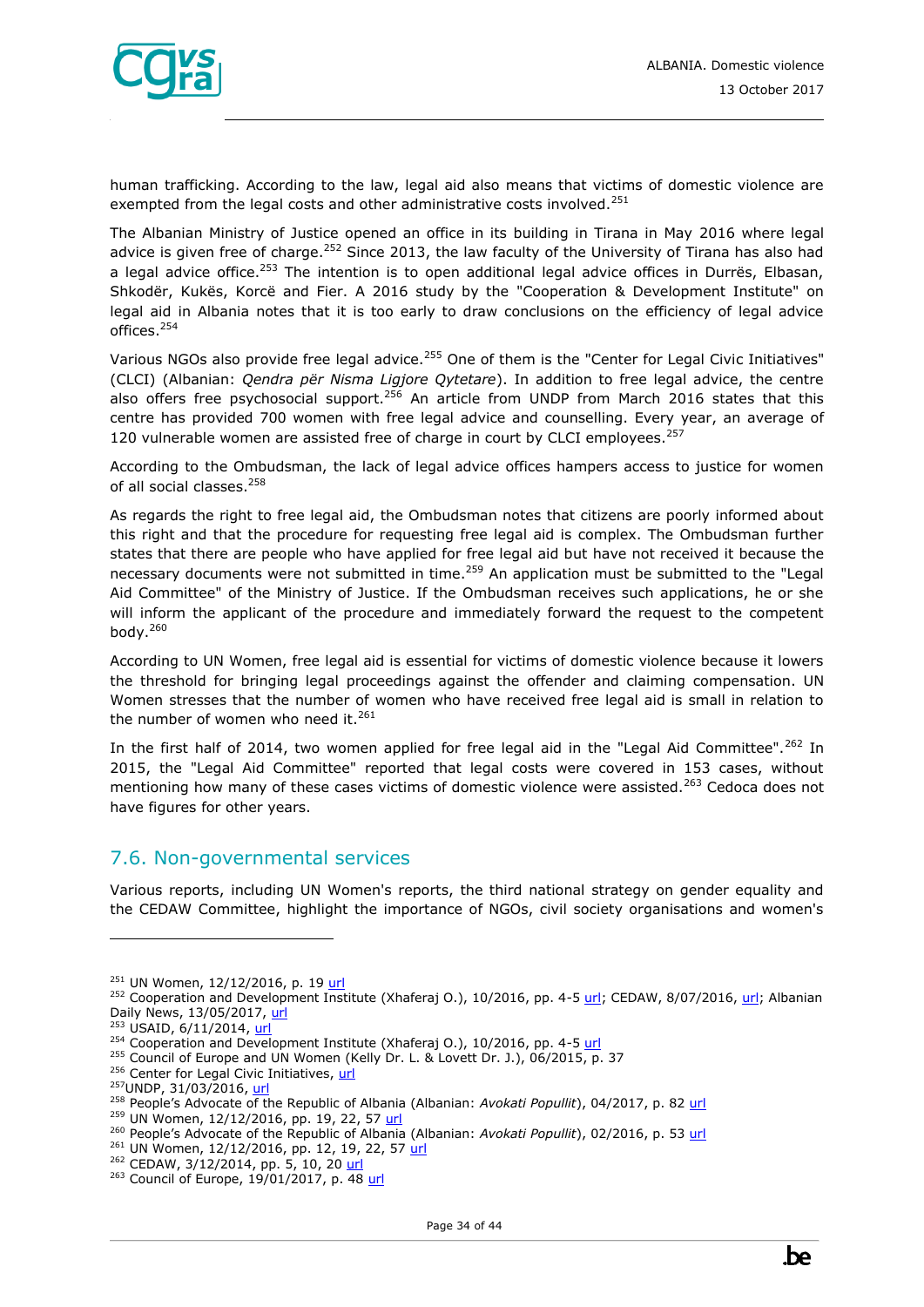human trafficking. According to the law, legal aid also means that victims of domestic violence are exempted from the legal costs and other administrative costs involved.[251]

The Albanian Ministry of Justice opened an office in its building in Tirana in May 2016 where legal advice is given free of charge.[252] Since 2013, the law faculty of the University of Tirana has also had a legal advice office.[253] The intention is to open additional legal advice offices in Durrës, Elbasan, Shkodër, Kukës, Korcë and Fier. A 2016 study by the "Cooperation & Development Institute" on legal aid in Albania notes that it is too early to draw conclusions on the efficiency of legal advice offices.[254]

Various NGOs also provide free legal advice.[255] One of them is the "Center for Legal Civic Initiatives" (CLCI) (Albanian: *Qendra për Nisma Ligjore Qytetare*). In addition to free legal advice, the centre also offers free psychosocial support.[256] An article from UNDP from March 2016 states that this centre has provided 700 women with free legal advice and counselling. Every year, an average of 120 vulnerable women are assisted free of charge in court by CLCI employees.[257]

According to the Ombudsman, the lack of legal advice offices hampers access to justice for women of all social classes.[258]

As regards the right to free legal aid, the Ombudsman notes that citizens are poorly informed about this right and that the procedure for requesting free legal aid is complex. The Ombudsman further states that there are people who have applied for free legal aid but have not received it because the necessary documents were not submitted in time.[259] An application must be submitted to the "Legal Aid Committee" of the Ministry of Justice. If the Ombudsman receives such applications, he or she will inform the applicant of the procedure and immediately forward the request to the competent body.[260]

According to UN Women, free legal aid is essential for victims of domestic violence because it lowers the threshold for bringing legal proceedings against the offender and claiming compensation. UN Women stresses that the number of women who have received free legal aid is small in relation to the number of women who need it.[261]

In the first half of 2014, two women applied for free legal aid in the "Legal Aid Committee".[262] In 2015, the "Legal Aid Committee" reported that legal costs were covered in 153 cases, without mentioning how many of these cases victims of domestic violence were assisted.[263] Cedoca does not have figures for other years.

## 7.6. Non-governmental services

Various reports, including UN Women's reports, the third national strategy on gender equality and the CEDAW Committee, highlight the importance of NGOs, civil society organisations and women's

---

[251] UN Women, 12/12/2016, p. 19 url
[252] Cooperation and Development Institute (Xhaferaj O.), 10/2016, pp. 4-5 url; CEDAW, 8/07/2016, url; Albanian Daily News, 13/05/2017, url
[253] USAID, 6/11/2014, url
[254] Cooperation and Development Institute (Xhaferaj O.), 10/2016, pp. 4-5 url
[255] Council of Europe and UN Women (Kelly Dr. L. & Lovett Dr. J.), 06/2015, p. 37
[256] Center for Legal Civic Initiatives, url
[257] UNDP, 31/03/2016, url
[258] People's Advocate of the Republic of Albania (Albanian: *Avokati Popullit*), 04/2017, p. 82 url
[259] UN Women, 12/12/2016, pp. 19, 22, 57 url
[260] People's Advocate of the Republic of Albania (Albanian: *Avokati Popullit*), 02/2016, p. 53 url
[261] UN Women, 12/12/2016, pp. 12, 19, 22, 57 url
[262] CEDAW, 3/12/2014, pp. 5, 10, 20 url
[263] Council of Europe, 19/01/2017, p. 48 url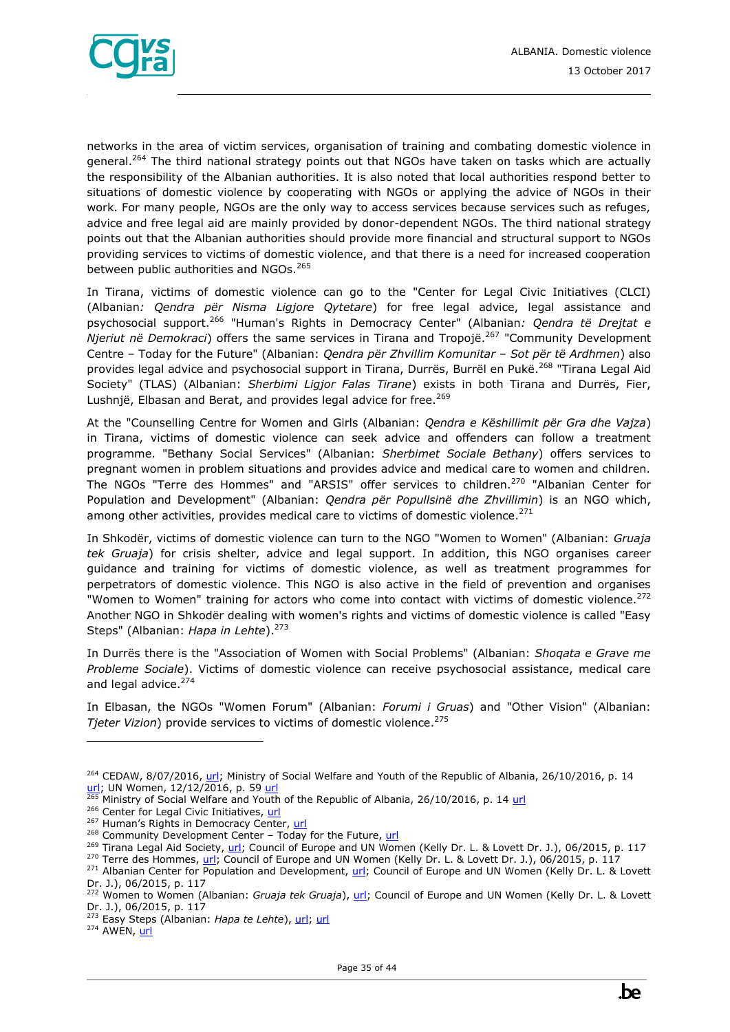networks in the area of victim services, organisation of training and combating domestic violence in general.[264] The third national strategy points out that NGOs have taken on tasks which are actually the responsibility of the Albanian authorities. It is also noted that local authorities respond better to situations of domestic violence by cooperating with NGOs or applying the advice of NGOs in their work. For many people, NGOs are the only way to access services because services such as refuges, advice and free legal aid are mainly provided by donor-dependent NGOs. The third national strategy points out that the Albanian authorities should provide more financial and structural support to NGOs providing services to victims of domestic violence, and that there is a need for increased cooperation between public authorities and NGOs.[265]

In Tirana, victims of domestic violence can go to the "Center for Legal Civic Initiatives (CLCI) (Albanian*: Qendra për Nisma Ligjore Qytetare*) for free legal advice, legal assistance and psychosocial support.[266] "Human's Rights in Democracy Center" (Albanian*: Qendra të Drejtat e Njeriut në Demokraci*) offers the same services in Tirana and Tropojë.[267] "Community Development Centre – Today for the Future" (Albanian: *Qendra për Zhvillim Komunitar – Sot për të Ardhmen*) also provides legal advice and psychosocial support in Tirana, Durrës, Burrël en Pukë.[268] "Tirana Legal Aid Society" (TLAS) (Albanian: *Sherbimi Ligjor Falas Tirane*) exists in both Tirana and Durrës, Fier, Lushnjë, Elbasan and Berat, and provides legal advice for free.[269]

At the "Counselling Centre for Women and Girls (Albanian: *Qendra e Këshillimit për Gra dhe Vajza*) in Tirana, victims of domestic violence can seek advice and offenders can follow a treatment programme. "Bethany Social Services" (Albanian: *Sherbimet Sociale Bethany*) offers services to pregnant women in problem situations and provides advice and medical care to women and children. The NGOs "Terre des Hommes" and "ARSIS" offer services to children.[270] "Albanian Center for Population and Development" (Albanian: *Qendra për Popullsinë dhe Zhvillimin*) is an NGO which, among other activities, provides medical care to victims of domestic violence.[271]

In Shkodër, victims of domestic violence can turn to the NGO "Women to Women" (Albanian: *Gruaja tek Gruaja*) for crisis shelter, advice and legal support. In addition, this NGO organises career guidance and training for victims of domestic violence, as well as treatment programmes for perpetrators of domestic violence. This NGO is also active in the field of prevention and organises "Women to Women" training for actors who come into contact with victims of domestic violence.[272] Another NGO in Shkodër dealing with women's rights and victims of domestic violence is called "Easy Steps" (Albanian: *Hapa in Lehte*).[273]

In Durrës there is the "Association of Women with Social Problems" (Albanian: *Shoqata e Grave me Probleme Sociale*). Victims of domestic violence can receive psychosocial assistance, medical care and legal advice.[274]

In Elbasan, the NGOs "Women Forum" (Albanian: *Forumi i Gruas*) and "Other Vision" (Albanian: *Tjeter Vizion*) provide services to victims of domestic violence.[275]

---

[264] CEDAW, 8/07/2016, url; Ministry of Social Welfare and Youth of the Republic of Albania, 26/10/2016, p. 14 url; UN Women, 12/12/2016, p. 59 url
[265] Ministry of Social Welfare and Youth of the Republic of Albania, 26/10/2016, p. 14 url
[266] Center for Legal Civic Initiatives, url
[267] Human's Rights in Democracy Center, url
[268] Community Development Center – Today for the Future, url
[269] Tirana Legal Aid Society, url; Council of Europe and UN Women (Kelly Dr. L. & Lovett Dr. J.), 06/2015, p. 117
[270] Terre des Hommes, url; Council of Europe and UN Women (Kelly Dr. L. & Lovett Dr. J.), 06/2015, p. 117
[271] Albanian Center for Population and Development, url; Council of Europe and UN Women (Kelly Dr. L. & Lovett Dr. J.), 06/2015, p. 117
[272] Women to Women (Albanian: *Gruaja tek Gruaja*), url; Council of Europe and UN Women (Kelly Dr. L. & Lovett Dr. J.), 06/2015, p. 117
[273] Easy Steps (Albanian: *Hapa te Lehte*), url; url
[274] AWEN, url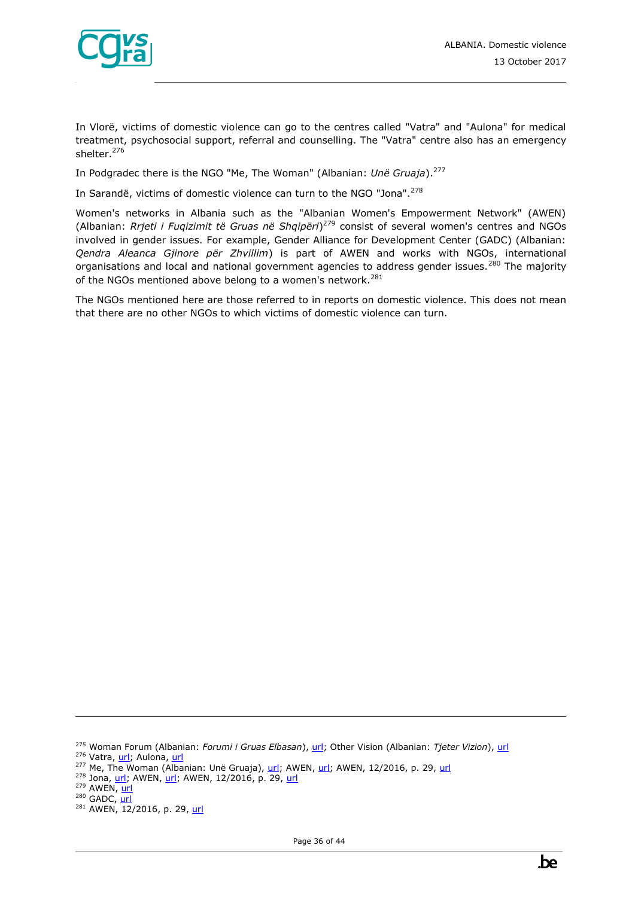In Vlorë, victims of domestic violence can go to the centres called "Vatra" and "Aulona" for medical treatment, psychosocial support, referral and counselling. The "Vatra" centre also has an emergency shelter.[276]

In Podgradec there is the NGO "Me, The Woman" (Albanian: *Unë Gruaja*).[277]

In Sarandë, victims of domestic violence can turn to the NGO "Jona".[278]

Women's networks in Albania such as the "Albanian Women's Empowerment Network" (AWEN) (Albanian: *Rrjeti i Fuqizimit të Gruas në Shqipëri*)[279] consist of several women's centres and NGOs involved in gender issues. For example, Gender Alliance for Development Center (GADC) (Albanian: *Qendra Aleanca Gjinore për Zhvillim*) is part of AWEN and works with NGOs, international organisations and local and national government agencies to address gender issues.[280] The majority of the NGOs mentioned above belong to a women's network.[281]

The NGOs mentioned here are those referred to in reports on domestic violence. This does not mean that there are no other NGOs to which victims of domestic violence can turn.

---

[275] Woman Forum (Albanian: *Forumi i Gruas Elbasan*), url; Other Vision (Albanian: *Tjeter Vizion*), url
[276] Vatra, url; Aulona, url
[277] Me, The Woman (Albanian: Unë Gruaja), url; AWEN, url; AWEN, 12/2016, p. 29, url
[278] Jona, url; AWEN, url; AWEN, 12/2016, p. 29, url
[279] AWEN, url
[280] GADC, url
[281] AWEN, 12/2016, p. 29, url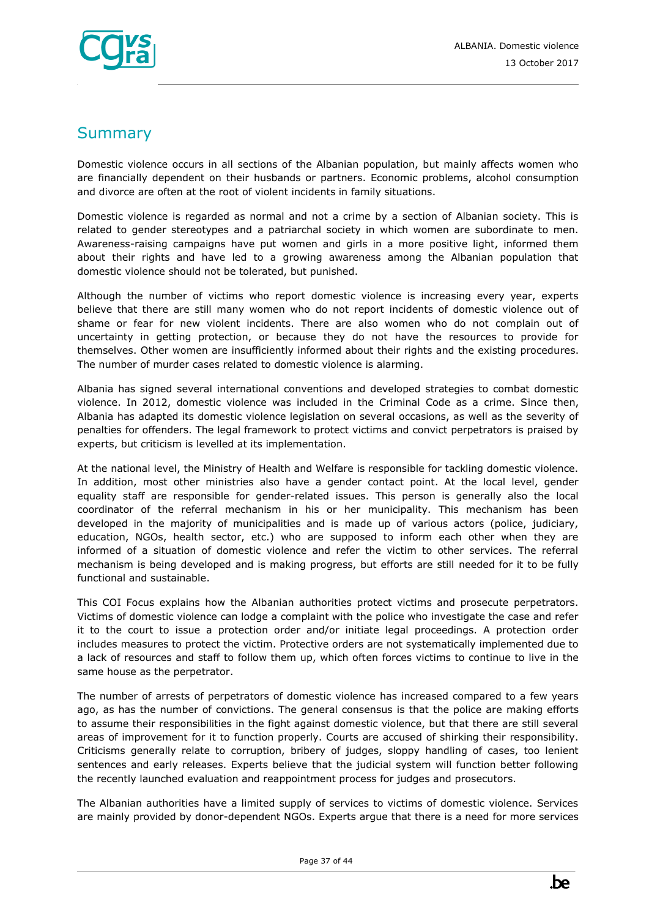# Summary

Domestic violence occurs in all sections of the Albanian population, but mainly affects women who are financially dependent on their husbands or partners. Economic problems, alcohol consumption and divorce are often at the root of violent incidents in family situations.

Domestic violence is regarded as normal and not a crime by a section of Albanian society. This is related to gender stereotypes and a patriarchal society in which women are subordinate to men. Awareness-raising campaigns have put women and girls in a more positive light, informed them about their rights and have led to a growing awareness among the Albanian population that domestic violence should not be tolerated, but punished.

Although the number of victims who report domestic violence is increasing every year, experts believe that there are still many women who do not report incidents of domestic violence out of shame or fear for new violent incidents. There are also women who do not complain out of uncertainty in getting protection, or because they do not have the resources to provide for themselves. Other women are insufficiently informed about their rights and the existing procedures. The number of murder cases related to domestic violence is alarming.

Albania has signed several international conventions and developed strategies to combat domestic violence. In 2012, domestic violence was included in the Criminal Code as a crime. Since then, Albania has adapted its domestic violence legislation on several occasions, as well as the severity of penalties for offenders. The legal framework to protect victims and convict perpetrators is praised by experts, but criticism is levelled at its implementation.

At the national level, the Ministry of Health and Welfare is responsible for tackling domestic violence. In addition, most other ministries also have a gender contact point. At the local level, gender equality staff are responsible for gender-related issues. This person is generally also the local coordinator of the referral mechanism in his or her municipality. This mechanism has been developed in the majority of municipalities and is made up of various actors (police, judiciary, education, NGOs, health sector, etc.) who are supposed to inform each other when they are informed of a situation of domestic violence and refer the victim to other services. The referral mechanism is being developed and is making progress, but efforts are still needed for it to be fully functional and sustainable.

This COI Focus explains how the Albanian authorities protect victims and prosecute perpetrators. Victims of domestic violence can lodge a complaint with the police who investigate the case and refer it to the court to issue a protection order and/or initiate legal proceedings. A protection order includes measures to protect the victim. Protective orders are not systematically implemented due to a lack of resources and staff to follow them up, which often forces victims to continue to live in the same house as the perpetrator.

The number of arrests of perpetrators of domestic violence has increased compared to a few years ago, as has the number of convictions. The general consensus is that the police are making efforts to assume their responsibilities in the fight against domestic violence, but that there are still several areas of improvement for it to function properly. Courts are accused of shirking their responsibility. Criticisms generally relate to corruption, bribery of judges, sloppy handling of cases, too lenient sentences and early releases. Experts believe that the judicial system will function better following the recently launched evaluation and reappointment process for judges and prosecutors.

The Albanian authorities have a limited supply of services to victims of domestic violence. Services are mainly provided by donor-dependent NGOs. Experts argue that there is a need for more services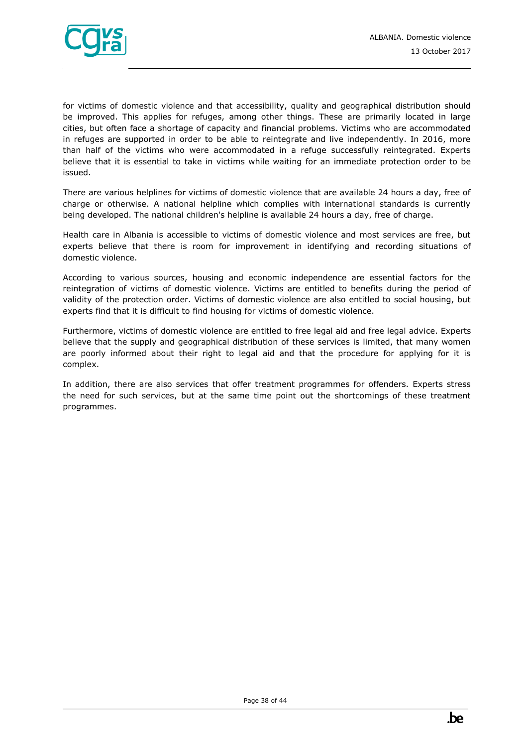for victims of domestic violence and that accessibility, quality and geographical distribution should be improved. This applies for refuges, among other things. These are primarily located in large cities, but often face a shortage of capacity and financial problems. Victims who are accommodated in refuges are supported in order to be able to reintegrate and live independently. In 2016, more than half of the victims who were accommodated in a refuge successfully reintegrated. Experts believe that it is essential to take in victims while waiting for an immediate protection order to be issued.

There are various helplines for victims of domestic violence that are available 24 hours a day, free of charge or otherwise. A national helpline which complies with international standards is currently being developed. The national children's helpline is available 24 hours a day, free of charge.

Health care in Albania is accessible to victims of domestic violence and most services are free, but experts believe that there is room for improvement in identifying and recording situations of domestic violence.

According to various sources, housing and economic independence are essential factors for the reintegration of victims of domestic violence. Victims are entitled to benefits during the period of validity of the protection order. Victims of domestic violence are also entitled to social housing, but experts find that it is difficult to find housing for victims of domestic violence.

Furthermore, victims of domestic violence are entitled to free legal aid and free legal advice. Experts believe that the supply and geographical distribution of these services is limited, that many women are poorly informed about their right to legal aid and that the procedure for applying for it is complex.

In addition, there are also services that offer treatment programmes for offenders. Experts stress the need for such services, but at the same time point out the shortcomings of these treatment programmes.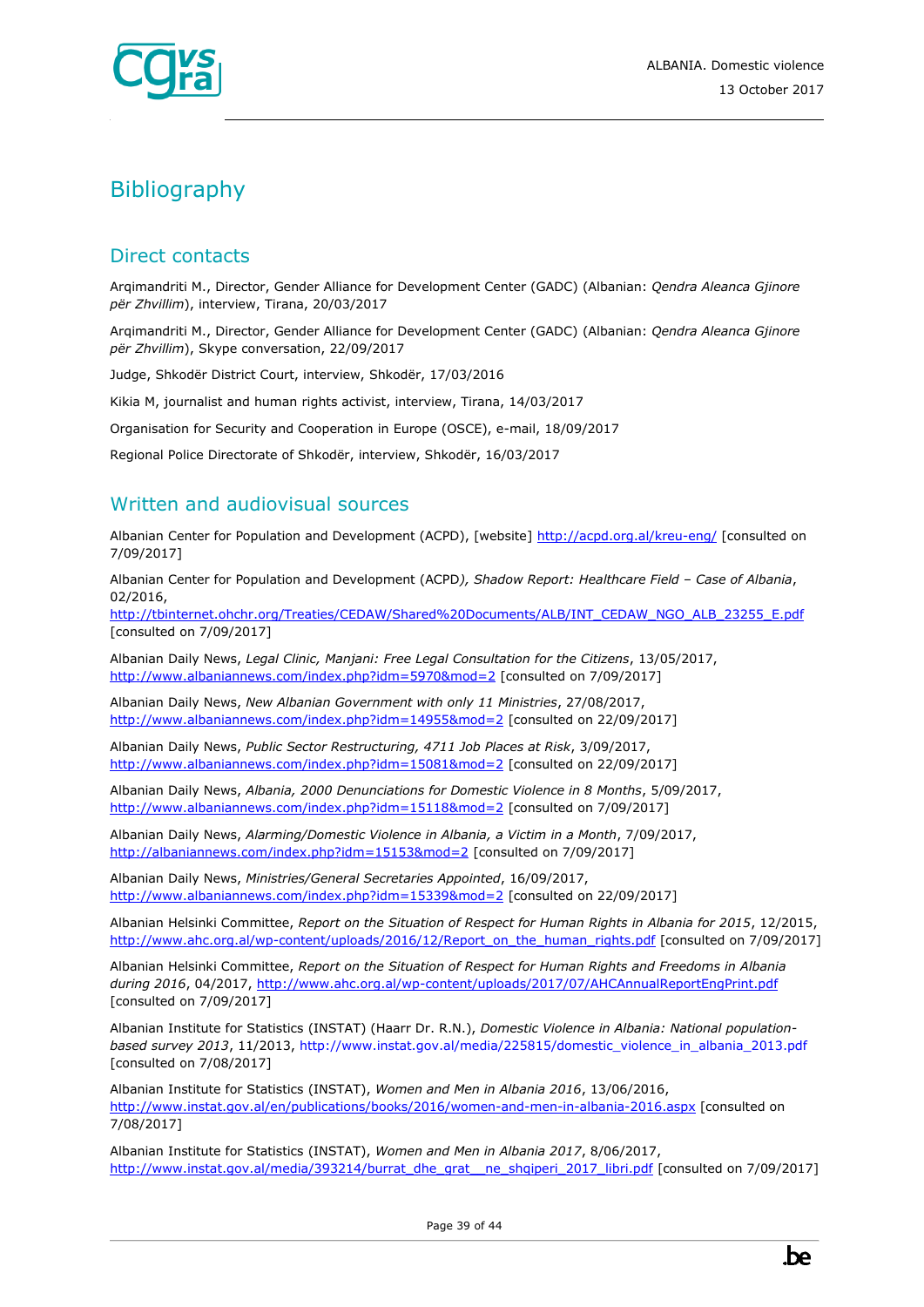# Bibliography

## Direct contacts

Arqimandriti M., Director, Gender Alliance for Development Center (GADC) (Albanian: *Qendra Aleanca Gjinore për Zhvillim*), interview, Tirana, 20/03/2017

Arqimandriti M., Director, Gender Alliance for Development Center (GADC) (Albanian: *Qendra Aleanca Gjinore për Zhvillim*), Skype conversation, 22/09/2017

Judge, Shkodër District Court, interview, Shkodër, 17/03/2016

Kikia M, journalist and human rights activist, interview, Tirana, 14/03/2017

Organisation for Security and Cooperation in Europe (OSCE), e-mail, 18/09/2017

Regional Police Directorate of Shkodër, interview, Shkodër, 16/03/2017

## Written and audiovisual sources

Albanian Center for Population and Development (ACPD), [website] http://acpd.org.al/kreu-eng/ [consulted on 7/09/2017]

Albanian Center for Population and Development (ACPD*), Shadow Report: Healthcare Field – Case of Albania*, 02/2016, http://tbinternet.ohchr.org/Treaties/CEDAW/Shared%20Documents/ALB/INT_CEDAW_NGO_ALB_23255_E.pdf [consulted on 7/09/2017]

Albanian Daily News, *Legal Clinic, Manjani: Free Legal Consultation for the Citizens*, 13/05/2017, http://www.albaniannews.com/index.php?idm=5970&mod=2 [consulted on 7/09/2017]

Albanian Daily News, *New Albanian Government with only 11 Ministries*, 27/08/2017, http://www.albaniannews.com/index.php?idm=14955&mod=2 [consulted on 22/09/2017]

Albanian Daily News, *Public Sector Restructuring, 4711 Job Places at Risk*, 3/09/2017, http://www.albaniannews.com/index.php?idm=15081&mod=2 [consulted on 22/09/2017]

Albanian Daily News, *Albania, 2000 Denunciations for Domestic Violence in 8 Months*, 5/09/2017, http://www.albaniannews.com/index.php?idm=15118&mod=2 [consulted on 7/09/2017]

Albanian Daily News, *Alarming/Domestic Violence in Albania, a Victim in a Month*, 7/09/2017, http://albaniannews.com/index.php?idm=15153&mod=2 [consulted on 7/09/2017]

Albanian Daily News, *Ministries/General Secretaries Appointed*, 16/09/2017, http://www.albaniannews.com/index.php?idm=15339&mod=2 [consulted on 22/09/2017]

Albanian Helsinki Committee, *Report on the Situation of Respect for Human Rights in Albania for 2015*, 12/2015, http://www.ahc.org.al/wp-content/uploads/2016/12/Report_on_the_human_rights.pdf [consulted on 7/09/2017]

Albanian Helsinki Committee, *Report on the Situation of Respect for Human Rights and Freedoms in Albania during 2016*, 04/2017, http://www.ahc.org.al/wp-content/uploads/2017/07/AHCAnnualReportEngPrint.pdf [consulted on 7/09/2017]

Albanian Institute for Statistics (INSTAT) (Haarr Dr. R.N.), *Domestic Violence in Albania: National population-based survey 2013*, 11/2013, http://www.instat.gov.al/media/225815/domestic_violence_in_albania_2013.pdf [consulted on 7/08/2017]

Albanian Institute for Statistics (INSTAT), *Women and Men in Albania 2016*, 13/06/2016, http://www.instat.gov.al/en/publications/books/2016/women-and-men-in-albania-2016.aspx [consulted on 7/08/2017]

Albanian Institute for Statistics (INSTAT), *Women and Men in Albania 2017*, 8/06/2017, http://www.instat.gov.al/media/393214/burrat_dhe_grat__ne_shqiperi_2017_libri.pdf [consulted on 7/09/2017]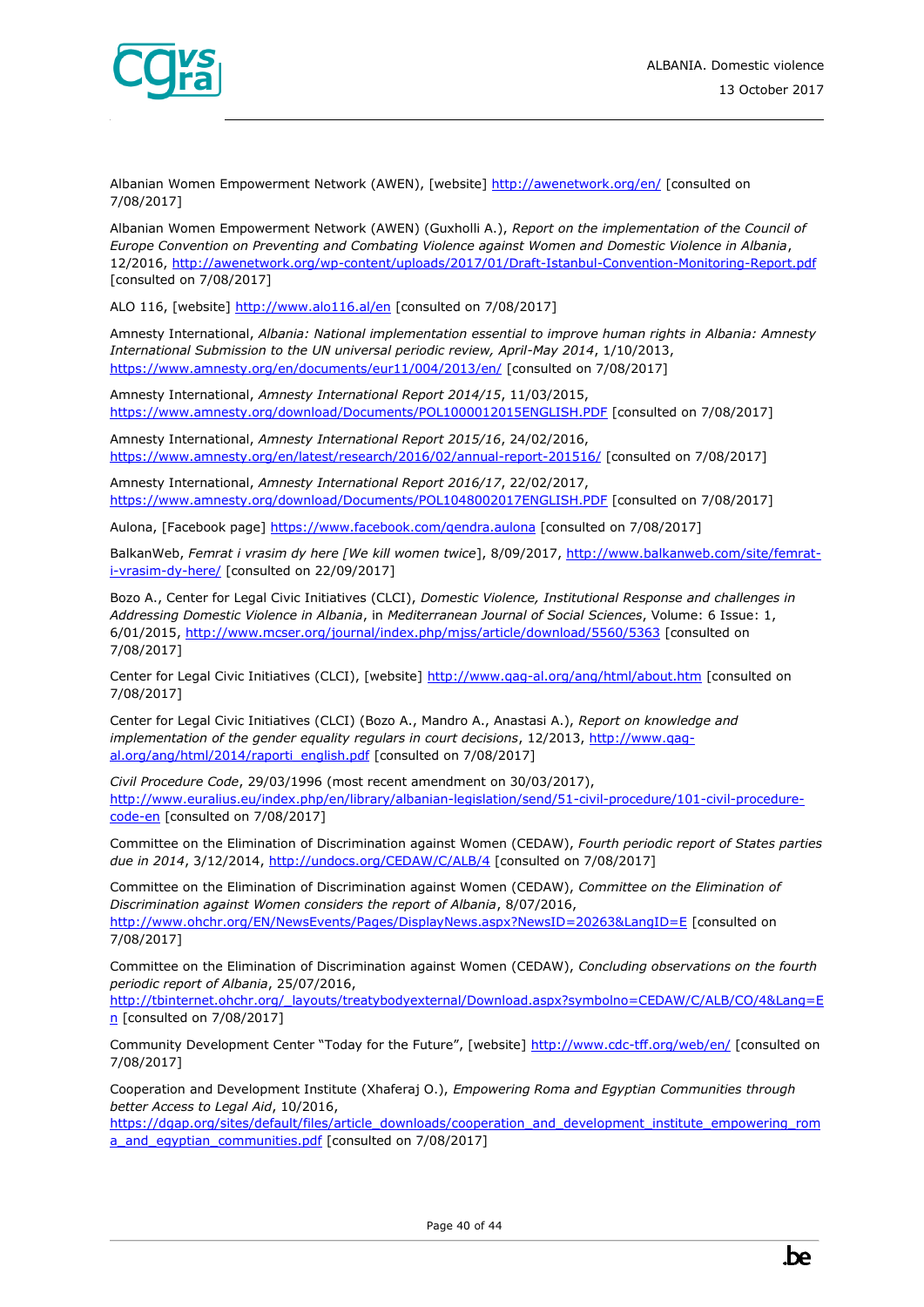Albanian Women Empowerment Network (AWEN), [website] http://awenetwork.org/en/ [consulted on 7/08/2017]

Albanian Women Empowerment Network (AWEN) (Guxholli A.), *Report on the implementation of the Council of Europe Convention on Preventing and Combating Violence against Women and Domestic Violence in Albania*, 12/2016, http://awenetwork.org/wp-content/uploads/2017/01/Draft-Istanbul-Convention-Monitoring-Report.pdf [consulted on 7/08/2017]

ALO 116, [website] http://www.alo116.al/en [consulted on 7/08/2017]

Amnesty International, *Albania: National implementation essential to improve human rights in Albania: Amnesty International Submission to the UN universal periodic review, April-May 2014*, 1/10/2013, https://www.amnesty.org/en/documents/eur11/004/2013/en/ [consulted on 7/08/2017]

Amnesty International, *Amnesty International Report 2014/15*, 11/03/2015, https://www.amnesty.org/download/Documents/POL1000012015ENGLISH.PDF [consulted on 7/08/2017]

Amnesty International, *Amnesty International Report 2015/16*, 24/02/2016, https://www.amnesty.org/en/latest/research/2016/02/annual-report-201516/ [consulted on 7/08/2017]

Amnesty International, *Amnesty International Report 2016/17*, 22/02/2017, https://www.amnesty.org/download/Documents/POL1048002017ENGLISH.PDF [consulted on 7/08/2017]

Aulona, [Facebook page] https://www.facebook.com/qendra.aulona [consulted on 7/08/2017]

BalkanWeb, *Femrat i vrasim dy here [We kill women twice*], 8/09/2017, http://www.balkanweb.com/site/femrat-i-vrasim-dy-here/ [consulted on 22/09/2017]

Bozo A., Center for Legal Civic Initiatives (CLCI), *Domestic Violence, Institutional Response and challenges in Addressing Domestic Violence in Albania*, in *Mediterranean Journal of Social Sciences*, Volume: 6 Issue: 1, 6/01/2015, http://www.mcser.org/journal/index.php/mjss/article/download/5560/5363 [consulted on 7/08/2017]

Center for Legal Civic Initiatives (CLCI), [website] http://www.qag-al.org/ang/html/about.htm [consulted on 7/08/2017]

Center for Legal Civic Initiatives (CLCI) (Bozo A., Mandro A., Anastasi A.), *Report on knowledge and implementation of the gender equality regulars in court decisions*, 12/2013, http://www.qag-al.org/ang/html/2014/raporti_english.pdf [consulted on 7/08/2017]

*Civil Procedure Code*, 29/03/1996 (most recent amendment on 30/03/2017), http://www.euralius.eu/index.php/en/library/albanian-legislation/send/51-civil-procedure/101-civil-procedure-code-en [consulted on 7/08/2017]

Committee on the Elimination of Discrimination against Women (CEDAW), *Fourth periodic report of States parties due in 2014*, 3/12/2014, http://undocs.org/CEDAW/C/ALB/4 [consulted on 7/08/2017]

Committee on the Elimination of Discrimination against Women (CEDAW), *Committee on the Elimination of Discrimination against Women considers the report of Albania*, 8/07/2016, http://www.ohchr.org/EN/NewsEvents/Pages/DisplayNews.aspx?NewsID=20263&LangID=E [consulted on 7/08/2017]

Committee on the Elimination of Discrimination against Women (CEDAW), *Concluding observations on the fourth periodic report of Albania*, 25/07/2016, http://tbinternet.ohchr.org/_layouts/treatybodyexternal/Download.aspx?symbolno=CEDAW/C/ALB/CO/4&Lang=En [consulted on 7/08/2017]

Community Development Center "Today for the Future", [website] http://www.cdc-tff.org/web/en/ [consulted on 7/08/2017]

Cooperation and Development Institute (Xhaferaj O.), *Empowering Roma and Egyptian Communities through better Access to Legal Aid*, 10/2016, https://dgap.org/sites/default/files/article_downloads/cooperation_and_development_institute_empowering_roma_and_egyptian_communities.pdf [consulted on 7/08/2017]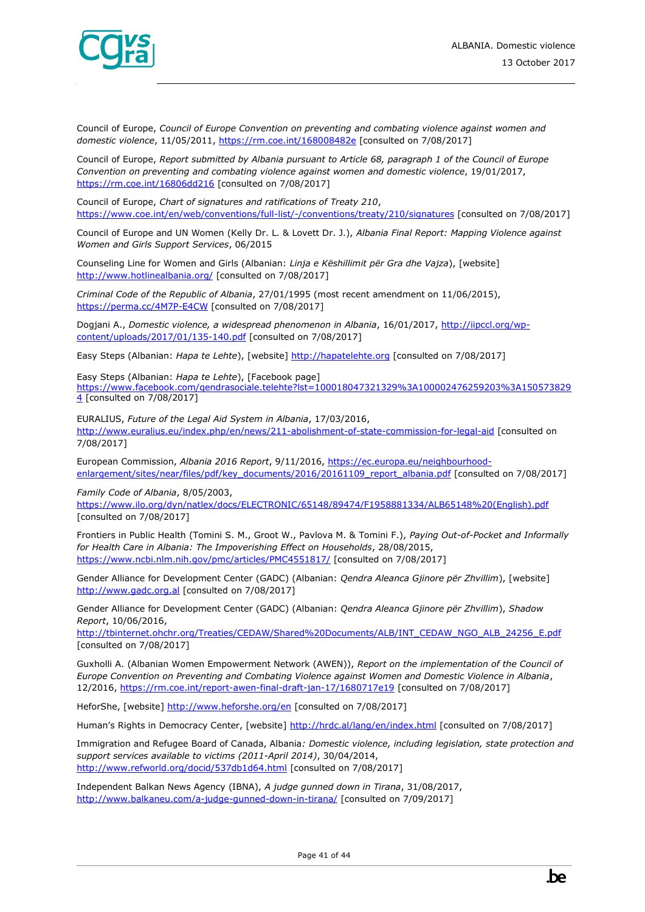Council of Europe, *Council of Europe Convention on preventing and combating violence against women and domestic violence*, 11/05/2011, https://rm.coe.int/168008482e [consulted on 7/08/2017]

Council of Europe, *Report submitted by Albania pursuant to Article 68, paragraph 1 of the Council of Europe Convention on preventing and combating violence against women and domestic violence*, 19/01/2017, https://rm.coe.int/16806dd216 [consulted on 7/08/2017]

Council of Europe, *Chart of signatures and ratifications of Treaty 210*, https://www.coe.int/en/web/conventions/full-list/-/conventions/treaty/210/signatures [consulted on 7/08/2017]

Council of Europe and UN Women (Kelly Dr. L. & Lovett Dr. J.), *Albania Final Report: Mapping Violence against Women and Girls Support Services*, 06/2015

Counseling Line for Women and Girls (Albanian: *Linja e Këshillimit për Gra dhe Vajza*), [website] http://www.hotlinealbania.org/ [consulted on 7/08/2017]

*Criminal Code of the Republic of Albania*, 27/01/1995 (most recent amendment on 11/06/2015), https://perma.cc/4M7P-E4CW [consulted on 7/08/2017]

Dogjani A., *Domestic violence, a widespread phenomenon in Albania*, 16/01/2017, http://iipccl.org/wp-content/uploads/2017/01/135-140.pdf [consulted on 7/08/2017]

Easy Steps (Albanian: *Hapa te Lehte*), [website] http://hapatelehte.org [consulted on 7/08/2017]

Easy Steps (Albanian: *Hapa te Lehte*), [Facebook page] https://www.facebook.com/qendrasociale.telehte?lst=100018047321329%3A100002476259203%3A1505738294 [consulted on 7/08/2017]

EURALIUS, *Future of the Legal Aid System in Albania*, 17/03/2016, http://www.euralius.eu/index.php/en/news/211-abolishment-of-state-commission-for-legal-aid [consulted on 7/08/2017]

European Commission, *Albania 2016 Report*, 9/11/2016, https://ec.europa.eu/neighbourhood-enlargement/sites/near/files/pdf/key_documents/2016/20161109_report_albania.pdf [consulted on 7/08/2017]

*Family Code of Albania*, 8/05/2003, https://www.ilo.org/dyn/natlex/docs/ELECTRONIC/65148/89474/F1958881334/ALB65148%20(English).pdf [consulted on 7/08/2017]

Frontiers in Public Health (Tomini S. M., Groot W., Pavlova M. & Tomini F.), *Paying Out-of-Pocket and Informally for Health Care in Albania: The Impoverishing Effect on Households*, 28/08/2015, https://www.ncbi.nlm.nih.gov/pmc/articles/PMC4551817/ [consulted on 7/08/2017]

Gender Alliance for Development Center (GADC) (Albanian: *Qendra Aleanca Gjinore për Zhvillim*), [website] http://www.gadc.org.al [consulted on 7/08/2017]

Gender Alliance for Development Center (GADC) (Albanian: *Qendra Aleanca Gjinore për Zhvillim*), *Shadow Report*, 10/06/2016, http://tbinternet.ohchr.org/Treaties/CEDAW/Shared%20Documents/ALB/INT_CEDAW_NGO_ALB_24256_E.pdf [consulted on 7/08/2017]

Guxholli A. (Albanian Women Empowerment Network (AWEN)), *Report on the implementation of the Council of Europe Convention on Preventing and Combating Violence against Women and Domestic Violence in Albania*, 12/2016, https://rm.coe.int/report-awen-final-draft-jan-17/1680717e19 [consulted on 7/08/2017]

HeforShe, [website] http://www.heforshe.org/en [consulted on 7/08/2017]

Human's Rights in Democracy Center, [website] http://hrdc.al/lang/en/index.html [consulted on 7/08/2017]

Immigration and Refugee Board of Canada, Albania*: Domestic violence, including legislation, state protection and support services available to victims (2011-April 2014)*, 30/04/2014, http://www.refworld.org/docid/537db1d64.html [consulted on 7/08/2017]

Independent Balkan News Agency (IBNA), *A judge gunned down in Tirana*, 31/08/2017, http://www.balkaneu.com/a-judge-gunned-down-in-tirana/ [consulted on 7/09/2017]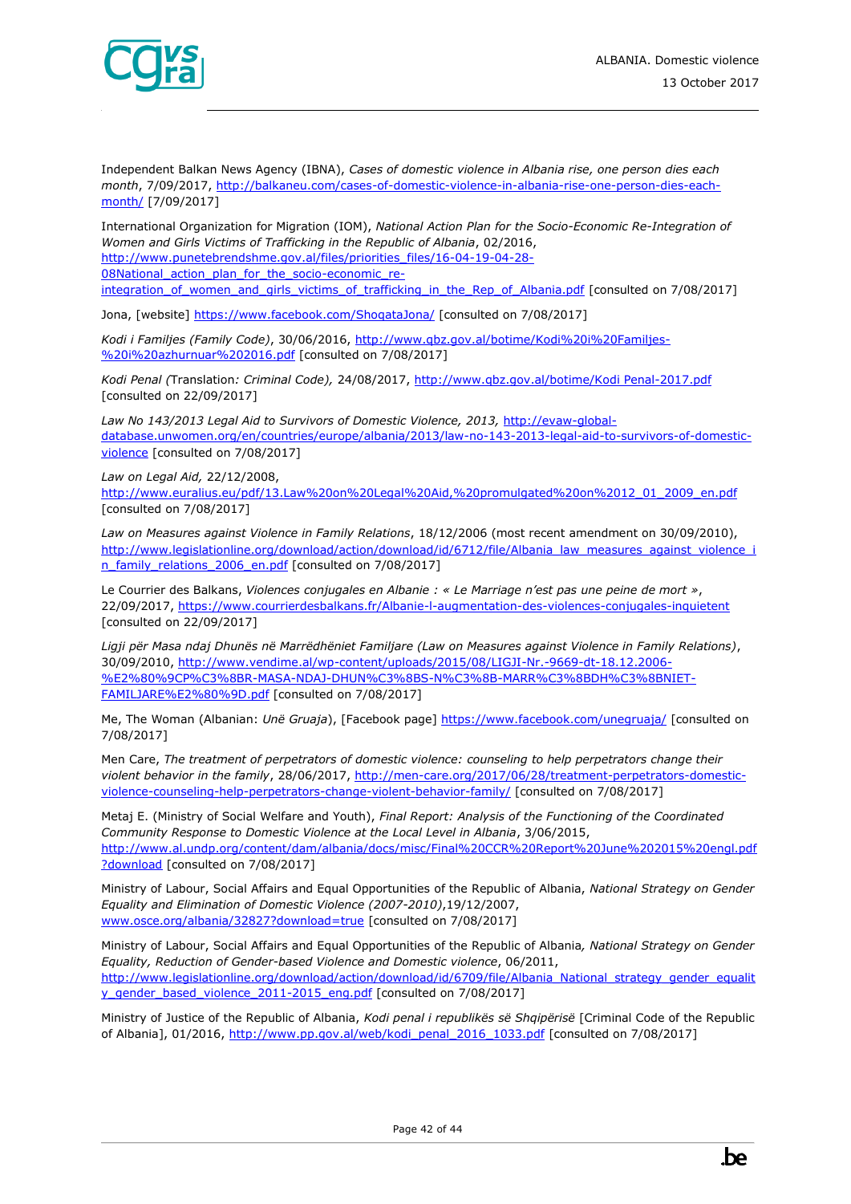Independent Balkan News Agency (IBNA), *Cases of domestic violence in Albania rise, one person dies each month*, 7/09/2017, http://balkaneu.com/cases-of-domestic-violence-in-albania-rise-one-person-dies-each-month/ [7/09/2017]

International Organization for Migration (IOM), *National Action Plan for the Socio-Economic Re-Integration of Women and Girls Victims of Trafficking in the Republic of Albania*, 02/2016, http://www.punetebrendshme.gov.al/files/priorities_files/16-04-19-04-28-08National_action_plan_for_the_socio-economic_re-integration_of_women_and_girls_victims_of_trafficking_in_the_Rep_of_Albania.pdf [consulted on 7/08/2017]

Jona, [website] https://www.facebook.com/ShoqataJona/ [consulted on 7/08/2017]

*Kodi i Familjes (Family Code)*, 30/06/2016, http://www.qbz.gov.al/botime/Kodi%20i%20Familjes-%20i%20azhurnuar%202016.pdf [consulted on 7/08/2017]

*Kodi Penal (*Translation*: Criminal Code),* 24/08/2017, http://www.qbz.gov.al/botime/Kodi Penal-2017.pdf [consulted on 22/09/2017]

*Law No 143/2013 Legal Aid to Survivors of Domestic Violence, 2013,* http://evaw-global-database.unwomen.org/en/countries/europe/albania/2013/law-no-143-2013-legal-aid-to-survivors-of-domestic-violence [consulted on 7/08/2017]

*Law on Legal Aid,* 22/12/2008, http://www.euralius.eu/pdf/13.Law%20on%20Legal%20Aid,%20promulgated%20on%2012_01_2009_en.pdf [consulted on 7/08/2017]

*Law on Measures against Violence in Family Relations*, 18/12/2006 (most recent amendment on 30/09/2010), http://www.legislationline.org/download/action/download/id/6712/file/Albania_law_measures_against_violence_in_family_relations_2006_en.pdf [consulted on 7/08/2017]

Le Courrier des Balkans, *Violences conjugales en Albanie : « Le Marriage n'est pas une peine de mort »*, 22/09/2017, https://www.courrierdesbalkans.fr/Albanie-l-augmentation-des-violences-conjugales-inquietent [consulted on 22/09/2017]

*Ligji për Masa ndaj Dhunës në Marrëdhëniet Familjare (Law on Measures against Violence in Family Relations)*, 30/09/2010, http://www.vendime.al/wp-content/uploads/2015/08/LIGJI-Nr.-9669-dt-18.12.2006-%E2%80%9CP%C3%8BR-MASA-NDAJ-DHUN%C3%8BS-N%C3%8B-MARR%C3%8BDH%C3%8BNIET-FAMILJARE%E2%80%9D.pdf [consulted on 7/08/2017]

Me, The Woman (Albanian: *Unë Gruaja*), [Facebook page] https://www.facebook.com/unegruaja/ [consulted on 7/08/2017]

Men Care, *The treatment of perpetrators of domestic violence: counseling to help perpetrators change their violent behavior in the family*, 28/06/2017, http://men-care.org/2017/06/28/treatment-perpetrators-domestic-violence-counseling-help-perpetrators-change-violent-behavior-family/ [consulted on 7/08/2017]

Metaj E. (Ministry of Social Welfare and Youth), *Final Report: Analysis of the Functioning of the Coordinated Community Response to Domestic Violence at the Local Level in Albania*, 3/06/2015, http://www.al.undp.org/content/dam/albania/docs/misc/Final%20CCR%20Report%20June%202015%20engl.pdf?download [consulted on 7/08/2017]

Ministry of Labour, Social Affairs and Equal Opportunities of the Republic of Albania, *National Strategy on Gender Equality and Elimination of Domestic Violence (2007-2010)*,19/12/2007, www.osce.org/albania/32827?download=true [consulted on 7/08/2017]

Ministry of Labour, Social Affairs and Equal Opportunities of the Republic of Albania*, National Strategy on Gender Equality, Reduction of Gender-based Violence and Domestic violence*, 06/2011, http://www.legislationline.org/download/action/download/id/6709/file/Albania_National_strategy_gender_equality_gender_based_violence_2011-2015_eng.pdf [consulted on 7/08/2017]

Ministry of Justice of the Republic of Albania, *Kodi penal i republikës së Shqipërisë* [Criminal Code of the Republic of Albania], 01/2016, http://www.pp.gov.al/web/kodi_penal_2016_1033.pdf [consulted on 7/08/2017]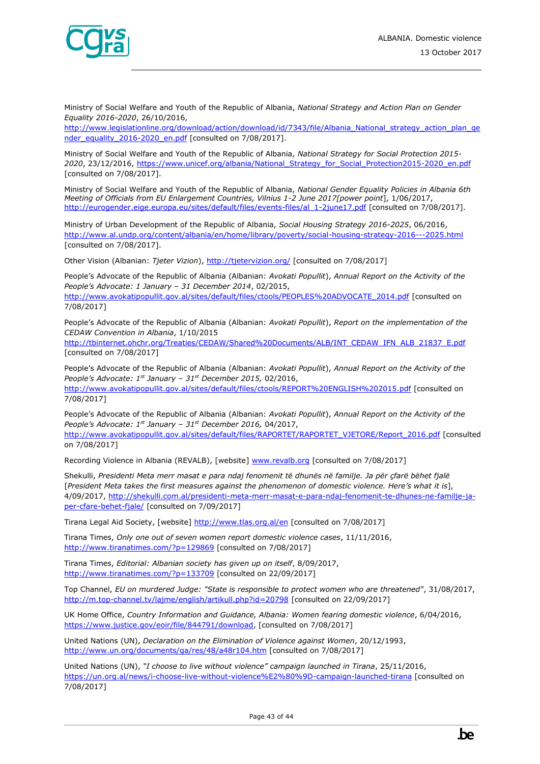Ministry of Social Welfare and Youth of the Republic of Albania, *National Strategy and Action Plan on Gender Equality 2016-2020*, 26/10/2016, http://www.legislationline.org/download/action/download/id/7343/file/Albania_National_strategy_action_plan_gender_equality_2016-2020_en.pdf [consulted on 7/08/2017].

Ministry of Social Welfare and Youth of the Republic of Albania, *National Strategy for Social Protection 2015-2020*, 23/12/2016, https://www.unicef.org/albania/National_Strategy_for_Social_Protection2015-2020_en.pdf [consulted on 7/08/2017].

Ministry of Social Welfare and Youth of the Republic of Albania, *National Gender Equality Policies in Albania 6th Meeting of Officials from EU Enlargement Countries, Vilnius 1-2 June 2017[power point*], 1/06/2017, http://eurogender.eige.europa.eu/sites/default/files/events-files/al_1-2june17.pdf [consulted on 7/08/2017].

Ministry of Urban Development of the Republic of Albania, *Social Housing Strategy 2016-2025*, 06/2016, http://www.al.undp.org/content/albania/en/home/library/poverty/social-housing-strategy-2016---2025.html [consulted on 7/08/2017].

Other Vision (Albanian: *Tjeter Vizion*), http://tjetervizion.org/ [consulted on 7/08/2017]

People's Advocate of the Republic of Albania (Albanian: *Avokati Popullit*), *Annual Report on the Activity of the People's Advocate: 1 January – 31 December 2014*, 02/2015, http://www.avokatipopullit.gov.al/sites/default/files/ctools/PEOPLES%20ADVOCATE_2014.pdf [consulted on 7/08/2017]

People's Advocate of the Republic of Albania (Albanian: *Avokati Popullit*), *Report on the implementation of the CEDAW Convention in Albania*, 1/10/2015 http://tbinternet.ohchr.org/Treaties/CEDAW/Shared%20Documents/ALB/INT_CEDAW_IFN_ALB_21837_E.pdf [consulted on 7/08/2017]

People's Advocate of the Republic of Albania (Albanian: *Avokati Popullit*), *Annual Report on the Activity of the People's Advocate: 1st January – 31st December 2015,* 02/2016, http://www.avokatipopullit.gov.al/sites/default/files/ctools/REPORT%20ENGLISH%202015.pdf [consulted on 7/08/2017]

People's Advocate of the Republic of Albania (Albanian: *Avokati Popullit*), *Annual Report on the Activity of the People's Advocate: 1st January – 31st December 2016,* 04/2017, http://www.avokatipopullit.gov.al/sites/default/files/RAPORTET/RAPORTET_VJETORE/Report_2016.pdf [consulted on 7/08/2017]

Recording Violence in Albania (REVALB), [website] www.revalb.org [consulted on 7/08/2017]

Shekulli, *Presidenti Meta merr masat e para ndaj fenomenit të dhunës në familje. Ja për çfarë bëhet fjalë* [*President Meta takes the first measures against the phenomenon of domestic violence. Here's what it is*], 4/09/2017, http://shekulli.com.al/presidenti-meta-merr-masat-e-para-ndaj-fenomenit-te-dhunes-ne-familje-ja-per-cfare-behet-fjale/ [consulted on 7/09/2017]

Tirana Legal Aid Society, [website] http://www.tlas.org.al/en [consulted on 7/08/2017]

Tirana Times, *Only one out of seven women report domestic violence cases*, 11/11/2016, http://www.tiranatimes.com/?p=129869 [consulted on 7/08/2017]

Tirana Times, *Editorial: Albanian society has given up on itself*, 8/09/2017, http://www.tiranatimes.com/?p=133709 [consulted on 22/09/2017]

Top Channel, *EU on murdered Judge: "State is responsible to protect women who are threatened"*, 31/08/2017, http://m.top-channel.tv/lajme/english/artikull.php?id=20798 [consulted on 22/09/2017]

UK Home Office, *Country Information and Guidance, Albania: Women fearing domestic violence*, 6/04/2016, https://www.justice.gov/eoir/file/844791/download, [consulted on 7/08/2017]

United Nations (UN), *Declaration on the Elimination of Violence against Women*, 20/12/1993, http://www.un.org/documents/ga/res/48/a48r104.htm [consulted on 7/08/2017]

United Nations (UN), *"I choose to live without violence" campaign launched in Tirana*, 25/11/2016, https://un.org.al/news/i-choose-live-without-violence%E2%80%9D-campaign-launched-tirana [consulted on 7/08/2017]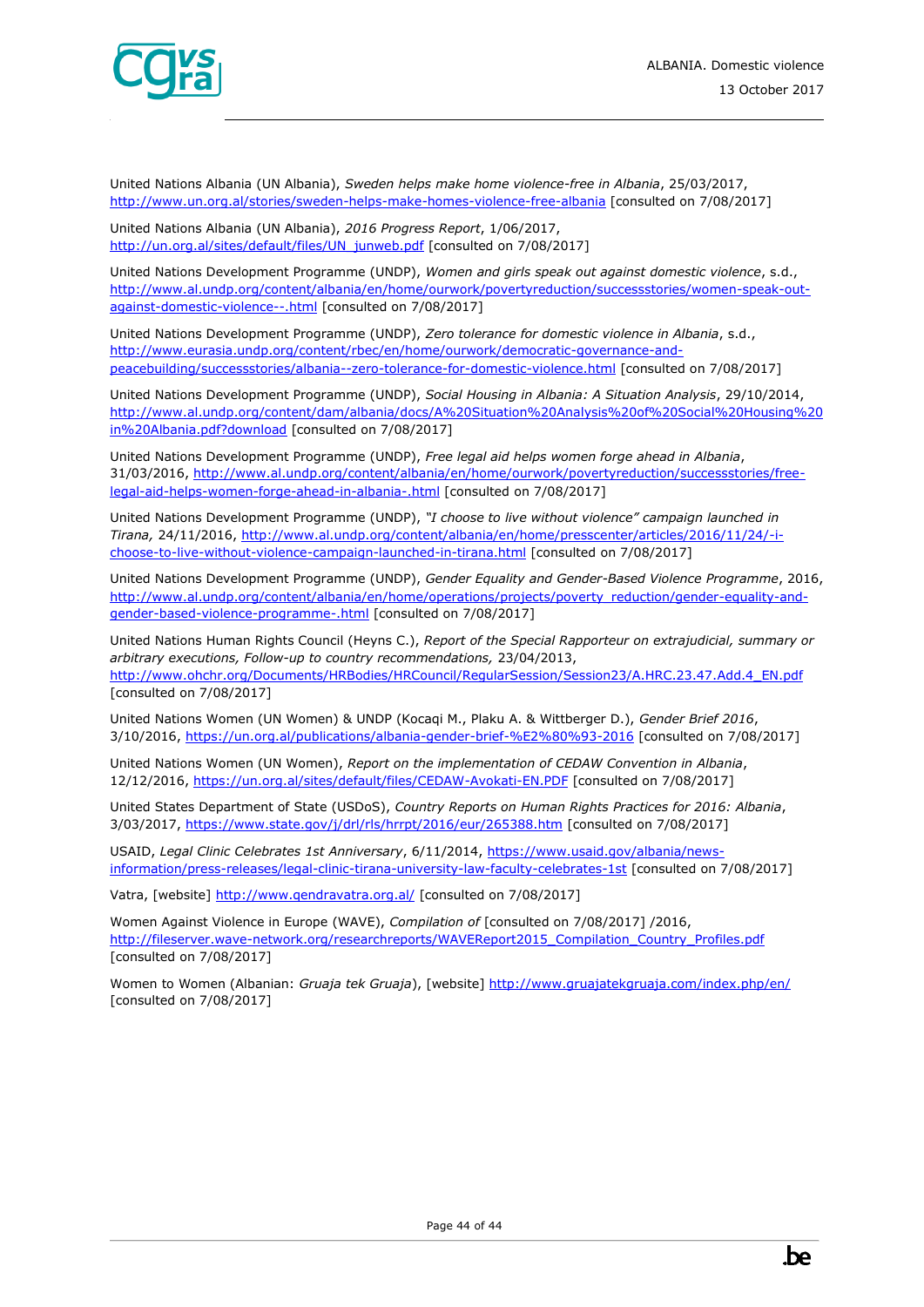United Nations Albania (UN Albania), *Sweden helps make home violence-free in Albania*, 25/03/2017, http://www.un.org.al/stories/sweden-helps-make-homes-violence-free-albania [consulted on 7/08/2017]

United Nations Albania (UN Albania), *2016 Progress Report*, 1/06/2017, http://un.org.al/sites/default/files/UN_junweb.pdf [consulted on 7/08/2017]

United Nations Development Programme (UNDP), *Women and girls speak out against domestic violence*, s.d., http://www.al.undp.org/content/albania/en/home/ourwork/povertyreduction/successstories/women-speak-out-against-domestic-violence--.html [consulted on 7/08/2017]

United Nations Development Programme (UNDP), *Zero tolerance for domestic violence in Albania*, s.d., http://www.eurasia.undp.org/content/rbec/en/home/ourwork/democratic-governance-and-peacebuilding/successstories/albania--zero-tolerance-for-domestic-violence.html [consulted on 7/08/2017]

United Nations Development Programme (UNDP), *Social Housing in Albania: A Situation Analysis*, 29/10/2014, http://www.al.undp.org/content/dam/albania/docs/A%20Situation%20Analysis%20of%20Social%20Housing%20in%20Albania.pdf?download [consulted on 7/08/2017]

United Nations Development Programme (UNDP), *Free legal aid helps women forge ahead in Albania*, 31/03/2016, http://www.al.undp.org/content/albania/en/home/ourwork/povertyreduction/successstories/free-legal-aid-helps-women-forge-ahead-in-albania-.html [consulted on 7/08/2017]

United Nations Development Programme (UNDP), *"I choose to live without violence" campaign launched in Tirana,* 24/11/2016, http://www.al.undp.org/content/albania/en/home/presscenter/articles/2016/11/24/-i-choose-to-live-without-violence-campaign-launched-in-tirana.html [consulted on 7/08/2017]

United Nations Development Programme (UNDP), *Gender Equality and Gender-Based Violence Programme*, 2016, http://www.al.undp.org/content/albania/en/home/operations/projects/poverty_reduction/gender-equality-and-gender-based-violence-programme-.html [consulted on 7/08/2017]

United Nations Human Rights Council (Heyns C.), *Report of the Special Rapporteur on extrajudicial, summary or arbitrary executions, Follow-up to country recommendations,* 23/04/2013, http://www.ohchr.org/Documents/HRBodies/HRCouncil/RegularSession/Session23/A.HRC.23.47.Add.4_EN.pdf [consulted on 7/08/2017]

United Nations Women (UN Women) & UNDP (Kocaqi M., Plaku A. & Wittberger D.), *Gender Brief 2016*, 3/10/2016, https://un.org.al/publications/albania-gender-brief-%E2%80%93-2016 [consulted on 7/08/2017]

United Nations Women (UN Women), *Report on the implementation of CEDAW Convention in Albania*, 12/12/2016, https://un.org.al/sites/default/files/CEDAW-Avokati-EN.PDF [consulted on 7/08/2017]

United States Department of State (USDoS), *Country Reports on Human Rights Practices for 2016: Albania*, 3/03/2017, https://www.state.gov/j/drl/rls/hrrpt/2016/eur/265388.htm [consulted on 7/08/2017]

USAID, *Legal Clinic Celebrates 1st Anniversary*, 6/11/2014, https://www.usaid.gov/albania/news-information/press-releases/legal-clinic-tirana-university-law-faculty-celebrates-1st [consulted on 7/08/2017]

Vatra, [website] http://www.qendravatra.org.al/ [consulted on 7/08/2017]

Women Against Violence in Europe (WAVE), *Compilation of* [consulted on 7/08/2017] /2016, http://fileserver.wave-network.org/researchreports/WAVEReport2015_Compilation_Country_Profiles.pdf [consulted on 7/08/2017]

Women to Women (Albanian: *Gruaja tek Gruaja*), [website] http://www.gruajatekgruaja.com/index.php/en/ [consulted on 7/08/2017]